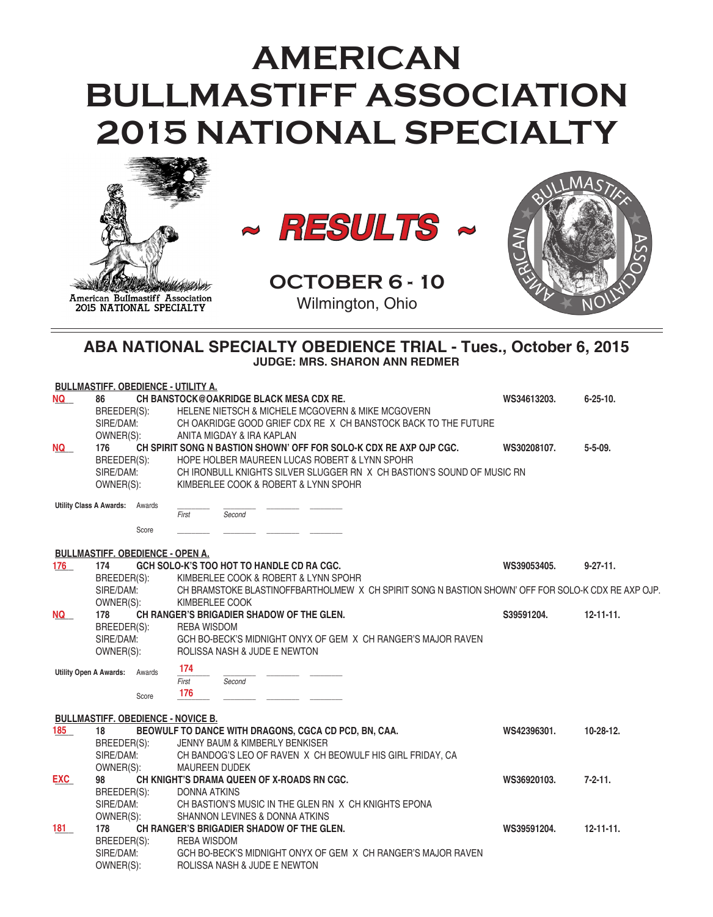# AMERICAN BULLMASTIFF ASSOCIATION 2015 NATIONAL SPECIALTY

American Bullmastiff Association
2015 NATIONAL SPECIALTY

## ~ RESULTS ~

**OCTOBER 6 - 10**
Wilmington, Ohio

## ABA NATIONAL SPECIALTY OBEDIENCE TRIAL - Tues., October 6, 2015

**JUDGE: MRS. SHARON ANN REDMER**

### BULLMASTIFF. OBEDIENCE - UTILITY A.

**NQ** 86 **CH BANSTOCK@OAKRIDGE BLACK MESA CDX RE.** **WS34613203.** **6-25-10.**
BREEDER(S): HELENE NIETSCH & MICHELE MCGOVERN & MIKE MCGOVERN
SIRE/DAM: CH OAKRIDGE GOOD GRIEF CDX RE X CH BANSTOCK BACK TO THE FUTURE
OWNER(S): ANITA MIGDAY & IRA KAPLAN

**NQ** 176 **CH SPIRIT SONG N BASTION SHOWN' OFF FOR SOLO-K CDX RE AXP OJP CGC.** **WS30208107.** **5-5-09.**
BREEDER(S): HOPE HOLBER MAUREEN LUCAS ROBERT & LYNN SPOHR
SIRE/DAM: CH IRONBULL KNIGHTS SILVER SLUGGER RN X CH BASTION'S SOUND OF MUSIC RN
OWNER(S): KIMBERLEE COOK & ROBERT & LYNN SPOHR

**Utility Class A Awards:** Awards ______ (First) ______ (Second) ______ ______
Score ______ ______ ______ ______

### BULLMASTIFF. OBEDIENCE - OPEN A.

**176** 174 **GCH SOLO-K'S TOO HOT TO HANDLE CD RA CGC.** **WS39053405.** **9-27-11.**
BREEDER(S): KIMBERLEE COOK & ROBERT & LYNN SPOHR
SIRE/DAM: CH BRAMSTOKE BLASTINOFFBARTHOLMEW X CH SPIRIT SONG N BASTION SHOWN' OFF FOR SOLO-K CDX RE AXP OJP.
OWNER(S): KIMBERLEE COOK

**NQ** 178 **CH RANGER'S BRIGADIER SHADOW OF THE GLEN.** **S39591204.** **12-11-11.**
BREEDER(S): REBA WISDOM
SIRE/DAM: GCH BO-BECK'S MIDNIGHT ONYX OF GEM X CH RANGER'S MAJOR RAVEN
OWNER(S): ROLISSA NASH & JUDE E NEWTON

**Utility Open A Awards:** Awards 174 (First) ______ (Second) ______ ______
Score 176 ______ ______ ______

### BULLMASTIFF. OBEDIENCE - NOVICE B.

**185** 18 **BEOWULF TO DANCE WITH DRAGONS, CGCA CD PCD, BN, CAA.** **WS42396301.** **10-28-12.**
BREEDER(S): JENNY BAUM & KIMBERLY BENKISER
SIRE/DAM: CH BANDOG'S LEO OF RAVEN X CH BEOWULF HIS GIRL FRIDAY, CA
OWNER(S): MAUREEN DUDEK

**EXC** 98 **CH KNIGHT'S DRAMA QUEEN OF X-ROADS RN CGC.** **WS36920103.** **7-2-11.**
BREEDER(S): DONNA ATKINS
SIRE/DAM: CH BASTION'S MUSIC IN THE GLEN RN X CH KNIGHTS EPONA
OWNER(S): SHANNON LEVINES & DONNA ATKINS

**181** 178 **CH RANGER'S BRIGADIER SHADOW OF THE GLEN.** **WS39591204.** **12-11-11.**
BREEDER(S): REBA WISDOM
SIRE/DAM: GCH BO-BECK'S MIDNIGHT ONYX OF GEM X CH RANGER'S MAJOR RAVEN
OWNER(S): ROLISSA NASH & JUDE E NEWTON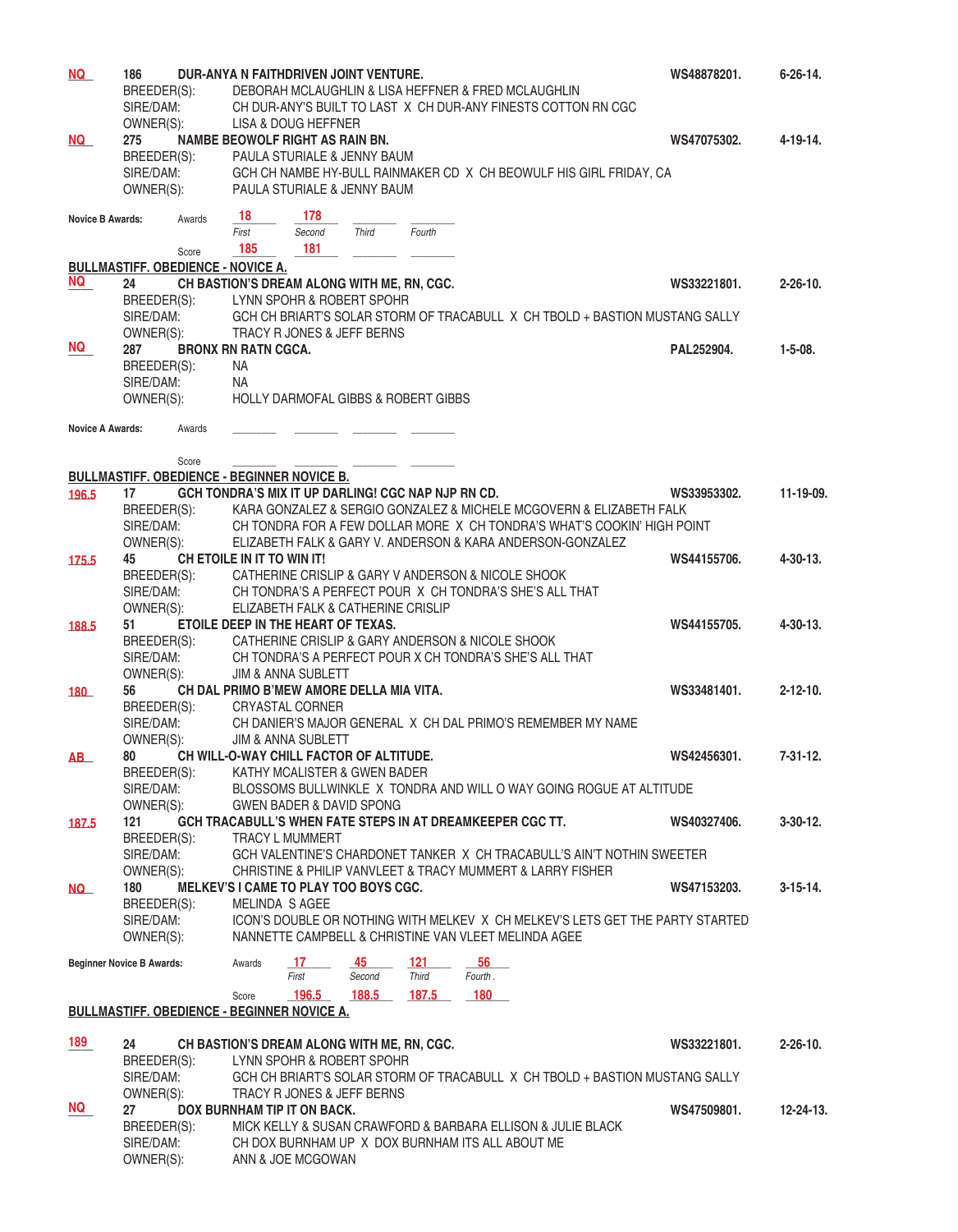**NQ** 186 **DUR-ANYA N FAITHDRIVEN JOINT VENTURE.** **WS48878201.** **6-26-14.**
BREEDER(S): DEBORAH MCLAUGHLIN & LISA HEFFNER & FRED MCLAUGHLIN
SIRE/DAM: CH DUR-ANY'S BUILT TO LAST X CH DUR-ANY FINESTS COTTON RN CGC
OWNER(S): LISA & DOUG HEFFNER

**NQ** 275 **NAMBE BEOWOLF RIGHT AS RAIN BN.** **WS47075302.** **4-19-14.**
BREEDER(S): PAULA STURIALE & JENNY BAUM
SIRE/DAM: GCH CH NAMBE HY-BULL RAINMAKER CD X CH BEOWULF HIS GIRL FRIDAY, CA
OWNER(S): PAULA STURIALE & JENNY BAUM

**Novice B Awards:**

| | First | Second | Third | Fourth |
|---|---|---|---|---|
| Awards | 18 | 178 | | |
| Score | 185 | 181 | | |

## BULLMASTIFF. OBEDIENCE - NOVICE A.

**NQ** 24 **CH BASTION'S DREAM ALONG WITH ME, RN, CGC.** **WS33221801.** **2-26-10.**
BREEDER(S): LYNN SPOHR & ROBERT SPOHR
SIRE/DAM: GCH CH BRIART'S SOLAR STORM OF TRACABULL X CH TBOLD + BASTION MUSTANG SALLY
OWNER(S): TRACY R JONES & JEFF BERNS

**NQ** 287 **BRONX RN RATN CGCA.** **PAL252904.** **1-5-08.**
BREEDER(S): NA
SIRE/DAM: NA
OWNER(S): HOLLY DARMOFAL GIBBS & ROBERT GIBBS

**Novice A Awards:**

| | | | | |
|---|---|---|---|---|
| Awards | | | | |
| Score | | | | |

## BULLMASTIFF. OBEDIENCE - BEGINNER NOVICE B.

**196.5** 17 **GCH TONDRA'S MIX IT UP DARLING! CGC NAP NJP RN CD.** **WS33953302.** **11-19-09.**
BREEDER(S): KARA GONZALEZ & SERGIO GONZALEZ & MICHELE MCGOVERN & ELIZABETH FALK
SIRE/DAM: CH TONDRA FOR A FEW DOLLAR MORE X CH TONDRA'S WHAT'S COOKIN' HIGH POINT
OWNER(S): ELIZABETH FALK & GARY V. ANDERSON & KARA ANDERSON-GONZALEZ

**175.5** 45 **CH ETOILE IN IT TO WIN IT!** **WS44155706.** **4-30-13.**
BREEDER(S): CATHERINE CRISLIP & GARY V ANDERSON & NICOLE SHOOK
SIRE/DAM: CH TONDRA'S A PERFECT POUR X CH TONDRA'S SHE'S ALL THAT
OWNER(S): ELIZABETH FALK & CATHERINE CRISLIP

**188.5** 51 **ETOILE DEEP IN THE HEART OF TEXAS.** **WS44155705.** **4-30-13.**
BREEDER(S): CATHERINE CRISLIP & GARY ANDERSON & NICOLE SHOOK
SIRE/DAM: CH TONDRA'S A PERFECT POUR X CH TONDRA'S SHE'S ALL THAT
OWNER(S): JIM & ANNA SUBLETT

**180** 56 **CH DAL PRIMO B'MEW AMORE DELLA MIA VITA.** **WS33481401.** **2-12-10.**
BREEDER(S): CRYASTAL CORNER
SIRE/DAM: CH DANIER'S MAJOR GENERAL X CH DAL PRIMO'S REMEMBER MY NAME
OWNER(S): JIM & ANNA SUBLETT

**AB** 80 **CH WILL-O-WAY CHILL FACTOR OF ALTITUDE.** **WS42456301.** **7-31-12.**
BREEDER(S): KATHY MCALISTER & GWEN BADER
SIRE/DAM: BLOSSOMS BULLWINKLE X TONDRA AND WILL O WAY GOING ROGUE AT ALTITUDE
OWNER(S): GWEN BADER & DAVID SPONG

**187.5** 121 **GCH TRACABULL'S WHEN FATE STEPS IN AT DREAMKEEPER CGC TT.** **WS40327406.** **3-30-12.**
BREEDER(S): TRACY L MUMMERT
SIRE/DAM: GCH VALENTINE'S CHARDONET TANKER X CH TRACABULL'S AIN'T NOTHIN SWEETER
OWNER(S): CHRISTINE & PHILIP VANVLEET & TRACY MUMMERT & LARRY FISHER

**NQ** 180 **MELKEV'S I CAME TO PLAY TOO BOYS CGC.** **WS47153203.** **3-15-14.**
BREEDER(S): MELINDA S AGEE
SIRE/DAM: ICON'S DOUBLE OR NOTHING WITH MELKEV X CH MELKEV'S LETS GET THE PARTY STARTED
OWNER(S): NANNETTE CAMPBELL & CHRISTINE VAN VLEET MELINDA AGEE

**Beginner Novice B Awards:**

| | First | Second | Third | Fourth . |
|---|---|---|---|---|
| Awards | 17 | 45 | 121 | 56 |
| Score | 196.5 | 188.5 | 187.5 | 180 |

## BULLMASTIFF. OBEDIENCE - BEGINNER NOVICE A.

**189** 24 **CH BASTION'S DREAM ALONG WITH ME, RN, CGC.** **WS33221801.** **2-26-10.**
BREEDER(S): LYNN SPOHR & ROBERT SPOHR
SIRE/DAM: GCH CH BRIART'S SOLAR STORM OF TRACABULL X CH TBOLD + BASTION MUSTANG SALLY
OWNER(S): TRACY R JONES & JEFF BERNS

**NQ** 27 **DOX BURNHAM TIP IT ON BACK.** **WS47509801.** **12-24-13.**
BREEDER(S): MICK KELLY & SUSAN CRAWFORD & BARBARA ELLISON & JULIE BLACK
SIRE/DAM: CH DOX BURNHAM UP X DOX BURNHAM ITS ALL ABOUT ME
OWNER(S): ANN & JOE MCGOWAN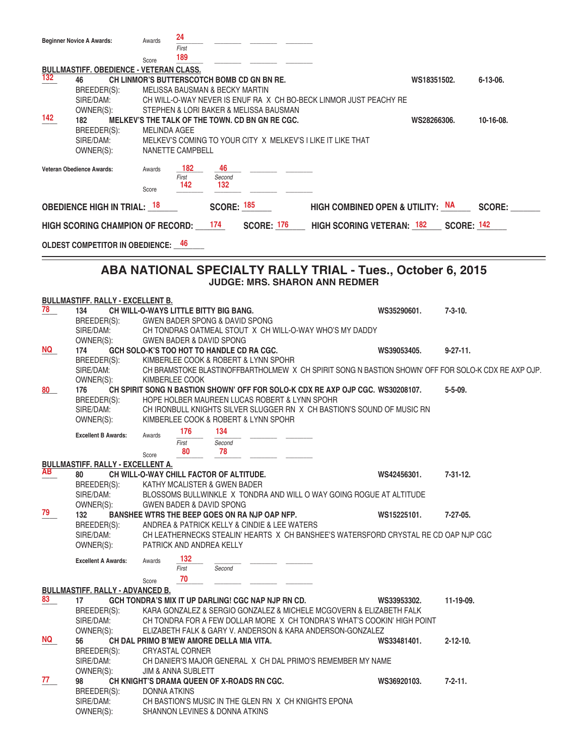**Beginner Novice A Awards:** Awards 24 (First)
Score 189

**BULLMASTIFF. OBEDIENCE - VETERAN CLASS.**

132 — 46 **CH LINMOR'S BUTTERSCOTCH BOMB CD GN BN RE.** WS18351502. 6-13-06.
BREEDER(S): MELISSA BAUSMAN & BECKY MARTIN
SIRE/DAM: CH WILL-O-WAY NEVER IS ENUF RA X CH BO-BECK LINMOR JUST PEACHY RE
OWNER(S): STEPHEN & LORI BAKER & MELISSA BAUSMAN

142 — 182 **MELKEV'S THE TALK OF THE TOWN. CD BN GN RE CGC.** WS28266306. 10-16-08.
BREEDER(S): MELINDA AGEE
SIRE/DAM: MELKEV'S COMING TO YOUR CITY X MELKEV'S I LIKE IT LIKE THAT
OWNER(S): NANETTE CAMPBELL

**Veteran Obedience Awards:**

| | First | Second |
|---|---|---|
| Awards | 182 | 46 |
| Score | 142 | 132 |

**OBEDIENCE HIGH IN TRIAL:** 18 **SCORE:** 185 **HIGH COMBINED OPEN & UTILITY:** NA **SCORE:** ______

**HIGH SCORING CHAMPION OF RECORD:** 174 **SCORE:** 176 **HIGH SCORING VETERAN:** 182 **SCORE:** 142

**OLDEST COMPETITOR IN OBEDIENCE:** 46

---

## ABA NATIONAL SPECIALTY RALLY TRIAL - Tues., October 6, 2015
### JUDGE: MRS. SHARON ANN REDMER

**BULLMASTIFF. RALLY - EXCELLENT B.**

78 — 134 **CH WILL-O-WAYS LITTLE BITTY BIG BANG.** WS35290601. 7-3-10.
BREEDER(S): GWEN BADER SPONG & DAVID SPONG
SIRE/DAM: CH TONDRAS OATMEAL STOUT X CH WILL-O-WAY WHO'S MY DADDY
OWNER(S): GWEN BADER & DAVID SPONG

NQ — 174 **GCH SOLO-K'S TOO HOT TO HANDLE CD RA CGC.** WS39053405. 9-27-11.
BREEDER(S): KIMBERLEE COOK & ROBERT & LYNN SPOHR
SIRE/DAM: CH BRAMSTOKE BLASTINOFFBARTHOLMEW X CH SPIRIT SONG N BASTION SHOWN' OFF FOR SOLO-K CDX RE AXP OJP.
OWNER(S): KIMBERLEE COOK

80 — 176 **CH SPIRIT SONG N BASTION SHOWN' OFF FOR SOLO-K CDX RE AXP OJP CGC.** WS30208107. 5-5-09.
BREEDER(S): HOPE HOLBER MAUREEN LUCAS ROBERT & LYNN SPOHR
SIRE/DAM: CH IRONBULL KNIGHTS SILVER SLUGGER RN X CH BASTION'S SOUND OF MUSIC RN
OWNER(S): KIMBERLEE COOK & ROBERT & LYNN SPOHR

**Excellent B Awards:**

| | First | Second |
|---|---|---|
| Awards | 176 | 134 |
| Score | 80 | 78 |

**BULLMASTIFF. RALLY - EXCELLENT A.**

AB — 80 **CH WILL-O-WAY CHILL FACTOR OF ALTITUDE.** WS42456301. 7-31-12.
BREEDER(S): KATHY MCALISTER & GWEN BADER
SIRE/DAM: BLOSSOMS BULLWINKLE X TONDRA AND WILL O WAY GOING ROGUE AT ALTITUDE
OWNER(S): GWEN BADER & DAVID SPONG

79 — 132 **BANSHEE WTRS THE BEEP GOES ON RA NJP OAP NFP.** WS15225101. 7-27-05.
BREEDER(S): ANDREA & PATRICK KELLY & CINDIE & LEE WATERS
SIRE/DAM: CH LEATHERNECKS STEALIN' HEARTS X CH BANSHEE'S WATERSFORD CRYSTAL RE CD OAP NJP CGC
OWNER(S): PATRICK AND ANDREA KELLY

**Excellent A Awards:**

| | First | Second |
|---|---|---|
| Awards | 132 | |
| Score | 70 | |

**BULLMASTIFF. RALLY - ADVANCED B.**

83 — 17 **GCH TONDRA'S MIX IT UP DARLING! CGC NAP NJP RN CD.** WS33953302. 11-19-09.
BREEDER(S): KARA GONZALEZ & SERGIO GONZALEZ & MICHELE MCGOVERN & ELIZABETH FALK
SIRE/DAM: CH TONDRA FOR A FEW DOLLAR MORE X CH TONDRA'S WHAT'S COOKIN' HIGH POINT
OWNER(S): ELIZABETH FALK & GARY V. ANDERSON & KARA ANDERSON-GONZALEZ

NQ — 56 **CH DAL PRIMO B'MEW AMORE DELLA MIA VITA.** WS33481401. 2-12-10.
BREEDER(S): CRYASTAL CORNER
SIRE/DAM: CH DANIER'S MAJOR GENERAL X CH DAL PRIMO'S REMEMBER MY NAME
OWNER(S): JIM & ANNA SUBLETT

77 — 98 **CH KNIGHT'S DRAMA QUEEN OF X-ROADS RN CGC.** WS36920103. 7-2-11.
BREEDER(S): DONNA ATKINS
SIRE/DAM: CH BASTION'S MUSIC IN THE GLEN RN X CH KNIGHTS EPONA
OWNER(S): SHANNON LEVINES & DONNA ATKINS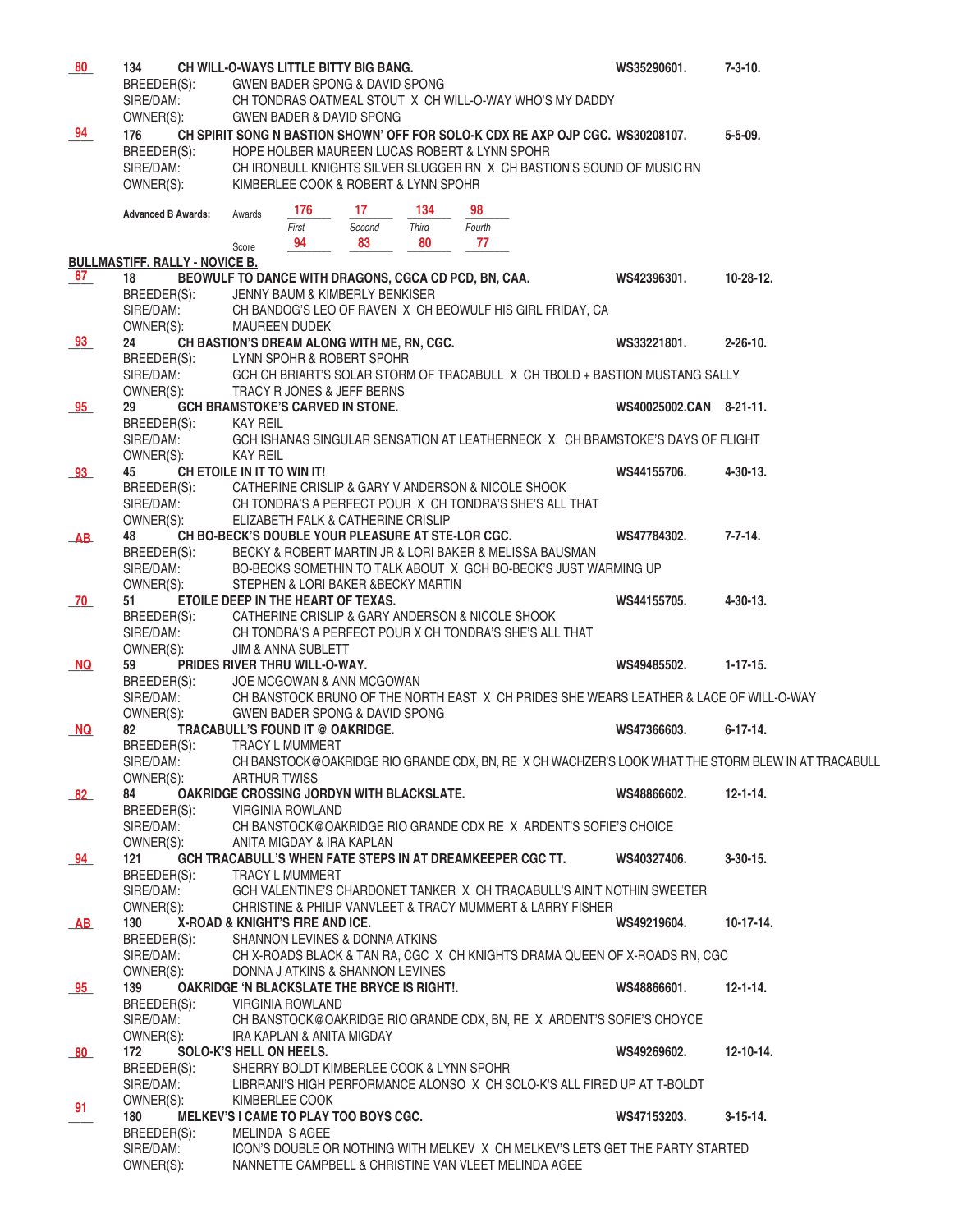**80** 134 **CH WILL-O-WAYS LITTLE BITTY BIG BANG.** WS35290601. 7-3-10.
BREEDER(S): GWEN BADER SPONG & DAVID SPONG
SIRE/DAM: CH TONDRAS OATMEAL STOUT X CH WILL-O-WAY WHO'S MY DADDY
OWNER(S): GWEN BADER & DAVID SPONG

**94** 176 **CH SPIRIT SONG N BASTION SHOWN' OFF FOR SOLO-K CDX RE AXP OJP CGC.** WS30208107. 5-5-09.
BREEDER(S): HOPE HOLBER MAUREEN LUCAS ROBERT & LYNN SPOHR
SIRE/DAM: CH IRONBULL KNIGHTS SILVER SLUGGER RN X CH BASTION'S SOUND OF MUSIC RN
OWNER(S): KIMBERLEE COOK & ROBERT & LYNN SPOHR

**Advanced B Awards:**

| | First | Second | Third | Fourth |
|---|---|---|---|---|
| Awards | 176 | 17 | 134 | 98 |
| Score | 94 | 83 | 80 | 77 |

## BULLMASTIFF. RALLY - NOVICE B.

**87** 18 **BEOWULF TO DANCE WITH DRAGONS, CGCA CD PCD, BN, CAA.** WS42396301. 10-28-12.
BREEDER(S): JENNY BAUM & KIMBERLY BENKISER
SIRE/DAM: CH BANDOG'S LEO OF RAVEN X CH BEOWULF HIS GIRL FRIDAY, CA
OWNER(S): MAUREEN DUDEK

**93** 24 **CH BASTION'S DREAM ALONG WITH ME, RN, CGC.** WS33221801. 2-26-10.
BREEDER(S): LYNN SPOHR & ROBERT SPOHR
SIRE/DAM: GCH CH BRIART'S SOLAR STORM OF TRACABULL X CH TBOLD + BASTION MUSTANG SALLY
OWNER(S): TRACY R JONES & JEFF BERNS

**95** 29 **GCH BRAMSTOKE'S CARVED IN STONE.** WS40025002.CAN 8-21-11.
BREEDER(S): KAY REIL
SIRE/DAM: GCH ISHANAS SINGULAR SENSATION AT LEATHERNECK X CH BRAMSTOKE'S DAYS OF FLIGHT
OWNER(S): KAY REIL

**93** 45 **CH ETOILE IN IT TO WIN IT!** WS44155706. 4-30-13.
BREEDER(S): CATHERINE CRISLIP & GARY V ANDERSON & NICOLE SHOOK
SIRE/DAM: CH TONDRA'S A PERFECT POUR X CH TONDRA'S SHE'S ALL THAT
OWNER(S): ELIZABETH FALK & CATHERINE CRISLIP

**AB** 48 **CH BO-BECK'S DOUBLE YOUR PLEASURE AT STE-LOR CGC.** WS47784302. 7-7-14.
BREEDER(S): BECKY & ROBERT MARTIN JR & LORI BAKER & MELISSA BAUSMAN
SIRE/DAM: BO-BECKS SOMETHIN TO TALK ABOUT X GCH BO-BECK'S JUST WARMING UP
OWNER(S): STEPHEN & LORI BAKER &BECKY MARTIN

**70** 51 **ETOILE DEEP IN THE HEART OF TEXAS.** WS44155705. 4-30-13.
BREEDER(S): CATHERINE CRISLIP & GARY ANDERSON & NICOLE SHOOK
SIRE/DAM: CH TONDRA'S A PERFECT POUR X CH TONDRA'S SHE'S ALL THAT
OWNER(S): JIM & ANNA SUBLETT

**NQ** 59 **PRIDES RIVER THRU WILL-O-WAY.** WS49485502. 1-17-15.
BREEDER(S): JOE MCGOWAN & ANN MCGOWAN
SIRE/DAM: CH BANSTOCK BRUNO OF THE NORTH EAST X CH PRIDES SHE WEARS LEATHER & LACE OF WILL-O-WAY
OWNER(S): GWEN BADER SPONG & DAVID SPONG

**NQ** 82 **TRACABULL'S FOUND IT @ OAKRIDGE.** WS47366603. 6-17-14.
BREEDER(S): TRACY L MUMMERT
SIRE/DAM: CH BANSTOCK@OAKRIDGE RIO GRANDE CDX, BN, RE X CH WACHZER'S LOOK WHAT THE STORM BLEW IN AT TRACABULL
OWNER(S): ARTHUR TWISS

**82** 84 **OAKRIDGE CROSSING JORDYN WITH BLACKSLATE.** WS48866602. 12-1-14.
BREEDER(S): VIRGINIA ROWLAND
SIRE/DAM: CH BANSTOCK@OAKRIDGE RIO GRANDE CDX RE X ARDENT'S SOFIE'S CHOICE
OWNER(S): ANITA MIGDAY & IRA KAPLAN

**94** 121 **GCH TRACABULL'S WHEN FATE STEPS IN AT DREAMKEEPER CGC TT.** WS40327406. 3-30-15.
BREEDER(S): TRACY L MUMMERT
SIRE/DAM: GCH VALENTINE'S CHARDONET TANKER X CH TRACABULL'S AIN'T NOTHIN SWEETER
OWNER(S): CHRISTINE & PHILIP VANVLEET & TRACY MUMMERT & LARRY FISHER

**AB** 130 **X-ROAD & KNIGHT'S FIRE AND ICE.** WS49219604. 10-17-14.
BREEDER(S): SHANNON LEVINES & DONNA ATKINS
SIRE/DAM: CH X-ROADS BLACK & TAN RA, CGC X CH KNIGHTS DRAMA QUEEN OF X-ROADS RN, CGC
OWNER(S): DONNA J ATKINS & SHANNON LEVINES

**95** 139 **OAKRIDGE 'N BLACKSLATE THE BRYCE IS RIGHT!.** WS48866601. 12-1-14.
BREEDER(S): VIRGINIA ROWLAND
SIRE/DAM: CH BANSTOCK@OAKRIDGE RIO GRANDE CDX, BN, RE X ARDENT'S SOFIE'S CHOYCE
OWNER(S): IRA KAPLAN & ANITA MIGDAY

**80** 172 **SOLO-K'S HELL ON HEELS.** WS49269602. 12-10-14.
BREEDER(S): SHERRY BOLDT KIMBERLEE COOK & LYNN SPOHR
SIRE/DAM: LIBRRANI'S HIGH PERFORMANCE ALONSO X CH SOLO-K'S ALL FIRED UP AT T-BOLDT
OWNER(S): KIMBERLEE COOK

**91** 180 **MELKEV'S I CAME TO PLAY TOO BOYS CGC.** WS47153203. 3-15-14.
BREEDER(S): MELINDA S AGEE
SIRE/DAM: ICON'S DOUBLE OR NOTHING WITH MELKEV X CH MELKEV'S LETS GET THE PARTY STARTED
OWNER(S): NANNETTE CAMPBELL & CHRISTINE VAN VLEET MELINDA AGEE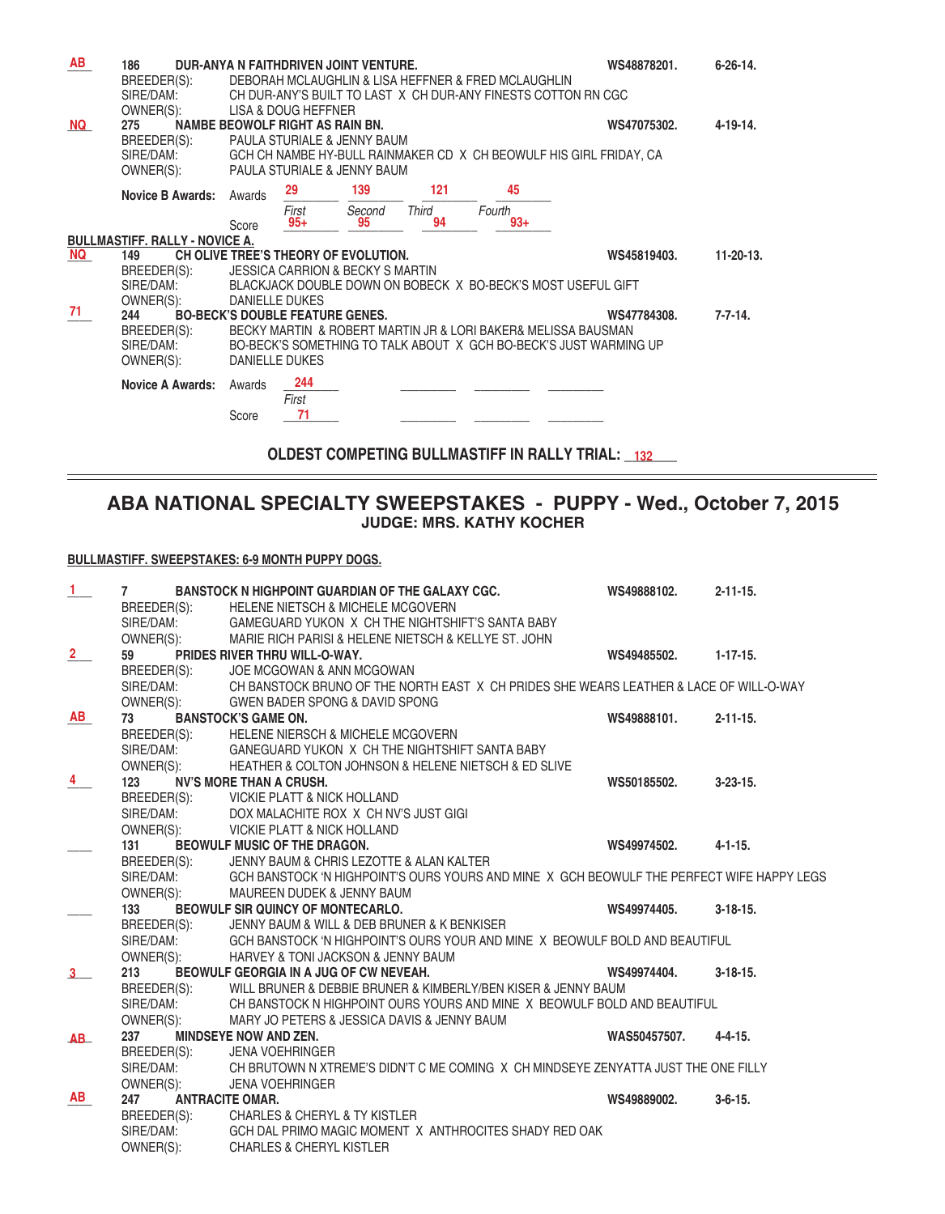**AB** 186 **DUR-ANYA N FAITHDRIVEN JOINT VENTURE.** WS48878201. 6-26-14.
BREEDER(S): DEBORAH MCLAUGHLIN & LISA HEFFNER & FRED MCLAUGHLIN
SIRE/DAM: CH DUR-ANY'S BUILT TO LAST X CH DUR-ANY FINESTS COTTON RN CGC
OWNER(S): LISA & DOUG HEFFNER

**NQ** 275 **NAMBE BEOWOLF RIGHT AS RAIN BN.** WS47075302. 4-19-14.
BREEDER(S): PAULA STURIALE & JENNY BAUM
SIRE/DAM: GCH CH NAMBE HY-BULL RAINMAKER CD X CH BEOWULF HIS GIRL FRIDAY, CA
OWNER(S): PAULA STURIALE & JENNY BAUM

**Novice B Awards:**

| | First | Second | Third | Fourth |
|---|---|---|---|---|
| Awards | 29 | 139 | 121 | 45 |
| Score | 95+ | 95 | 94 | 93+ |

**BULLMASTIFF. RALLY - NOVICE A.**

**NQ** 149 **CH OLIVE TREE'S THEORY OF EVOLUTION.** WS45819403. 11-20-13.
BREEDER(S): JESSICA CARRION & BECKY S MARTIN
SIRE/DAM: BLACKJACK DOUBLE DOWN ON BOBECK X BO-BECK'S MOST USEFUL GIFT
OWNER(S): DANIELLE DUKES

**71** 244 **BO-BECK'S DOUBLE FEATURE GENES.** WS47784308. 7-7-14.
BREEDER(S): BECKY MARTIN & ROBERT MARTIN JR & LORI BAKER& MELISSA BAUSMAN
SIRE/DAM: BO-BECK'S SOMETHING TO TALK ABOUT X GCH BO-BECK'S JUST WARMING UP
OWNER(S): DANIELLE DUKES

**Novice A Awards:**

| | First | | | |
|---|---|---|---|---|
| Awards | 244 | | | |
| Score | 71 | | | |

**OLDEST COMPETING BULLMASTIFF IN RALLY TRIAL: 132**

---

## ABA NATIONAL SPECIALTY SWEEPSTAKES - PUPPY - Wed., October 7, 2015

### JUDGE: MRS. KATHY KOCHER

**BULLMASTIFF. SWEEPSTAKES: 6-9 MONTH PUPPY DOGS.**

**1** 7 **BANSTOCK N HIGHPOINT GUARDIAN OF THE GALAXY CGC.** WS49888102. 2-11-15.
BREEDER(S): HELENE NIETSCH & MICHELE MCGOVERN
SIRE/DAM: GAMEGUARD YUKON X CH THE NIGHTSHIFT'S SANTA BABY
OWNER(S): MARIE RICH PARISI & HELENE NIETSCH & KELLYE ST. JOHN

**2** 59 **PRIDES RIVER THRU WILL-O-WAY.** WS49485502. 1-17-15.
BREEDER(S): JOE MCGOWAN & ANN MCGOWAN
SIRE/DAM: CH BANSTOCK BRUNO OF THE NORTH EAST X CH PRIDES SHE WEARS LEATHER & LACE OF WILL-O-WAY
OWNER(S): GWEN BADER SPONG & DAVID SPONG

**AB** 73 **BANSTOCK'S GAME ON.** WS49888101. 2-11-15.
BREEDER(S): HELENE NIERSCH & MICHELE MCGOVERN
SIRE/DAM: GANEGUARD YUKON X CH THE NIGHTSHIFT SANTA BABY
OWNER(S): HEATHER & COLTON JOHNSON & HELENE NIETSCH & ED SLIVE

**4** 123 **NV'S MORE THAN A CRUSH.** WS50185502. 3-23-15.
BREEDER(S): VICKIE PLATT & NICK HOLLAND
SIRE/DAM: DOX MALACHITE ROX X CH NV'S JUST GIGI
OWNER(S): VICKIE PLATT & NICK HOLLAND

131 **BEOWULF MUSIC OF THE DRAGON.** WS49974502. 4-1-15.
BREEDER(S): JENNY BAUM & CHRIS LEZOTTE & ALAN KALTER
SIRE/DAM: GCH BANSTOCK 'N HIGHPOINT'S OURS YOURS AND MINE X GCH BEOWULF THE PERFECT WIFE HAPPY LEGS
OWNER(S): MAUREEN DUDEK & JENNY BAUM

133 **BEOWULF SIR QUINCY OF MONTECARLO.** WS49974405. 3-18-15.
BREEDER(S): JENNY BAUM & WILL & DEB BRUNER & K BENKISER
SIRE/DAM: GCH BANSTOCK 'N HIGHPOINT'S OURS YOUR AND MINE X BEOWULF BOLD AND BEAUTIFUL
OWNER(S): HARVEY & TONI JACKSON & JENNY BAUM

**3** 213 **BEOWULF GEORGIA IN A JUG OF CW NEVEAH.** WS49974404. 3-18-15.
BREEDER(S): WILL BRUNER & DEBBIE BRUNER & KIMBERLY/BEN KISER & JENNY BAUM
SIRE/DAM: CH BANSTOCK N HIGHPOINT OURS YOURS AND MINE X BEOWULF BOLD AND BEAUTIFUL
OWNER(S): MARY JO PETERS & JESSICA DAVIS & JENNY BAUM

**AB** 237 **MINDSEYE NOW AND ZEN.** WAS50457507. 4-4-15.
BREEDER(S): JENA VOEHRINGER
SIRE/DAM: CH BRUTOWN N XTREME'S DIDN'T C ME COMING X CH MINDSEYE ZENYATTA JUST THE ONE FILLY
OWNER(S): JENA VOEHRINGER

**AB** 247 **ANTRACITE OMAR.** WS49889002. 3-6-15.
BREEDER(S): CHARLES & CHERYL & TY KISTLER
SIRE/DAM: GCH DAL PRIMO MAGIC MOMENT X ANTHROCITES SHADY RED OAK
OWNER(S): CHARLES & CHERYL KISTLER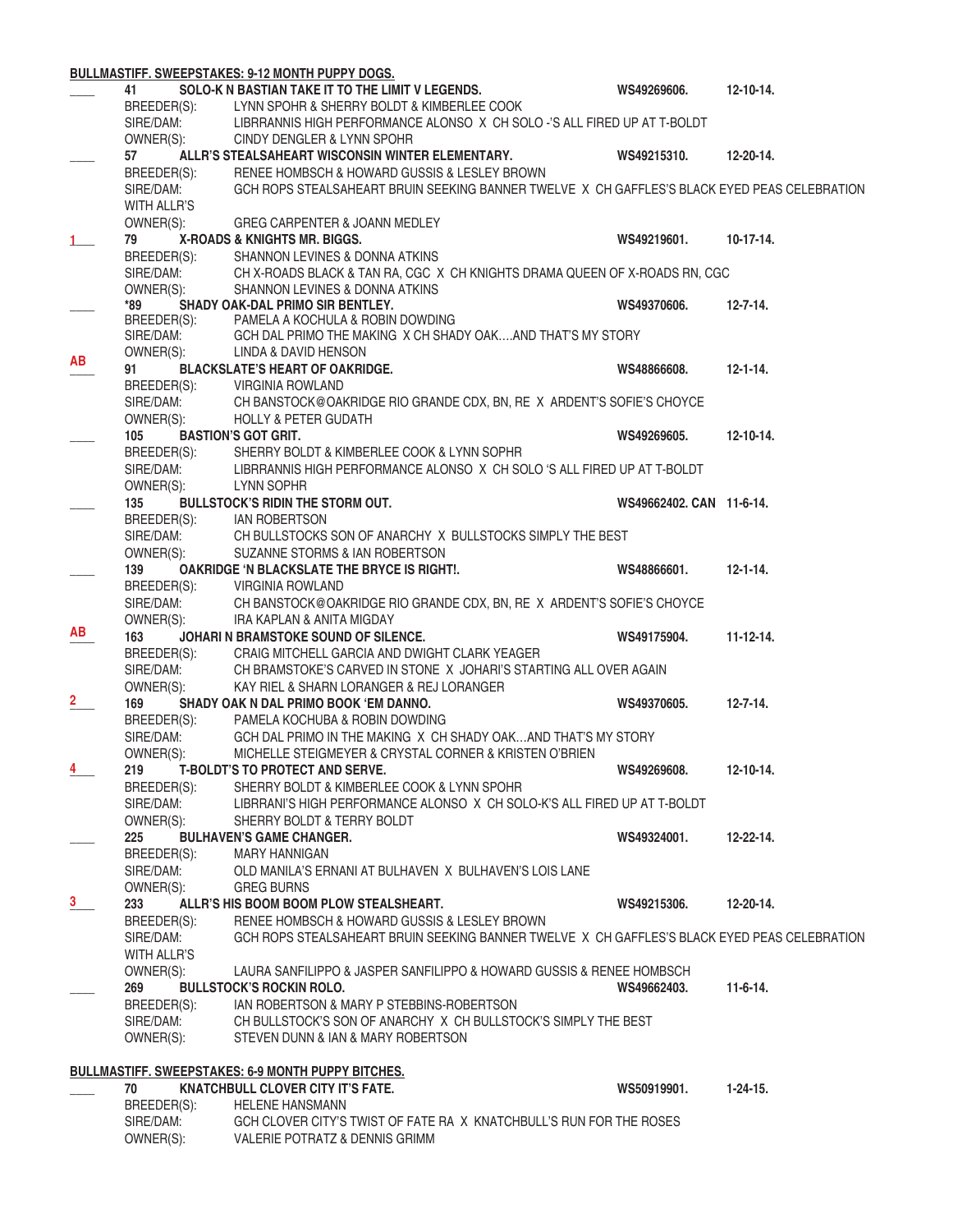**BULLMASTIFF. SWEEPSTAKES: 9-12 MONTH PUPPY DOGS.**

____ **41 SOLO-K N BASTIAN TAKE IT TO THE LIMIT V LEGENDS.** **WS49269606.** **12-10-14.**
BREEDER(S): LYNN SPOHR & SHERRY BOLDT & KIMBERLEE COOK
SIRE/DAM: LIBRRANNIS HIGH PERFORMANCE ALONSO X CH SOLO -'S ALL FIRED UP AT T-BOLDT
OWNER(S): CINDY DENGLER & LYNN SPOHR

____ **57 ALLR'S STEALSAHEART WISCONSIN WINTER ELEMENTARY.** **WS49215310.** **12-20-14.**
BREEDER(S): RENEE HOMBSCH & HOWARD GUSSIS & LESLEY BROWN
SIRE/DAM: GCH ROPS STEALSAHEART BRUIN SEEKING BANNER TWELVE X CH GAFFLES'S BLACK EYED PEAS CELEBRATION WITH ALLR'S
OWNER(S): GREG CARPENTER & JOANN MEDLEY

1___ **79 X-ROADS & KNIGHTS MR. BIGGS.** **WS49219601.** **10-17-14.**
BREEDER(S): SHANNON LEVINES & DONNA ATKINS
SIRE/DAM: CH X-ROADS BLACK & TAN RA, CGC X CH KNIGHTS DRAMA QUEEN OF X-ROADS RN, CGC
OWNER(S): SHANNON LEVINES & DONNA ATKINS

____ **\*89 SHADY OAK-DAL PRIMO SIR BENTLEY.** **WS49370606.** **12-7-14.**
BREEDER(S): PAMELA A KOCHULA & ROBIN DOWDING
SIRE/DAM: GCH DAL PRIMO THE MAKING X CH SHADY OAK....AND THAT'S MY STORY
OWNER(S): LINDA & DAVID HENSON

AB___ **91 BLACKSLATE'S HEART OF OAKRIDGE.** **WS48866608.** **12-1-14.**
BREEDER(S): VIRGINIA ROWLAND
SIRE/DAM: CH BANSTOCK@OAKRIDGE RIO GRANDE CDX, BN, RE X ARDENT'S SOFIE'S CHOYCE
OWNER(S): HOLLY & PETER GUDATH

____ **105 BASTION'S GOT GRIT.** **WS49269605.** **12-10-14.**
BREEDER(S): SHERRY BOLDT & KIMBERLEE COOK & LYNN SOPHR
SIRE/DAM: LIBRRANNIS HIGH PERFORMANCE ALONSO X CH SOLO 'S ALL FIRED UP AT T-BOLDT
OWNER(S): LYNN SOPHR

____ **135 BULLSTOCK'S RIDIN THE STORM OUT.** **WS49662402. CAN** **11-6-14.**
BREEDER(S): IAN ROBERTSON
SIRE/DAM: CH BULLSTOCKS SON OF ANARCHY X BULLSTOCKS SIMPLY THE BEST
OWNER(S): SUZANNE STORMS & IAN ROBERTSON

____ **139 OAKRIDGE 'N BLACKSLATE THE BRYCE IS RIGHT!.** **WS48866601.** **12-1-14.**
BREEDER(S): VIRGINIA ROWLAND
SIRE/DAM: CH BANSTOCK@OAKRIDGE RIO GRANDE CDX, BN, RE X ARDENT'S SOFIE'S CHOYCE
OWNER(S): IRA KAPLAN & ANITA MIGDAY

AB___ **163 JOHARI N BRAMSTOKE SOUND OF SILENCE.** **WS49175904.** **11-12-14.**
BREEDER(S): CRAIG MITCHELL GARCIA AND DWIGHT CLARK YEAGER
SIRE/DAM: CH BRAMSTOKE'S CARVED IN STONE X JOHARI'S STARTING ALL OVER AGAIN
OWNER(S): KAY RIEL & SHARN LORANGER & REJ LORANGER

2___ **169 SHADY OAK N DAL PRIMO BOOK 'EM DANNO.** **WS49370605.** **12-7-14.**
BREEDER(S): PAMELA KOCHUBA & ROBIN DOWDING
SIRE/DAM: GCH DAL PRIMO IN THE MAKING X CH SHADY OAK...AND THAT'S MY STORY
OWNER(S): MICHELLE STEIGMEYER & CRYSTAL CORNER & KRISTEN O'BRIEN

4___ **219 T-BOLDT'S TO PROTECT AND SERVE.** **WS49269608.** **12-10-14.**
BREEDER(S): SHERRY BOLDT & KIMBERLEE COOK & LYNN SPOHR
SIRE/DAM: LIBRRANI'S HIGH PERFORMANCE ALONSO X CH SOLO-K'S ALL FIRED UP AT T-BOLDT
OWNER(S): SHERRY BOLDT & TERRY BOLDT

____ **225 BULHAVEN'S GAME CHANGER.** **WS49324001.** **12-22-14.**
BREEDER(S): MARY HANNIGAN
SIRE/DAM: OLD MANILA'S ERNANI AT BULHAVEN X BULHAVEN'S LOIS LANE
OWNER(S): GREG BURNS

3___ **233 ALLR'S HIS BOOM BOOM PLOW STEALSHEART.** **WS49215306.** **12-20-14.**
BREEDER(S): RENEE HOMBSCH & HOWARD GUSSIS & LESLEY BROWN
SIRE/DAM: GCH ROPS STEALSAHEART BRUIN SEEKING BANNER TWELVE X CH GAFFLES'S BLACK EYED PEAS CELEBRATION WITH ALLR'S
OWNER(S): LAURA SANFILIPPO & JASPER SANFILIPPO & HOWARD GUSSIS & RENEE HOMBSCH

____ **269 BULLSTOCK'S ROCKIN ROLO.** **WS49662403.** **11-6-14.**
BREEDER(S): IAN ROBERTSON & MARY P STEBBINS-ROBERTSON
SIRE/DAM: CH BULLSTOCK'S SON OF ANARCHY X CH BULLSTOCK'S SIMPLY THE BEST
OWNER(S): STEVEN DUNN & IAN & MARY ROBERTSON

**BULLMASTIFF. SWEEPSTAKES: 6-9 MONTH PUPPY BITCHES.**

____ **70 KNATCHBULL CLOVER CITY IT'S FATE.** **WS50919901.** **1-24-15.**
BREEDER(S): HELENE HANSMANN
SIRE/DAM: GCH CLOVER CITY'S TWIST OF FATE RA X KNATCHBULL'S RUN FOR THE ROSES
OWNER(S): VALERIE POTRATZ & DENNIS GRIMM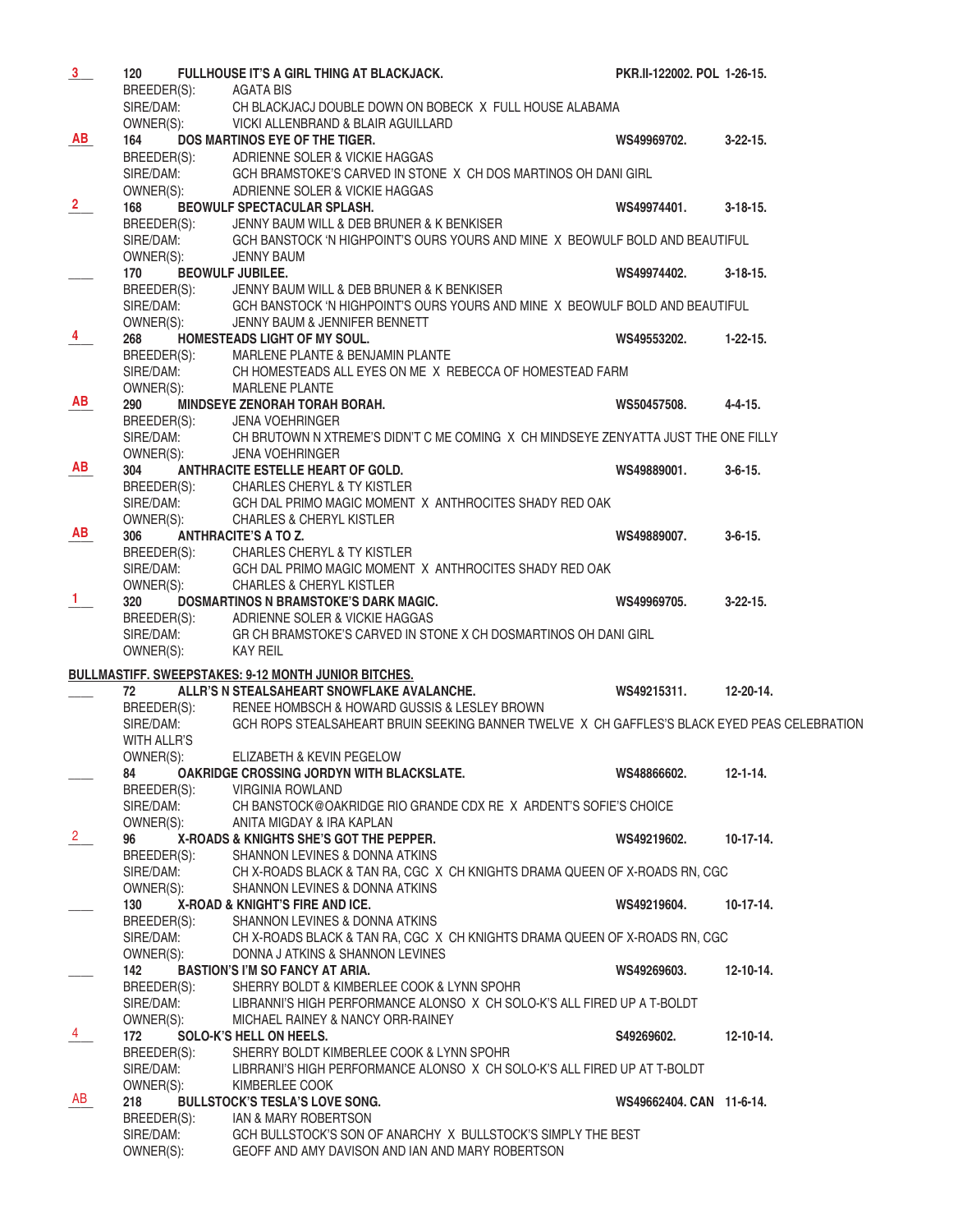3 120 **FULLHOUSE IT'S A GIRL THING AT BLACKJACK.** **PKR.II-122002. POL 1-26-15.**
BREEDER(S): AGATA BIS
SIRE/DAM: CH BLACKJACJ DOUBLE DOWN ON BOBECK X FULL HOUSE ALABAMA
OWNER(S): VICKI ALLENBRAND & BLAIR AGUILLARD

AB 164 **DOS MARTINOS EYE OF THE TIGER.** **WS49969702. 3-22-15.**
BREEDER(S): ADRIENNE SOLER & VICKIE HAGGAS
SIRE/DAM: GCH BRAMSTOKE'S CARVED IN STONE X CH DOS MARTINOS OH DANI GIRL
OWNER(S): ADRIENNE SOLER & VICKIE HAGGAS

2 168 **BEOWULF SPECTACULAR SPLASH.** **WS49974401. 3-18-15.**
BREEDER(S): JENNY BAUM WILL & DEB BRUNER & K BENKISER
SIRE/DAM: GCH BANSTOCK 'N HIGHPOINT'S OURS YOURS AND MINE X BEOWULF BOLD AND BEAUTIFUL
OWNER(S): JENNY BAUM

____ 170 **BEOWULF JUBILEE.** **WS49974402. 3-18-15.**
BREEDER(S): JENNY BAUM WILL & DEB BRUNER & K BENKISER
SIRE/DAM: GCH BANSTOCK 'N HIGHPOINT'S OURS YOURS AND MINE X BEOWULF BOLD AND BEAUTIFUL
OWNER(S): JENNY BAUM & JENNIFER BENNETT

4 268 **HOMESTEADS LIGHT OF MY SOUL.** **WS49553202. 1-22-15.**
BREEDER(S): MARLENE PLANTE & BENJAMIN PLANTE
SIRE/DAM: CH HOMESTEADS ALL EYES ON ME X REBECCA OF HOMESTEAD FARM
OWNER(S): MARLENE PLANTE

AB 290 **MINDSEYE ZENORAH TORAH BORAH.** **WS50457508. 4-4-15.**
BREEDER(S): JENA VOEHRINGER
SIRE/DAM: CH BRUTOWN N XTREME'S DIDN'T C ME COMING X CH MINDSEYE ZENYATTA JUST THE ONE FILLY
OWNER(S): JENA VOEHRINGER

AB 304 **ANTHRACITE ESTELLE HEART OF GOLD.** **WS49889001. 3-6-15.**
BREEDER(S): CHARLES CHERYL & TY KISTLER
SIRE/DAM: GCH DAL PRIMO MAGIC MOMENT X ANTHROCITES SHADY RED OAK
OWNER(S): CHARLES & CHERYL KISTLER

AB 306 **ANTHRACITE'S A TO Z.** **WS49889007. 3-6-15.**
BREEDER(S): CHARLES CHERYL & TY KISTLER
SIRE/DAM: GCH DAL PRIMO MAGIC MOMENT X ANTHROCITES SHADY RED OAK
OWNER(S): CHARLES & CHERYL KISTLER

1 320 **DOSMARTINOS N BRAMSTOKE'S DARK MAGIC.** **WS49969705. 3-22-15.**
BREEDER(S): ADRIENNE SOLER & VICKIE HAGGAS
SIRE/DAM: GR CH BRAMSTOKE'S CARVED IN STONE X CH DOSMARTINOS OH DANI GIRL
OWNER(S): KAY REIL

**BULLMASTIFF. SWEEPSTAKES: 9-12 MONTH JUNIOR BITCHES.**

____ 72 **ALLR'S N STEALSAHEART SNOWFLAKE AVALANCHE.** **WS49215311. 12-20-14.**
BREEDER(S): RENEE HOMBSCH & HOWARD GUSSIS & LESLEY BROWN
SIRE/DAM: GCH ROPS STEALSAHEART BRUIN SEEKING BANNER TWELVE X CH GAFFLES'S BLACK EYED PEAS CELEBRATION WITH ALLR'S
OWNER(S): ELIZABETH & KEVIN PEGELOW

____ 84 **OAKRIDGE CROSSING JORDYN WITH BLACKSLATE.** **WS48866602. 12-1-14.**
BREEDER(S): VIRGINIA ROWLAND
SIRE/DAM: CH BANSTOCK@OAKRIDGE RIO GRANDE CDX RE X ARDENT'S SOFIE'S CHOICE
OWNER(S): ANITA MIGDAY & IRA KAPLAN

2 96 **X-ROADS & KNIGHTS SHE'S GOT THE PEPPER.** **WS49219602. 10-17-14.**
BREEDER(S): SHANNON LEVINES & DONNA ATKINS
SIRE/DAM: CH X-ROADS BLACK & TAN RA, CGC X CH KNIGHTS DRAMA QUEEN OF X-ROADS RN, CGC
OWNER(S): SHANNON LEVINES & DONNA ATKINS

____ 130 **X-ROAD & KNIGHT'S FIRE AND ICE.** **WS49219604. 10-17-14.**
BREEDER(S): SHANNON LEVINES & DONNA ATKINS
SIRE/DAM: CH X-ROADS BLACK & TAN RA, CGC X CH KNIGHTS DRAMA QUEEN OF X-ROADS RN, CGC
OWNER(S): DONNA J ATKINS & SHANNON LEVINES

____ 142 **BASTION'S I'M SO FANCY AT ARIA.** **WS49269603. 12-10-14.**
BREEDER(S): SHERRY BOLDT & KIMBERLEE COOK & LYNN SPOHR
SIRE/DAM: LIBRANNI'S HIGH PERFORMANCE ALONSO X CH SOLO-K'S ALL FIRED UP A T-BOLDT
OWNER(S): MICHAEL RAINEY & NANCY ORR-RAINEY

4 172 **SOLO-K'S HELL ON HEELS.** **S49269602. 12-10-14.**
BREEDER(S): SHERRY BOLDT KIMBERLEE COOK & LYNN SPOHR
SIRE/DAM: LIBRRANI'S HIGH PERFORMANCE ALONSO X CH SOLO-K'S ALL FIRED UP AT T-BOLDT
OWNER(S): KIMBERLEE COOK

AB 218 **BULLSTOCK'S TESLA'S LOVE SONG.** **WS49662404. CAN 11-6-14.**
BREEDER(S): IAN & MARY ROBERTSON
SIRE/DAM: GCH BULLSTOCK'S SON OF ANARCHY X BULLSTOCK'S SIMPLY THE BEST
OWNER(S): GEOFF AND AMY DAVISON AND IAN AND MARY ROBERTSON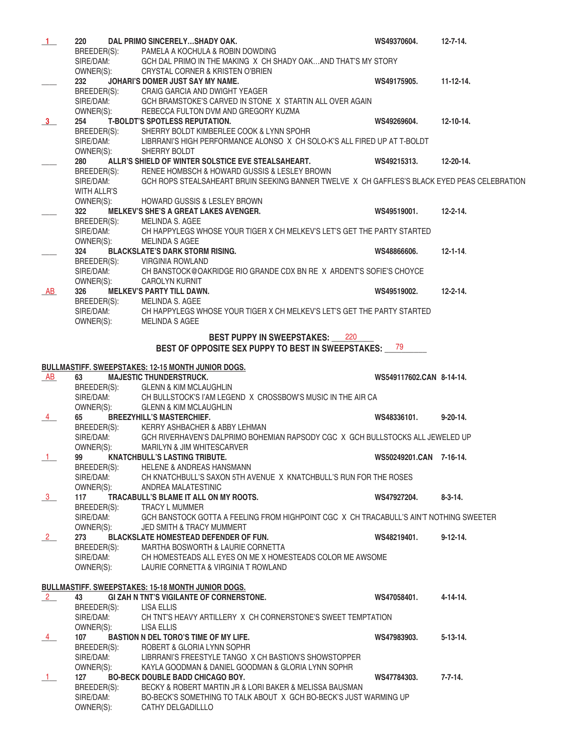1 220 **DAL PRIMO SINCERELY...SHADY OAK.** **WS49370604.** **12-7-14.**
BREEDER(S): PAMELA A KOCHULA & ROBIN DOWDING
SIRE/DAM: GCH DAL PRIMO IN THE MAKING X CH SHADY OAK...AND THAT'S MY STORY
OWNER(S): CRYSTAL CORNER & KRISTEN O'BRIEN

____ 232 **JOHARI'S DOMER JUST SAY MY NAME.** **WS49175905.** **11-12-14.**
BREEDER(S): CRAIG GARCIA AND DWIGHT YEAGER
SIRE/DAM: GCH BRAMSTOKE'S CARVED IN STONE X STARTIN ALL OVER AGAIN
OWNER(S): REBECCA FULTON DVM AND GREGORY KUZMA

3 254 **T-BOLDT'S SPOTLESS REPUTATION.** **WS49269604.** **12-10-14.**
BREEDER(S): SHERRY BOLDT KIMBERLEE COOK & LYNN SPOHR
SIRE/DAM: LIBRRANI'S HIGH PERFORMANCE ALONSO X CH SOLO-K'S ALL FIRED UP AT T-BOLDT
OWNER(S): SHERRY BOLDT

____ 280 **ALLR'S SHIELD OF WINTER SOLSTICE EVE STEALSAHEART.** **WS49215313.** **12-20-14.**
BREEDER(S): RENEE HOMBSCH & HOWARD GUSSIS & LESLEY BROWN
SIRE/DAM: GCH ROPS STEALSAHEART BRUIN SEEKING BANNER TWELVE X CH GAFFLES'S BLACK EYED PEAS CELEBRATION WITH ALLR'S
OWNER(S): HOWARD GUSSIS & LESLEY BROWN

____ 322 **MELKEV'S SHE'S A GREAT LAKES AVENGER.** **WS49519001.** **12-2-14.**
BREEDER(S): MELINDA S. AGEE
SIRE/DAM: CH HAPPYLEGS WHOSE YOUR TIGER X CH MELKEV'S LET'S GET THE PARTY STARTED
OWNER(S): MELINDA S AGEE

____ 324 **BLACKSLATE'S DARK STORM RISING.** **WS48866606.** **12-1-14.**
BREEDER(S): VIRGINIA ROWLAND
SIRE/DAM: CH BANSTOCK@OAKRIDGE RIO GRANDE CDX BN RE X ARDENT'S SOFIE'S CHOYCE
OWNER(S): CAROLYN KURNIT

AB 326 **MELKEV'S PARTY TILL DAWN.** **WS49519002.** **12-2-14.**
BREEDER(S): MELINDA S. AGEE
SIRE/DAM: CH HAPPYLEGS WHOSE YOUR TIGER X CH MELKEV'S LET'S GET THE PARTY STARTED
OWNER(S): MELINDA S AGEE

**BEST PUPPY IN SWEEPSTAKES:** 220
**BEST OF OPPOSITE SEX PUPPY TO BEST IN SWEEPSTAKES:** 79

## BULLMASTIFF. SWEEPSTAKES: 12-15 MONTH JUNIOR DOGS.

AB 63 **MAJESTIC THUNDERSTRUCK.** **WS549117602.CAN 8-14-14.**
BREEDER(S): GLENN & KIM MCLAUGHLIN
SIRE/DAM: CH BULLSTOCK'S I'AM LEGEND X CROSSBOW'S MUSIC IN THE AIR CA
OWNER(S): GLENN & KIM MCLAUGHLIN

4 65 **BREEZYHILL'S MASTERCHIEF.** **WS48336101.** **9-20-14.**
BREEDER(S): KERRY ASHBACHER & ABBY LEHMAN
SIRE/DAM: GCH RIVERHAVEN'S DALPRIMO BOHEMIAN RAPSODY CGC X GCH BULLSTOCKS ALL JEWELED UP
OWNER(S): MARILYN & JIM WHITESCARVER

1 99 **KNATCHBULL'S LASTING TRIBUTE.** **WS50249201.CAN 7-16-14.**
BREEDER(S): HELENE & ANDREAS HANSMANN
SIRE/DAM: CH KNATCHBULL'S SAXON 5TH AVENUE X KNATCHBULL'S RUN FOR THE ROSES
OWNER(S): ANDREA MALATESTINIC

3 117 **TRACABULL'S BLAME IT ALL ON MY ROOTS.** **WS47927204.** **8-3-14.**
BREEDER(S): TRACY L MUMMER
SIRE/DAM: GCH BANSTOCK GOTTA A FEELING FROM HIGHPOINT CGC X CH TRACABULL'S AIN'T NOTHING SWEETER
OWNER(S): JED SMITH & TRACY MUMMERT

2 273 **BLACKSLATE HOMESTEAD DEFENDER OF FUN.** **WS48219401.** **9-12-14.**
BREEDER(S): MARTHA BOSWORTH & LAURIE CORNETTA
SIRE/DAM: CH HOMESTEADS ALL EYES ON ME X HOMESTEADS COLOR ME AWSOME
OWNER(S): LAURIE CORNETTA & VIRGINIA T ROWLAND

## BULLMASTIFF. SWEEPSTAKES: 15-18 MONTH JUNIOR DOGS.

2 43 **GI ZAH N TNT'S VIGILANTE OF CORNERSTONE.** **WS47058401.** **4-14-14.**
BREEDER(S): LISA ELLIS
SIRE/DAM: CH TNT'S HEAVY ARTILLERY X CH CORNERSTONE'S SWEET TEMPTATION
OWNER(S): LISA ELLIS

4 107 **BASTION N DEL TORO'S TIME OF MY LIFE.** **WS47983903.** **5-13-14.**
BREEDER(S): ROBERT & GLORIA LYNN SOPHR
SIRE/DAM: LIBRRANI'S FREESTYLE TANGO X CH BASTION'S SHOWSTOPPER
OWNER(S): KAYLA GOODMAN & DANIEL GOODMAN & GLORIA LYNN SOPHR

1 127 **BO-BECK DOUBLE BADD CHICAGO BOY.** **WS47784303.** **7-7-14.**
BREEDER(S): BECKY & ROBERT MARTIN JR & LORI BAKER & MELISSA BAUSMAN
SIRE/DAM: BO-BECK'S SOMETHING TO TALK ABOUT X GCH BO-BECK'S JUST WARMING UP
OWNER(S): CATHY DELGADILLLO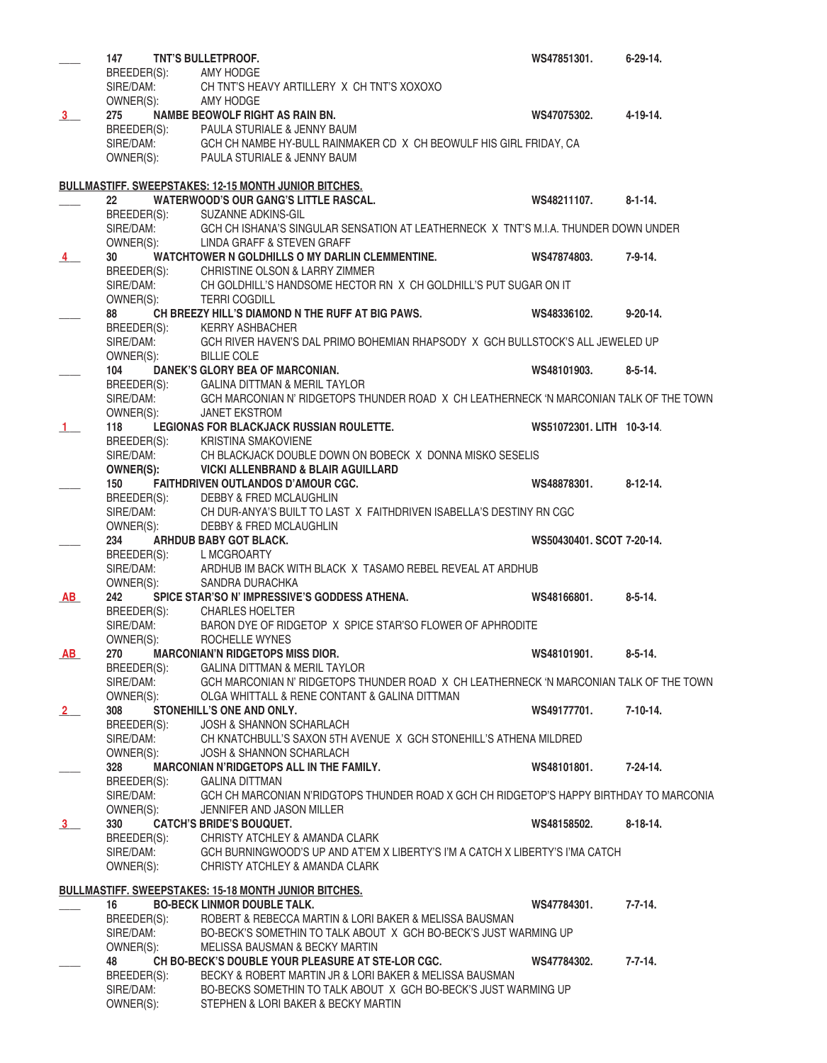____ 147 **TNT'S BULLETPROOF.** **WS47851301.** **6-29-14.**
BREEDER(S): AMY HODGE
SIRE/DAM: CH TNT'S HEAVY ARTILLERY X CH TNT'S XOXOXO
OWNER(S): AMY HODGE

**3** 275 **NAMBE BEOWOLF RIGHT AS RAIN BN.** **WS47075302.** **4-19-14.**
BREEDER(S): PAULA STURIALE & JENNY BAUM
SIRE/DAM: GCH CH NAMBE HY-BULL RAINMAKER CD X CH BEOWULF HIS GIRL FRIDAY, CA
OWNER(S): PAULA STURIALE & JENNY BAUM

**BULLMASTIFF. SWEEPSTAKES: 12-15 MONTH JUNIOR BITCHES.**

____ 22 **WATERWOOD'S OUR GANG'S LITTLE RASCAL.** **WS48211107.** **8-1-14.**
BREEDER(S): SUZANNE ADKINS-GIL
SIRE/DAM: GCH CH ISHANA'S SINGULAR SENSATION AT LEATHERNECK X TNT'S M.I.A. THUNDER DOWN UNDER
OWNER(S): LINDA GRAFF & STEVEN GRAFF

**4** 30 **WATCHTOWER N GOLDHILLS O MY DARLIN CLEMMENTINE.** **WS47874803.** **7-9-14.**
BREEDER(S): CHRISTINE OLSON & LARRY ZIMMER
SIRE/DAM: CH GOLDHILL'S HANDSOME HECTOR RN X CH GOLDHILL'S PUT SUGAR ON IT
OWNER(S): TERRI COGDILL

____ 88 **CH BREEZY HILL'S DIAMOND N THE RUFF AT BIG PAWS.** **WS48336102.** **9-20-14.**
BREEDER(S): KERRY ASHBACHER
SIRE/DAM: GCH RIVER HAVEN'S DAL PRIMO BOHEMIAN RHAPSODY X GCH BULLSTOCK'S ALL JEWELED UP
OWNER(S): BILLIE COLE

____ 104 **DANEK'S GLORY BEA OF MARCONIAN.** **WS48101903.** **8-5-14.**
BREEDER(S): GALINA DITTMAN & MERIL TAYLOR
SIRE/DAM: GCH MARCONIAN N' RIDGETOPS THUNDER ROAD X CH LEATHERNECK 'N MARCONIAN TALK OF THE TOWN
OWNER(S): JANET EKSTROM

**1** 118 **LEGIONAS FOR BLACKJACK RUSSIAN ROULETTE.** **WS51072301. LITH 10-3-14.**
BREEDER(S): KRISTINA SMAKOVIENE
SIRE/DAM: CH BLACKJACK DOUBLE DOWN ON BOBECK X DONNA MISKO SESELIS
**OWNER(S): VICKI ALLENBRAND & BLAIR AGUILLARD**

____ 150 **FAITHDRIVEN OUTLANDOS D'AMOUR CGC.** **WS48878301.** **8-12-14.**
BREEDER(S): DEBBY & FRED MCLAUGHLIN
SIRE/DAM: CH DUR-ANYA'S BUILT TO LAST X FAITHDRIVEN ISABELLA'S DESTINY RN CGC
OWNER(S): DEBBY & FRED MCLAUGHLIN

____ 234 **ARHDUB BABY GOT BLACK.** **WS50430401. SCOT 7-20-14.**
BREEDER(S): L MCGROARTY
SIRE/DAM: ARDHUB IM BACK WITH BLACK X TASAMO REBEL REVEAL AT ARDHUB
OWNER(S): SANDRA DURACHKA

**AB** 242 **SPICE STAR'SO N' IMPRESSIVE'S GODDESS ATHENA.** **WS48166801.** **8-5-14.**
BREEDER(S): CHARLES HOELTER
SIRE/DAM: BARON DYE OF RIDGETOP X SPICE STAR'SO FLOWER OF APHRODITE
OWNER(S): ROCHELLE WYNES

**AB** 270 **MARCONIAN'N RIDGETOPS MISS DIOR.** **WS48101901.** **8-5-14.**
BREEDER(S): GALINA DITTMAN & MERIL TAYLOR
SIRE/DAM: GCH MARCONIAN N' RIDGETOPS THUNDER ROAD X CH LEATHERNECK 'N MARCONIAN TALK OF THE TOWN
OWNER(S): OLGA WHITTALL & RENE CONTANT & GALINA DITTMAN

**2** 308 **STONEHILL'S ONE AND ONLY.** **WS49177701.** **7-10-14.**
BREEDER(S): JOSH & SHANNON SCHARLACH
SIRE/DAM: CH KNATCHBULL'S SAXON 5TH AVENUE X GCH STONEHILL'S ATHENA MILDRED
OWNER(S): JOSH & SHANNON SCHARLACH

____ 328 **MARCONIAN N'RIDGETOPS ALL IN THE FAMILY.** **WS48101801.** **7-24-14.**
BREEDER(S): GALINA DITTMAN
SIRE/DAM: GCH CH MARCONIAN N'RIDGTOPS THUNDER ROAD X GCH CH RIDGETOP'S HAPPY BIRTHDAY TO MARCONIA
OWNER(S): JENNIFER AND JASON MILLER

**3** 330 **CATCH'S BRIDE'S BOUQUET.** **WS48158502.** **8-18-14.**
BREEDER(S): CHRISTY ATCHLEY & AMANDA CLARK
SIRE/DAM: GCH BURNINGWOOD'S UP AND AT'EM X LIBERTY'S I'M A CATCH X LIBERTY'S I'MA CATCH
OWNER(S): CHRISTY ATCHLEY & AMANDA CLARK

**BULLMASTIFF. SWEEPSTAKES: 15-18 MONTH JUNIOR BITCHES.**

____ 16 **BO-BECK LINMOR DOUBLE TALK.** **WS47784301.** **7-7-14.**
BREEDER(S): ROBERT & REBECCA MARTIN & LORI BAKER & MELISSA BAUSMAN
SIRE/DAM: BO-BECK'S SOMETHIN TO TALK ABOUT X GCH BO-BECK'S JUST WARMING UP
OWNER(S): MELISSA BAUSMAN & BECKY MARTIN

____ 48 **CH BO-BECK'S DOUBLE YOUR PLEASURE AT STE-LOR CGC.** **WS47784302.** **7-7-14.**
BREEDER(S): BECKY & ROBERT MARTIN JR & LORI BAKER & MELISSA BAUSMAN
SIRE/DAM: BO-BECKS SOMETHIN TO TALK ABOUT X GCH BO-BECK'S JUST WARMING UP
OWNER(S): STEPHEN & LORI BAKER & BECKY MARTIN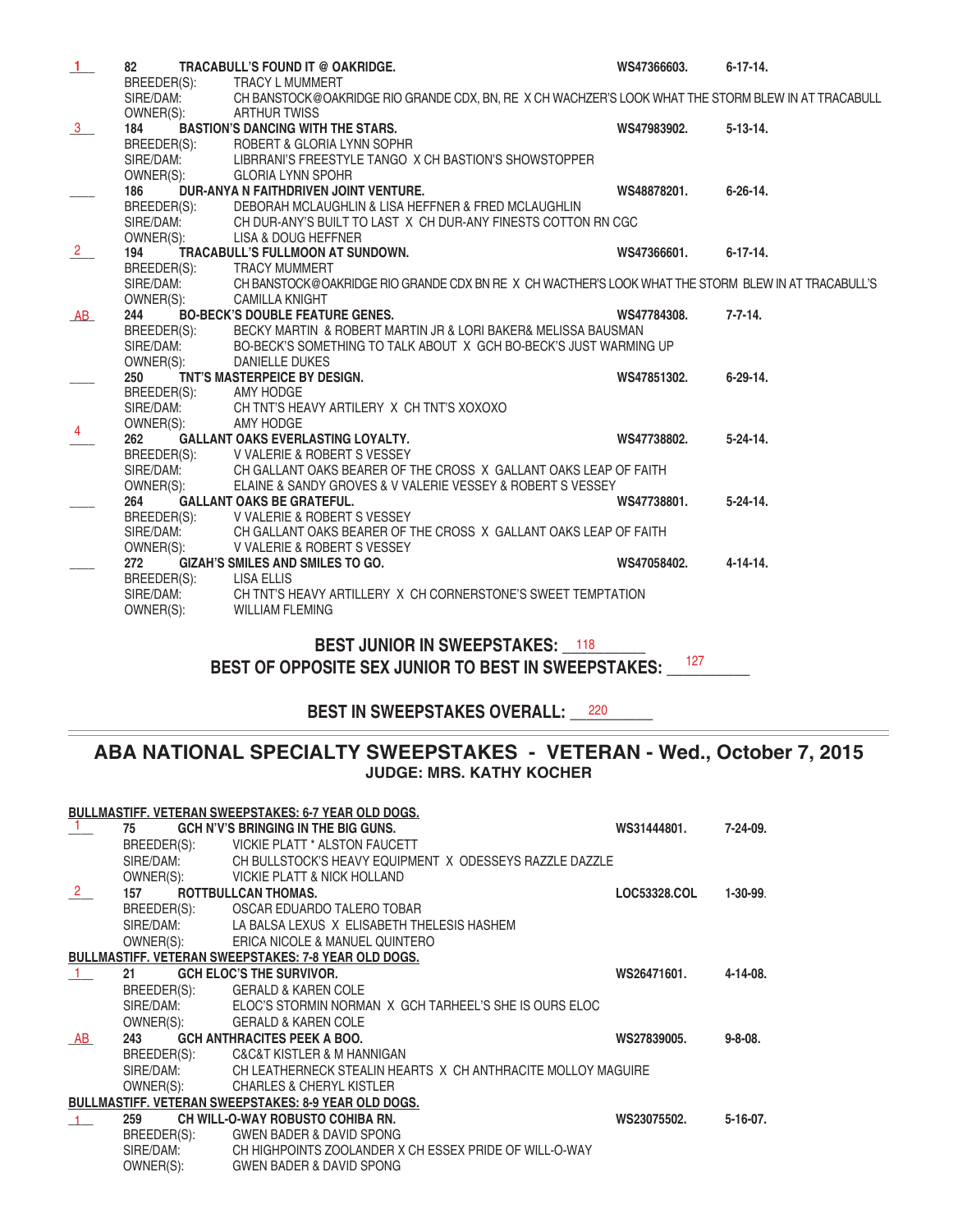1 82 **TRACABULL'S FOUND IT @ OAKRIDGE.** WS47366603. 6-17-14.
BREEDER(S): TRACY L MUMMERT
SIRE/DAM: CH BANSTOCK@OAKRIDGE RIO GRANDE CDX, BN, RE X CH WACHZER'S LOOK WHAT THE STORM BLEW IN AT TRACABULL
OWNER(S): ARTHUR TWISS

3 184 **BASTION'S DANCING WITH THE STARS.** WS47983902. 5-13-14.
BREEDER(S): ROBERT & GLORIA LYNN SOPHR
SIRE/DAM: LIBRRANI'S FREESTYLE TANGO X CH BASTION'S SHOWSTOPPER
OWNER(S): GLORIA LYNN SPOHR

____ 186 **DUR-ANYA N FAITHDRIVEN JOINT VENTURE.** WS48878201. 6-26-14.
BREEDER(S): DEBORAH MCLAUGHLIN & LISA HEFFNER & FRED MCLAUGHLIN
SIRE/DAM: CH DUR-ANY'S BUILT TO LAST X CH DUR-ANY FINESTS COTTON RN CGC
OWNER(S): LISA & DOUG HEFFNER

2 194 **TRACABULL'S FULLMOON AT SUNDOWN.** WS47366601. 6-17-14.
BREEDER(S): TRACY MUMMERT
SIRE/DAM: CH BANSTOCK@OAKRIDGE RIO GRANDE CDX BN RE X CH WACTHER'S LOOK WHAT THE STORM BLEW IN AT TRACABULL'S
OWNER(S): CAMILLA KNIGHT

AB 244 **BO-BECK'S DOUBLE FEATURE GENES.** WS47784308. 7-7-14.
BREEDER(S): BECKY MARTIN & ROBERT MARTIN JR & LORI BAKER& MELISSA BAUSMAN
SIRE/DAM: BO-BECK'S SOMETHING TO TALK ABOUT X GCH BO-BECK'S JUST WARMING UP
OWNER(S): DANIELLE DUKES

____ 250 **TNT'S MASTERPEICE BY DESIGN.** WS47851302. 6-29-14.
BREEDER(S): AMY HODGE
SIRE/DAM: CH TNT'S HEAVY ARTILERY X CH TNT'S XOXOXO
OWNER(S): AMY HODGE

4 262 **GALLANT OAKS EVERLASTING LOYALTY.** WS47738802. 5-24-14.
BREEDER(S): V VALERIE & ROBERT S VESSEY
SIRE/DAM: CH GALLANT OAKS BEARER OF THE CROSS X GALLANT OAKS LEAP OF FAITH
OWNER(S): ELAINE & SANDY GROVES & V VALERIE VESSEY & ROBERT S VESSEY

____ 264 **GALLANT OAKS BE GRATEFUL.** WS47738801. 5-24-14.
BREEDER(S): V VALERIE & ROBERT S VESSEY
SIRE/DAM: CH GALLANT OAKS BEARER OF THE CROSS X GALLANT OAKS LEAP OF FAITH
OWNER(S): V VALERIE & ROBERT S VESSEY

____ 272 **GIZAH'S SMILES AND SMILES TO GO.** WS47058402. 4-14-14.
BREEDER(S): LISA ELLIS
SIRE/DAM: CH TNT'S HEAVY ARTILLERY X CH CORNERSTONE'S SWEET TEMPTATION
OWNER(S): WILLIAM FLEMING

**BEST JUNIOR IN SWEEPSTAKES:** 118

**BEST OF OPPOSITE SEX JUNIOR TO BEST IN SWEEPSTAKES:** 127

**BEST IN SWEEPSTAKES OVERALL:** 220

---

## ABA NATIONAL SPECIALTY SWEEPSTAKES - VETERAN - Wed., October 7, 2015
### JUDGE: MRS. KATHY KOCHER

**BULLMASTIFF. VETERAN SWEEPSTAKES: 6-7 YEAR OLD DOGS.**

1 75 **GCH N'V'S BRINGING IN THE BIG GUNS.** WS31444801. 7-24-09.
BREEDER(S): VICKIE PLATT * ALSTON FAUCETT
SIRE/DAM: CH BULLSTOCK'S HEAVY EQUIPMENT X ODESSEYS RAZZLE DAZZLE
OWNER(S): VICKIE PLATT & NICK HOLLAND

2 157 **ROTTBULLCAN THOMAS.** LOC53328.COL 1-30-99.
BREEDER(S): OSCAR EDUARDO TALERO TOBAR
SIRE/DAM: LA BALSA LEXUS X ELISABETH THELESIS HASHEM
OWNER(S): ERICA NICOLE & MANUEL QUINTERO

**BULLMASTIFF. VETERAN SWEEPSTAKES: 7-8 YEAR OLD DOGS.**

1 21 **GCH ELOC'S THE SURVIVOR.** WS26471601. 4-14-08.
BREEDER(S): GERALD & KAREN COLE
SIRE/DAM: ELOC'S STORMIN NORMAN X GCH TARHEEL'S SHE IS OURS ELOC
OWNER(S): GERALD & KAREN COLE

AB 243 **GCH ANTHRACITES PEEK A BOO.** WS27839005. 9-8-08.
BREEDER(S): C&C&T KISTLER & M HANNIGAN
SIRE/DAM: CH LEATHERNECK STEALIN HEARTS X CH ANTHRACITE MOLLOY MAGUIRE
OWNER(S): CHARLES & CHERYL KISTLER

**BULLMASTIFF. VETERAN SWEEPSTAKES: 8-9 YEAR OLD DOGS.**

1 259 **CH WILL-O-WAY ROBUSTO COHIBA RN.** WS23075502. 5-16-07.
BREEDER(S): GWEN BADER & DAVID SPONG
SIRE/DAM: CH HIGHPOINTS ZOOLANDER X CH ESSEX PRIDE OF WILL-O-WAY
OWNER(S): GWEN BADER & DAVID SPONG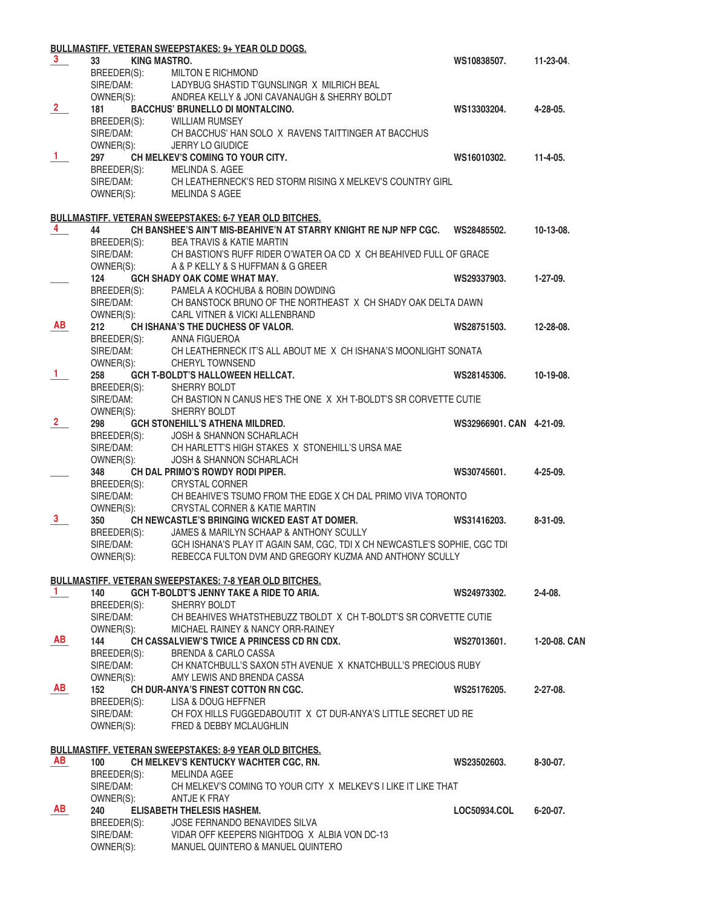**BULLMASTIFF. VETERAN SWEEPSTAKES: 9+ YEAR OLD DOGS.**

3 | 33 | **KING MASTRO.** | **WS10838507.** | **11-23-04.**

BREEDER(S): MILTON E RICHMOND
SIRE/DAM: LADYBUG SHASTID T'GUNSLINGR X MILRICH BEAL
OWNER(S): ANDREA KELLY & JONI CAVANAUGH & SHERRY BOLDT

2 | 181 | **BACCHUS' BRUNELLO DI MONTALCINO.** | **WS13303204.** | **4-28-05.**

BREEDER(S): WILLIAM RUMSEY
SIRE/DAM: CH BACCHUS' HAN SOLO X RAVENS TAITTINGER AT BACCHUS
OWNER(S): JERRY LO GIUDICE

1 | 297 | **CH MELKEV'S COMING TO YOUR CITY.** | **WS16010302.** | **11-4-05.**

BREEDER(S): MELINDA S. AGEE
SIRE/DAM: CH LEATHERNECK'S RED STORM RISING X MELKEV'S COUNTRY GIRL
OWNER(S): MELINDA S AGEE

**BULLMASTIFF. VETERAN SWEEPSTAKES: 6-7 YEAR OLD BITCHES.**

4 | 44 | **CH BANSHEE'S AIN'T MIS-BEAHIVE'N AT STARRY KNIGHT RE NJP NFP CGC.** | **WS28485502.** | **10-13-08.**

BREEDER(S): BEA TRAVIS & KATIE MARTIN
SIRE/DAM: CH BASTION'S RUFF RIDER O'WATER OA CD X CH BEAHIVED FULL OF GRACE
OWNER(S): A & P KELLY & S HUFFMAN & G GREER

___ | 124 | **GCH SHADY OAK COME WHAT MAY.** | **WS29337903.** | **1-27-09.**

BREEDER(S): PAMELA A KOCHUBA & ROBIN DOWDING
SIRE/DAM: CH BANSTOCK BRUNO OF THE NORTHEAST X CH SHADY OAK DELTA DAWN
OWNER(S): CARL VITNER & VICKI ALLENBRAND

AB | 212 | **CH ISHANA'S THE DUCHESS OF VALOR.** | **WS28751503.** | **12-28-08.**

BREEDER(S): ANNA FIGUEROA
SIRE/DAM: CH LEATHERNECK IT'S ALL ABOUT ME X CH ISHANA'S MOONLIGHT SONATA
OWNER(S): CHERYL TOWNSEND

1 | 258 | **GCH T-BOLDT'S HALLOWEEN HELLCAT.** | **WS28145306.** | **10-19-08.**

BREEDER(S): SHERRY BOLDT
SIRE/DAM: CH BASTION N CANUS HE'S THE ONE X XH T-BOLDT'S SR CORVETTE CUTIE
OWNER(S): SHERRY BOLDT

2 | 298 | **GCH STONEHILL'S ATHENA MILDRED.** | **WS32966901. CAN** | **4-21-09.**

BREEDER(S): JOSH & SHANNON SCHARLACH
SIRE/DAM: CH HARLETT'S HIGH STAKES X STONEHILL'S URSA MAE
OWNER(S): JOSH & SHANNON SCHARLACH

___ | 348 | **CH DAL PRIMO'S ROWDY RODI PIPER.** | **WS30745601.** | **4-25-09.**

BREEDER(S): CRYSTAL CORNER
SIRE/DAM: CH BEAHIVE'S TSUMO FROM THE EDGE X CH DAL PRIMO VIVA TORONTO
OWNER(S): CRYSTAL CORNER & KATIE MARTIN

3 | 350 | **CH NEWCASTLE'S BRINGING WICKED EAST AT DOMER.** | **WS31416203.** | **8-31-09.**

BREEDER(S): JAMES & MARILYN SCHAAP & ANTHONY SCULLY
SIRE/DAM: GCH ISHANA'S PLAY IT AGAIN SAM, CGC, TDI X CH NEWCASTLE'S SOPHIE, CGC TDI
OWNER(S): REBECCA FULTON DVM AND GREGORY KUZMA AND ANTHONY SCULLY

**BULLMASTIFF. VETERAN SWEEPSTAKES: 7-8 YEAR OLD BITCHES.**

1 | 140 | **GCH T-BOLDT'S JENNY TAKE A RIDE TO ARIA.** | **WS24973302.** | **2-4-08.**

BREEDER(S): SHERRY BOLDT
SIRE/DAM: CH BEAHIVES WHATSTHEBUZZ TBOLDT X CH T-BOLDT'S SR CORVETTE CUTIE
OWNER(S): MICHAEL RAINEY & NANCY ORR-RAINEY

AB | 144 | **CH CASSALVIEW'S TWICE A PRINCESS CD RN CDX.** | **WS27013601.** | **1-20-08. CAN**

BREEDER(S): BRENDA & CARLO CASSA
SIRE/DAM: CH KNATCHBULL'S SAXON 5TH AVENUE X KNATCHBULL'S PRECIOUS RUBY
OWNER(S): AMY LEWIS AND BRENDA CASSA

AB | 152 | **CH DUR-ANYA'S FINEST COTTON RN CGC.** | **WS25176205.** | **2-27-08.**

BREEDER(S): LISA & DOUG HEFFNER
SIRE/DAM: CH FOX HILLS FUGGEDABOUTIT X CT DUR-ANYA'S LITTLE SECRET UD RE
OWNER(S): FRED & DEBBY MCLAUGHLIN

**BULLMASTIFF. VETERAN SWEEPSTAKES: 8-9 YEAR OLD BITCHES.**

AB | 100 | **CH MELKEV'S KENTUCKY WACHTER CGC, RN.** | **WS23502603.** | **8-30-07.**

BREEDER(S): MELINDA AGEE
SIRE/DAM: CH MELKEV'S COMING TO YOUR CITY X MELKEV'S I LIKE IT LIKE THAT
OWNER(S): ANTJE K FRAY

AB | 240 | **ELISABETH THELESIS HASHEM.** | **LOC50934.COL** | **6-20-07.**

BREEDER(S): JOSE FERNANDO BENAVIDES SILVA
SIRE/DAM: VIDAR OFF KEEPERS NIGHTDOG X ALBIA VON DC-13
OWNER(S): MANUEL QUINTERO & MANUEL QUINTERO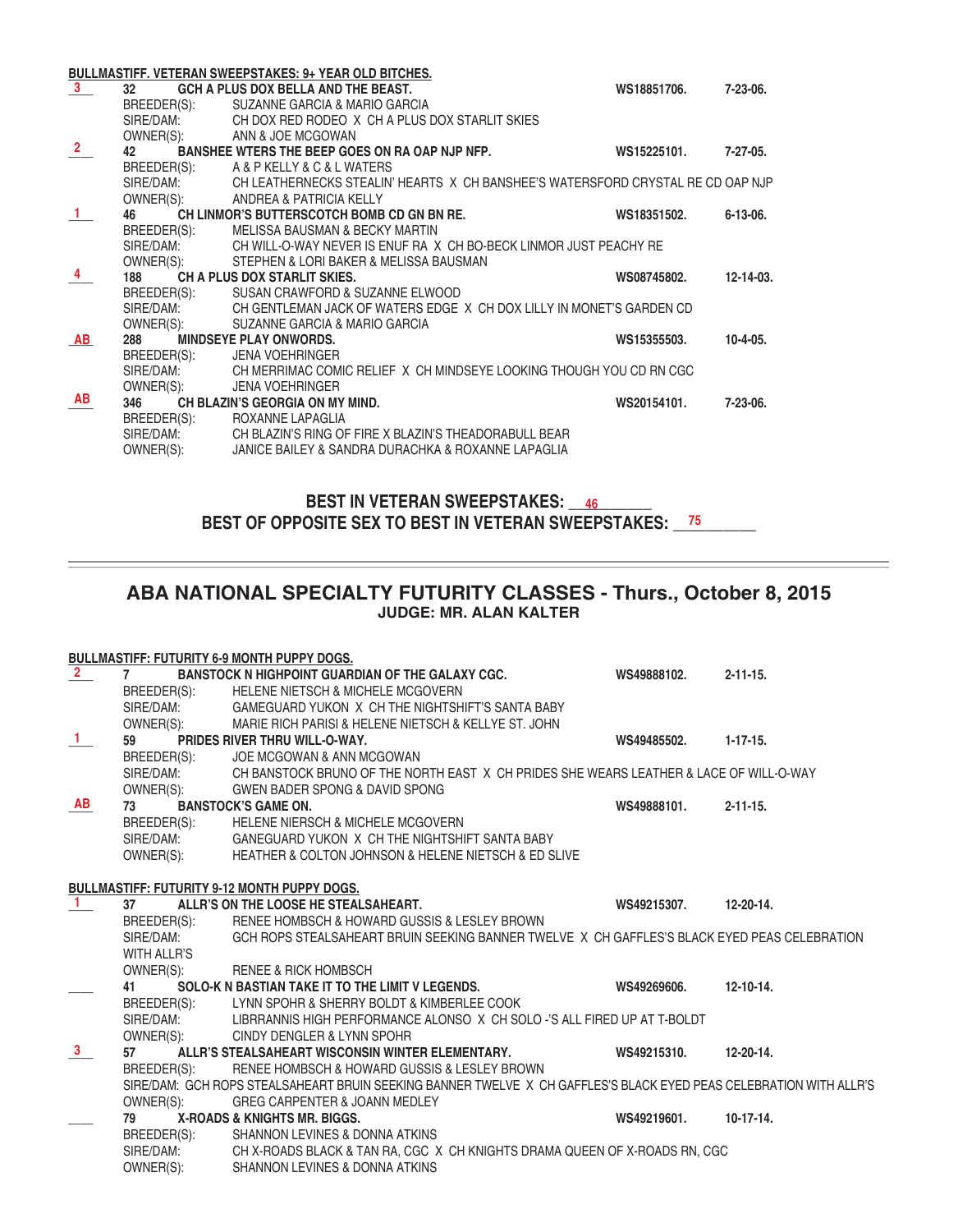**BULLMASTIFF. VETERAN SWEEPSTAKES: 9+ YEAR OLD BITCHES.**

**3** 32 **GCH A PLUS DOX BELLA AND THE BEAST.** WS18851706. 7-23-06.
BREEDER(S): SUZANNE GARCIA & MARIO GARCIA
SIRE/DAM: CH DOX RED RODEO X CH A PLUS DOX STARLIT SKIES
OWNER(S): ANN & JOE MCGOWAN

**2** 42 **BANSHEE WTERS THE BEEP GOES ON RA OAP NJP NFP.** WS15225101. 7-27-05.
BREEDER(S): A & P KELLY & C & L WATERS
SIRE/DAM: CH LEATHERNECKS STEALIN' HEARTS X CH BANSHEE'S WATERSFORD CRYSTAL RE CD OAP NJP
OWNER(S): ANDREA & PATRICIA KELLY

**1** 46 **CH LINMOR'S BUTTERSCOTCH BOMB CD GN BN RE.** WS18351502. 6-13-06.
BREEDER(S): MELISSA BAUSMAN & BECKY MARTIN
SIRE/DAM: CH WILL-O-WAY NEVER IS ENUF RA X CH BO-BECK LINMOR JUST PEACHY RE
OWNER(S): STEPHEN & LORI BAKER & MELISSA BAUSMAN

**4** 188 **CH A PLUS DOX STARLIT SKIES.** WS08745802. 12-14-03.
BREEDER(S): SUSAN CRAWFORD & SUZANNE ELWOOD
SIRE/DAM: CH GENTLEMAN JACK OF WATERS EDGE X CH DOX LILLY IN MONET'S GARDEN CD
OWNER(S): SUZANNE GARCIA & MARIO GARCIA

**AB** 288 **MINDSEYE PLAY ONWORDS.** WS15355503. 10-4-05.
BREEDER(S): JENA VOEHRINGER
SIRE/DAM: CH MERRIMAC COMIC RELIEF X CH MINDSEYE LOOKING THOUGH YOU CD RN CGC
OWNER(S): JENA VOEHRINGER

**AB** 346 **CH BLAZIN'S GEORGIA ON MY MIND.** WS20154101. 7-23-06.
BREEDER(S): ROXANNE LAPAGLIA
SIRE/DAM: CH BLAZIN'S RING OF FIRE X BLAZIN'S THEADORABULL BEAR
OWNER(S): JANICE BAILEY & SANDRA DURACHKA & ROXANNE LAPAGLIA

**BEST IN VETERAN SWEEPSTAKES: 46**
**BEST OF OPPOSITE SEX TO BEST IN VETERAN SWEEPSTAKES: 75**

---

## ABA NATIONAL SPECIALTY FUTURITY CLASSES - Thurs., October 8, 2015
### JUDGE: MR. ALAN KALTER

**BULLMASTIFF: FUTURITY 6-9 MONTH PUPPY DOGS.**

**2** 7 **BANSTOCK N HIGHPOINT GUARDIAN OF THE GALAXY CGC.** WS49888102. 2-11-15.
BREEDER(S): HELENE NIETSCH & MICHELE MCGOVERN
SIRE/DAM: GAMEGUARD YUKON X CH THE NIGHTSHIFT'S SANTA BABY
OWNER(S): MARIE RICH PARISI & HELENE NIETSCH & KELLYE ST. JOHN

**1** 59 **PRIDES RIVER THRU WILL-O-WAY.** WS49485502. 1-17-15.
BREEDER(S): JOE MCGOWAN & ANN MCGOWAN
SIRE/DAM: CH BANSTOCK BRUNO OF THE NORTH EAST X CH PRIDES SHE WEARS LEATHER & LACE OF WILL-O-WAY
OWNER(S): GWEN BADER SPONG & DAVID SPONG

**AB** 73 **BANSTOCK'S GAME ON.** WS49888101. 2-11-15.
BREEDER(S): HELENE NIERSCH & MICHELE MCGOVERN
SIRE/DAM: GANEGUARD YUKON X CH THE NIGHTSHIFT SANTA BABY
OWNER(S): HEATHER & COLTON JOHNSON & HELENE NIETSCH & ED SLIVE

**BULLMASTIFF: FUTURITY 9-12 MONTH PUPPY DOGS.**

**1** 37 **ALLR'S ON THE LOOSE HE STEALSAHEART.** WS49215307. 12-20-14.
BREEDER(S): RENEE HOMBSCH & HOWARD GUSSIS & LESLEY BROWN
SIRE/DAM: GCH ROPS STEALSAHEART BRUIN SEEKING BANNER TWELVE X CH GAFFLES'S BLACK EYED PEAS CELEBRATION WITH ALLR'S
OWNER(S): RENEE & RICK HOMBSCH

____ 41 **SOLO-K N BASTIAN TAKE IT TO THE LIMIT V LEGENDS.** WS49269606. 12-10-14.
BREEDER(S): LYNN SPOHR & SHERRY BOLDT & KIMBERLEE COOK
SIRE/DAM: LIBRRANNIS HIGH PERFORMANCE ALONSO X CH SOLO -'S ALL FIRED UP AT T-BOLDT
OWNER(S): CINDY DENGLER & LYNN SPOHR

**3** 57 **ALLR'S STEALSAHEART WISCONSIN WINTER ELEMENTARY.** WS49215310. 12-20-14.
BREEDER(S): RENEE HOMBSCH & HOWARD GUSSIS & LESLEY BROWN
SIRE/DAM: GCH ROPS STEALSAHEART BRUIN SEEKING BANNER TWELVE X CH GAFFLES'S BLACK EYED PEAS CELEBRATION WITH ALLR'S
OWNER(S): GREG CARPENTER & JOANN MEDLEY

____ 79 **X-ROADS & KNIGHTS MR. BIGGS.** WS49219601. 10-17-14.
BREEDER(S): SHANNON LEVINES & DONNA ATKINS
SIRE/DAM: CH X-ROADS BLACK & TAN RA, CGC X CH KNIGHTS DRAMA QUEEN OF X-ROADS RN, CGC
OWNER(S): SHANNON LEVINES & DONNA ATKINS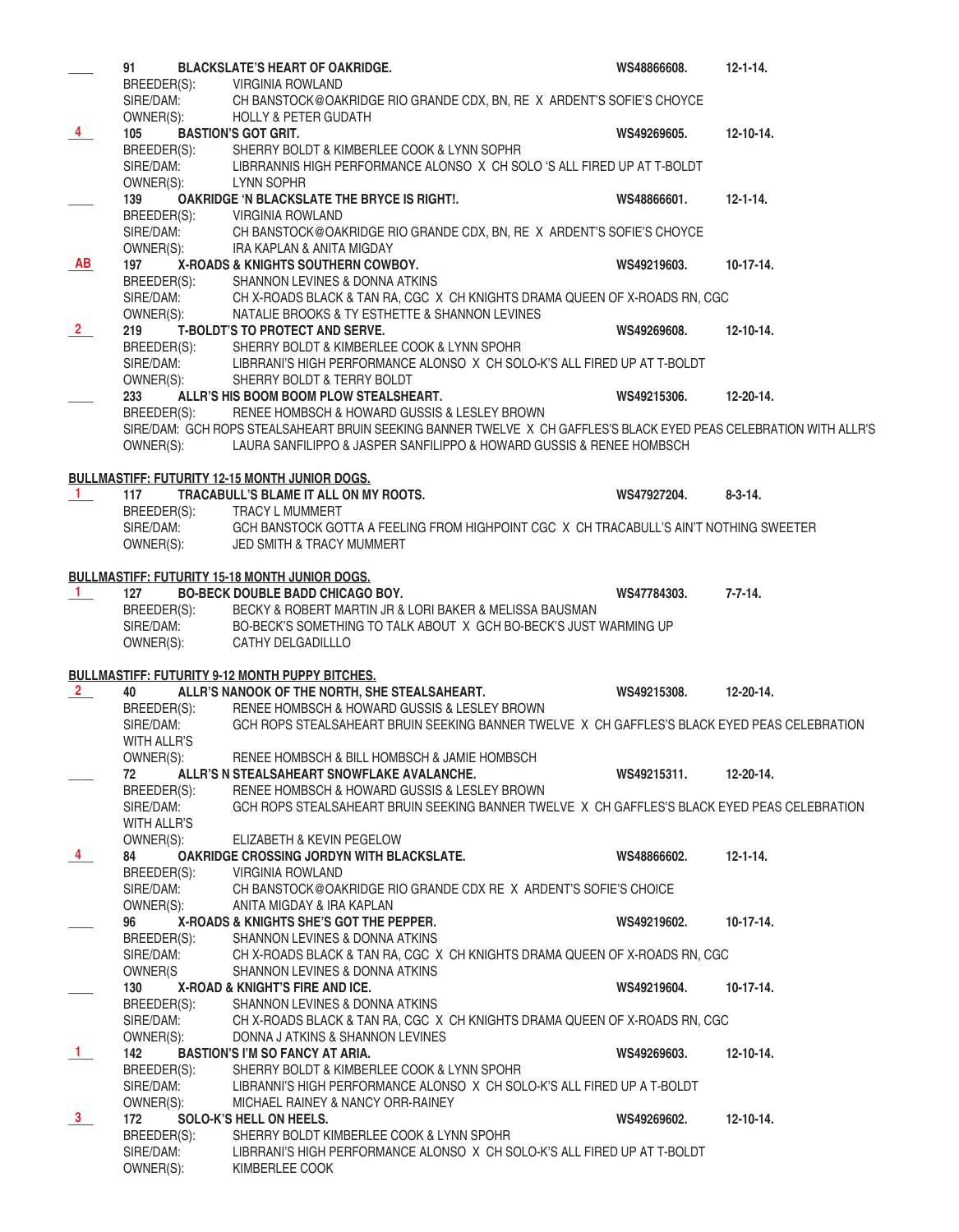**\_\_\_\_ 91 BLACKSLATE'S HEART OF OAKRIDGE.** WS48866608. 12-1-14.
BREEDER(S): VIRGINIA ROWLAND
SIRE/DAM: CH BANSTOCK@OAKRIDGE RIO GRANDE CDX, BN, RE X ARDENT'S SOFIE'S CHOYCE
OWNER(S): HOLLY & PETER GUDATH

**4 105 BASTION'S GOT GRIT.** WS49269605. 12-10-14.
BREEDER(S): SHERRY BOLDT & KIMBERLEE COOK & LYNN SOPHR
SIRE/DAM: LIBRRANNIS HIGH PERFORMANCE ALONSO X CH SOLO 'S ALL FIRED UP AT T-BOLDT
OWNER(S): LYNN SOPHR

**\_\_\_\_ 139 OAKRIDGE 'N BLACKSLATE THE BRYCE IS RIGHT!.** WS48866601. 12-1-14.
BREEDER(S): VIRGINIA ROWLAND
SIRE/DAM: CH BANSTOCK@OAKRIDGE RIO GRANDE CDX, BN, RE X ARDENT'S SOFIE'S CHOYCE
OWNER(S): IRA KAPLAN & ANITA MIGDAY

**AB 197 X-ROADS & KNIGHTS SOUTHERN COWBOY.** WS49219603. 10-17-14.
BREEDER(S): SHANNON LEVINES & DONNA ATKINS
SIRE/DAM: CH X-ROADS BLACK & TAN RA, CGC X CH KNIGHTS DRAMA QUEEN OF X-ROADS RN, CGC
OWNER(S): NATALIE BROOKS & TY ESTHETTE & SHANNON LEVINES

**2 219 T-BOLDT'S TO PROTECT AND SERVE.** WS49269608. 12-10-14.
BREEDER(S): SHERRY BOLDT & KIMBERLEE COOK & LYNN SPOHR
SIRE/DAM: LIBRRANI'S HIGH PERFORMANCE ALONSO X CH SOLO-K'S ALL FIRED UP AT T-BOLDT
OWNER(S): SHERRY BOLDT & TERRY BOLDT

**\_\_\_\_ 233 ALLR'S HIS BOOM BOOM PLOW STEALSHEART.** WS49215306. 12-20-14.
BREEDER(S): RENEE HOMBSCH & HOWARD GUSSIS & LESLEY BROWN
SIRE/DAM: GCH ROPS STEALSAHEART BRUIN SEEKING BANNER TWELVE X CH GAFFLES'S BLACK EYED PEAS CELEBRATION WITH ALLR'S
OWNER(S): LAURA SANFILIPPO & JASPER SANFILIPPO & HOWARD GUSSIS & RENEE HOMBSCH

**BULLMASTIFF: FUTURITY 12-15 MONTH JUNIOR DOGS.**

**1 117 TRACABULL'S BLAME IT ALL ON MY ROOTS.** WS47927204. 8-3-14.
BREEDER(S): TRACY L MUMMERT
SIRE/DAM: GCH BANSTOCK GOTTA A FEELING FROM HIGHPOINT CGC X CH TRACABULL'S AIN'T NOTHING SWEETER
OWNER(S): JED SMITH & TRACY MUMMERT

**BULLMASTIFF: FUTURITY 15-18 MONTH JUNIOR DOGS.**

**1 127 BO-BECK DOUBLE BADD CHICAGO BOY.** WS47784303. 7-7-14.
BREEDER(S): BECKY & ROBERT MARTIN JR & LORI BAKER & MELISSA BAUSMAN
SIRE/DAM: BO-BECK'S SOMETHING TO TALK ABOUT X GCH BO-BECK'S JUST WARMING UP
OWNER(S): CATHY DELGADILLLO

**BULLMASTIFF: FUTURITY 9-12 MONTH PUPPY BITCHES.**

**2 40 ALLR'S NANOOK OF THE NORTH, SHE STEALSAHEART.** WS49215308. 12-20-14.
BREEDER(S): RENEE HOMBSCH & HOWARD GUSSIS & LESLEY BROWN
SIRE/DAM: GCH ROPS STEALSAHEART BRUIN SEEKING BANNER TWELVE X CH GAFFLES'S BLACK EYED PEAS CELEBRATION WITH ALLR'S
OWNER(S): RENEE HOMBSCH & BILL HOMBSCH & JAMIE HOMBSCH

**\_\_\_\_ 72 ALLR'S N STEALSAHEART SNOWFLAKE AVALANCHE.** WS49215311. 12-20-14.
BREEDER(S): RENEE HOMBSCH & HOWARD GUSSIS & LESLEY BROWN
SIRE/DAM: GCH ROPS STEALSAHEART BRUIN SEEKING BANNER TWELVE X CH GAFFLES'S BLACK EYED PEAS CELEBRATION WITH ALLR'S
OWNER(S): ELIZABETH & KEVIN PEGELOW

**4 84 OAKRIDGE CROSSING JORDYN WITH BLACKSLATE.** WS48866602. 12-1-14.
BREEDER(S): VIRGINIA ROWLAND
SIRE/DAM: CH BANSTOCK@OAKRIDGE RIO GRANDE CDX RE X ARDENT'S SOFIE'S CHOICE
OWNER(S): ANITA MIGDAY & IRA KAPLAN

**\_\_\_\_ 96 X-ROADS & KNIGHTS SHE'S GOT THE PEPPER.** WS49219602. 10-17-14.
BREEDER(S): SHANNON LEVINES & DONNA ATKINS
SIRE/DAM: CH X-ROADS BLACK & TAN RA, CGC X CH KNIGHTS DRAMA QUEEN OF X-ROADS RN, CGC
OWNER(S SHANNON LEVINES & DONNA ATKINS

**\_\_\_\_ 130 X-ROAD & KNIGHT'S FIRE AND ICE.** WS49219604. 10-17-14.
BREEDER(S): SHANNON LEVINES & DONNA ATKINS
SIRE/DAM: CH X-ROADS BLACK & TAN RA, CGC X CH KNIGHTS DRAMA QUEEN OF X-ROADS RN, CGC
OWNER(S): DONNA J ATKINS & SHANNON LEVINES

**1 142 BASTION'S I'M SO FANCY AT ARIA.** WS49269603. 12-10-14.
BREEDER(S): SHERRY BOLDT & KIMBERLEE COOK & LYNN SPOHR
SIRE/DAM: LIBRANNI'S HIGH PERFORMANCE ALONSO X CH SOLO-K'S ALL FIRED UP A T-BOLDT
OWNER(S): MICHAEL RAINEY & NANCY ORR-RAINEY

**3 172 SOLO-K'S HELL ON HEELS.** WS49269602. 12-10-14.
BREEDER(S): SHERRY BOLDT KIMBERLEE COOK & LYNN SPOHR
SIRE/DAM: LIBRRANI'S HIGH PERFORMANCE ALONSO X CH SOLO-K'S ALL FIRED UP AT T-BOLDT
OWNER(S): KIMBERLEE COOK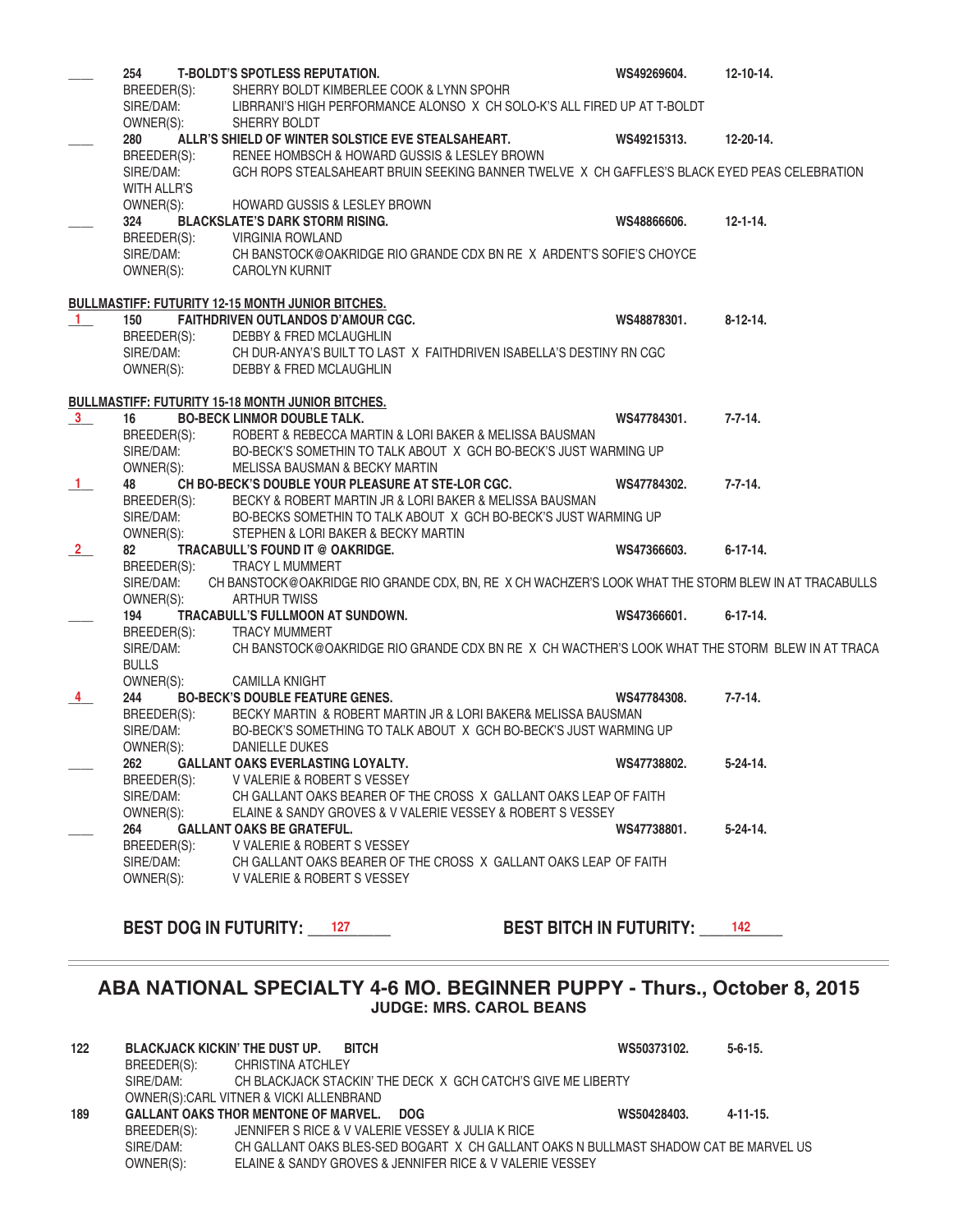____ **254 T-BOLDT'S SPOTLESS REPUTATION.** **WS49269604.** **12-10-14.**
BREEDER(S): SHERRY BOLDT KIMBERLEE COOK & LYNN SPOHR
SIRE/DAM: LIBRRANI'S HIGH PERFORMANCE ALONSO X CH SOLO-K'S ALL FIRED UP AT T-BOLDT
OWNER(S): SHERRY BOLDT

____ **280 ALLR'S SHIELD OF WINTER SOLSTICE EVE STEALSAHEART.** **WS49215313.** **12-20-14.**
BREEDER(S): RENEE HOMBSCH & HOWARD GUSSIS & LESLEY BROWN
SIRE/DAM: GCH ROPS STEALSAHEART BRUIN SEEKING BANNER TWELVE X CH GAFFLES'S BLACK EYED PEAS CELEBRATION WITH ALLR'S
OWNER(S): HOWARD GUSSIS & LESLEY BROWN

____ **324 BLACKSLATE'S DARK STORM RISING.** **WS48866606.** **12-1-14.**
BREEDER(S): VIRGINIA ROWLAND
SIRE/DAM: CH BANSTOCK@OAKRIDGE RIO GRANDE CDX BN RE X ARDENT'S SOFIE'S CHOYCE
OWNER(S): CAROLYN KURNIT

**BULLMASTIFF: FUTURITY 12-15 MONTH JUNIOR BITCHES.**

_1_ **150 FAITHDRIVEN OUTLANDOS D'AMOUR CGC.** **WS48878301.** **8-12-14.**
BREEDER(S): DEBBY & FRED MCLAUGHLIN
SIRE/DAM: CH DUR-ANYA'S BUILT TO LAST X FAITHDRIVEN ISABELLA'S DESTINY RN CGC
OWNER(S): DEBBY & FRED MCLAUGHLIN

**BULLMASTIFF: FUTURITY 15-18 MONTH JUNIOR BITCHES.**

_3_ **16 BO-BECK LINMOR DOUBLE TALK.** **WS47784301.** **7-7-14.**
BREEDER(S): ROBERT & REBECCA MARTIN & LORI BAKER & MELISSA BAUSMAN
SIRE/DAM: BO-BECK'S SOMETHIN TO TALK ABOUT X GCH BO-BECK'S JUST WARMING UP
OWNER(S): MELISSA BAUSMAN & BECKY MARTIN

_1_ **48 CH BO-BECK'S DOUBLE YOUR PLEASURE AT STE-LOR CGC.** **WS47784302.** **7-7-14.**
BREEDER(S): BECKY & ROBERT MARTIN JR & LORI BAKER & MELISSA BAUSMAN
SIRE/DAM: BO-BECKS SOMETHIN TO TALK ABOUT X GCH BO-BECK'S JUST WARMING UP
OWNER(S): STEPHEN & LORI BAKER & BECKY MARTIN

_2_ **82 TRACABULL'S FOUND IT @ OAKRIDGE.** **WS47366603.** **6-17-14.**
BREEDER(S): TRACY L MUMMERT
SIRE/DAM: CH BANSTOCK@OAKRIDGE RIO GRANDE CDX, BN, RE X CH WACHZER'S LOOK WHAT THE STORM BLEW IN AT TRACABULLS
OWNER(S): ARTHUR TWISS

____ **194 TRACABULL'S FULLMOON AT SUNDOWN.** **WS47366601.** **6-17-14.**
BREEDER(S): TRACY MUMMERT
SIRE/DAM: CH BANSTOCK@OAKRIDGE RIO GRANDE CDX BN RE X CH WACTHER'S LOOK WHAT THE STORM BLEW IN AT TRACA BULLS
OWNER(S): CAMILLA KNIGHT

_4_ **244 BO-BECK'S DOUBLE FEATURE GENES.** **WS47784308.** **7-7-14.**
BREEDER(S): BECKY MARTIN & ROBERT MARTIN JR & LORI BAKER& MELISSA BAUSMAN
SIRE/DAM: BO-BECK'S SOMETHING TO TALK ABOUT X GCH BO-BECK'S JUST WARMING UP
OWNER(S): DANIELLE DUKES

____ **262 GALLANT OAKS EVERLASTING LOYALTY.** **WS47738802.** **5-24-14.**
BREEDER(S): V VALERIE & ROBERT S VESSEY
SIRE/DAM: CH GALLANT OAKS BEARER OF THE CROSS X GALLANT OAKS LEAP OF FAITH
OWNER(S): ELAINE & SANDY GROVES & V VALERIE VESSEY & ROBERT S VESSEY

____ **264 GALLANT OAKS BE GRATEFUL.** **WS47738801.** **5-24-14.**
BREEDER(S): V VALERIE & ROBERT S VESSEY
SIRE/DAM: CH GALLANT OAKS BEARER OF THE CROSS X GALLANT OAKS LEAP OF FAITH
OWNER(S): V VALERIE & ROBERT S VESSEY

**BEST DOG IN FUTURITY: _127_** **BEST BITCH IN FUTURITY: _142_**

---

## ABA NATIONAL SPECIALTY 4-6 MO. BEGINNER PUPPY - Thurs., October 8, 2015
### JUDGE: MRS. CAROL BEANS

**122 BLACKJACK KICKIN' THE DUST UP. BITCH** **WS50373102.** **5-6-15.**
BREEDER(S): CHRISTINA ATCHLEY
SIRE/DAM: CH BLACKJACK STACKIN' THE DECK X GCH CATCH'S GIVE ME LIBERTY
OWNER(S):CARL VITNER & VICKI ALLENBRAND

**189 GALLANT OAKS THOR MENTONE OF MARVEL. DOG** **WS50428403.** **4-11-15.**
BREEDER(S): JENNIFER S RICE & V VALERIE VESSEY & JULIA K RICE
SIRE/DAM: CH GALLANT OAKS BLES-SED BOGART X CH GALLANT OAKS N BULLMAST SHADOW CAT BE MARVEL US
OWNER(S): ELAINE & SANDY GROVES & JENNIFER RICE & V VALERIE VESSEY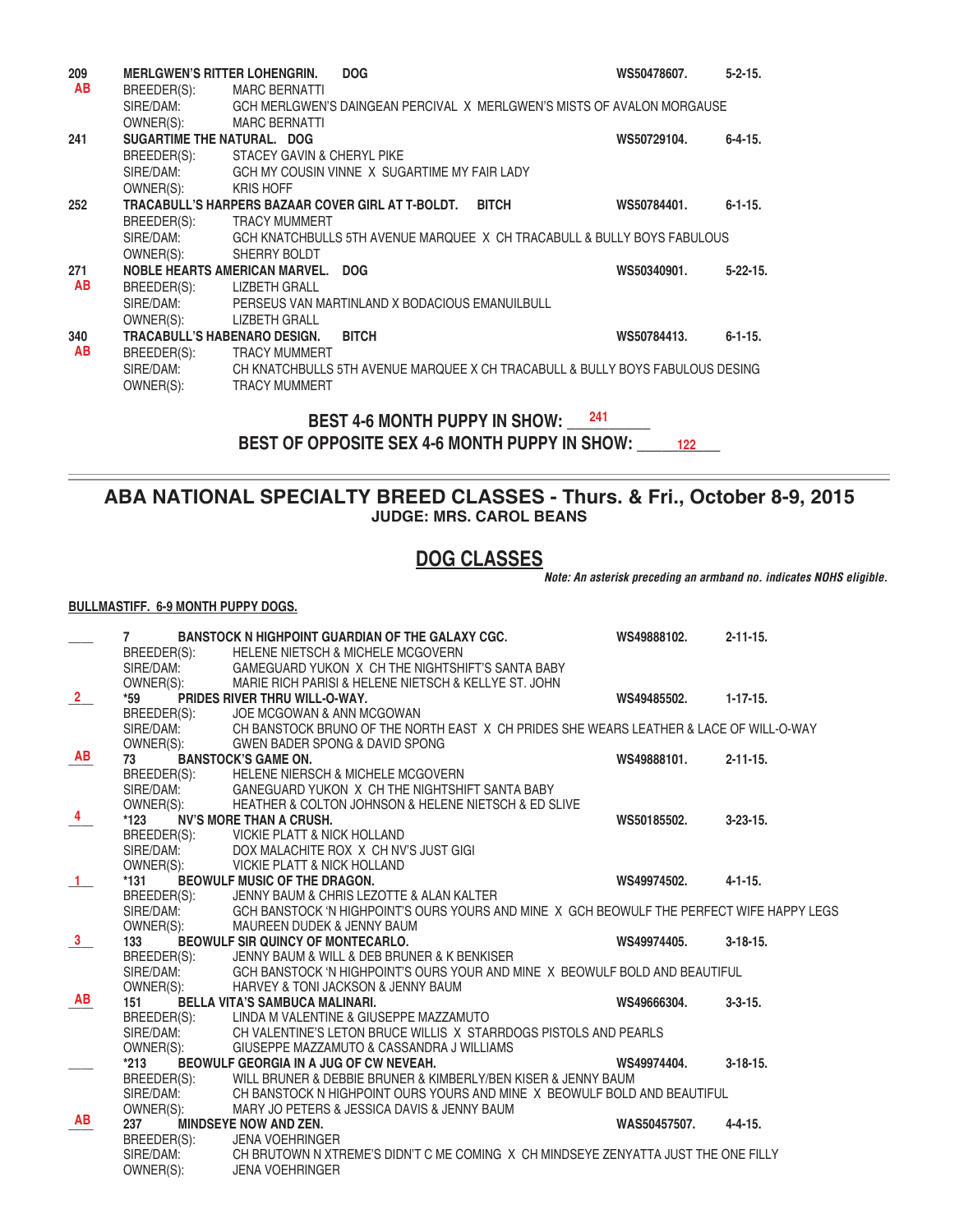209 **MERLGWEN'S RITTER LOHENGRIN. DOG** **WS50478607. 5-2-15.**
AB
BREEDER(S): MARC BERNATTI
SIRE/DAM: GCH MERLGWEN'S DAINGEAN PERCIVAL X MERLGWEN'S MISTS OF AVALON MORGAUSE
OWNER(S): MARC BERNATTI

241 **SUGARTIME THE NATURAL. DOG** **WS50729104. 6-4-15.**
BREEDER(S): STACEY GAVIN & CHERYL PIKE
SIRE/DAM: GCH MY COUSIN VINNE X SUGARTIME MY FAIR LADY
OWNER(S): KRIS HOFF

252 **TRACABULL'S HARPERS BAZAAR COVER GIRL AT T-BOLDT. BITCH** **WS50784401. 6-1-15.**
BREEDER(S): TRACY MUMMERT
SIRE/DAM: GCH KNATCHBULLS 5TH AVENUE MARQUEE X CH TRACABULL & BULLY BOYS FABULOUS
OWNER(S): SHERRY BOLDT

271 **NOBLE HEARTS AMERICAN MARVEL. DOG** **WS50340901. 5-22-15.**
AB
BREEDER(S): LIZBETH GRALL
SIRE/DAM: PERSEUS VAN MARTINLAND X BODACIOUS EMANUILBULL
OWNER(S): LIZBETH GRALL

340 **TRACABULL'S HABENARO DESIGN. BITCH** **WS50784413. 6-1-15.**
AB
BREEDER(S): TRACY MUMMERT
SIRE/DAM: CH KNATCHBULLS 5TH AVENUE MARQUEE X CH TRACABULL & BULLY BOYS FABULOUS DESING
OWNER(S): TRACY MUMMERT

**BEST 4-6 MONTH PUPPY IN SHOW: 241**

**BEST OF OPPOSITE SEX 4-6 MONTH PUPPY IN SHOW: 122**

---

## ABA NATIONAL SPECIALTY BREED CLASSES - Thurs. & Fri., October 8-9, 2015

### JUDGE: MRS. CAROL BEANS

## DOG CLASSES

***Note: An asterisk preceding an armband no. indicates NOHS eligible.***

**BULLMASTIFF. 6-9 MONTH PUPPY DOGS.**

____ 7 **BANSTOCK N HIGHPOINT GUARDIAN OF THE GALAXY CGC.** **WS49888102. 2-11-15.**
BREEDER(S): HELENE NIETSCH & MICHELE MCGOVERN
SIRE/DAM: GAMEGUARD YUKON X CH THE NIGHTSHIFT'S SANTA BABY
OWNER(S): MARIE RICH PARISI & HELENE NIETSCH & KELLYE ST. JOHN

2 *59 **PRIDES RIVER THRU WILL-O-WAY.** **WS49485502. 1-17-15.**
BREEDER(S): JOE MCGOWAN & ANN MCGOWAN
SIRE/DAM: CH BANSTOCK BRUNO OF THE NORTH EAST X CH PRIDES SHE WEARS LEATHER & LACE OF WILL-O-WAY
OWNER(S): GWEN BADER SPONG & DAVID SPONG

AB 73 **BANSTOCK'S GAME ON.** **WS49888101. 2-11-15.**
BREEDER(S): HELENE NIERSCH & MICHELE MCGOVERN
SIRE/DAM: GANEGUARD YUKON X CH THE NIGHTSHIFT SANTA BABY
OWNER(S): HEATHER & COLTON JOHNSON & HELENE NIETSCH & ED SLIVE

4 *123 **NV'S MORE THAN A CRUSH.** **WS50185502. 3-23-15.**
BREEDER(S): VICKIE PLATT & NICK HOLLAND
SIRE/DAM: DOX MALACHITE ROX X CH NV'S JUST GIGI
OWNER(S): VICKIE PLATT & NICK HOLLAND

1 *131 **BEOWULF MUSIC OF THE DRAGON.** **WS49974502. 4-1-15.**
BREEDER(S): JENNY BAUM & CHRIS LEZOTTE & ALAN KALTER
SIRE/DAM: GCH BANSTOCK 'N HIGHPOINT'S OURS YOURS AND MINE X GCH BEOWULF THE PERFECT WIFE HAPPY LEGS
OWNER(S): MAUREEN DUDEK & JENNY BAUM

3 133 **BEOWULF SIR QUINCY OF MONTECARLO.** **WS49974405. 3-18-15.**
BREEDER(S): JENNY BAUM & WILL & DEB BRUNER & K BENKISER
SIRE/DAM: GCH BANSTOCK 'N HIGHPOINT'S OURS YOUR AND MINE X BEOWULF BOLD AND BEAUTIFUL
OWNER(S): HARVEY & TONI JACKSON & JENNY BAUM

AB 151 **BELLA VITA'S SAMBUCA MALINARI.** **WS49666304. 3-3-15.**
BREEDER(S): LINDA M VALENTINE & GIUSEPPE MAZZAMUTO
SIRE/DAM: CH VALENTINE'S LETON BRUCE WILLIS X STARRDOGS PISTOLS AND PEARLS
OWNER(S): GIUSEPPE MAZZAMUTO & CASSANDRA J WILLIAMS

____ *213 **BEOWULF GEORGIA IN A JUG OF CW NEVEAH.** **WS49974404. 3-18-15.**
BREEDER(S): WILL BRUNER & DEBBIE BRUNER & KIMBERLY/BEN KISER & JENNY BAUM
SIRE/DAM: CH BANSTOCK N HIGHPOINT OURS YOURS AND MINE X BEOWULF BOLD AND BEAUTIFUL
OWNER(S): MARY JO PETERS & JESSICA DAVIS & JENNY BAUM

AB 237 **MINDSEYE NOW AND ZEN.** **WAS50457507. 4-4-15.**
BREEDER(S): JENA VOEHRINGER
SIRE/DAM: CH BRUTOWN N XTREME'S DIDN'T C ME COMING X CH MINDSEYE ZENYATTA JUST THE ONE FILLY
OWNER(S): JENA VOEHRINGER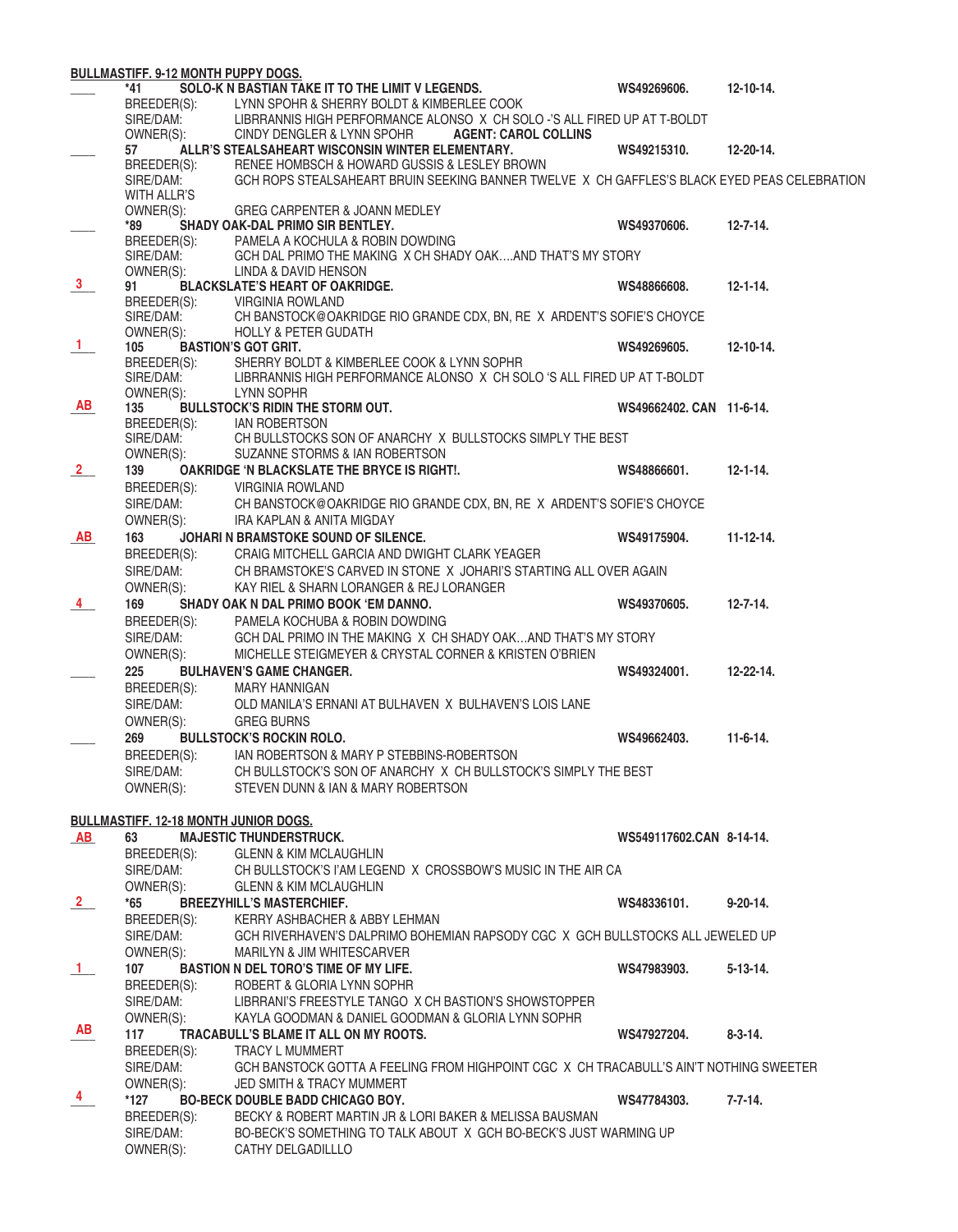**BULLMASTIFF. 9-12 MONTH PUPPY DOGS.**

____ *41 **SOLO-K N BASTIAN TAKE IT TO THE LIMIT V LEGENDS.** WS49269606. 12-10-14.
BREEDER(S): LYNN SPOHR & SHERRY BOLDT & KIMBERLEE COOK
SIRE/DAM: LIBRRANNIS HIGH PERFORMANCE ALONSO X CH SOLO -'S ALL FIRED UP AT T-BOLDT
OWNER(S): CINDY DENGLER & LYNN SPOHR **AGENT: CAROL COLLINS**

____ 57 **ALLR'S STEALSAHEART WISCONSIN WINTER ELEMENTARY.** WS49215310. 12-20-14.
BREEDER(S): RENEE HOMBSCH & HOWARD GUSSIS & LESLEY BROWN
SIRE/DAM: GCH ROPS STEALSAHEART BRUIN SEEKING BANNER TWELVE X CH GAFFLES'S BLACK EYED PEAS CELEBRATION WITH ALLR'S
OWNER(S): GREG CARPENTER & JOANN MEDLEY

____ *89 **SHADY OAK-DAL PRIMO SIR BENTLEY.** WS49370606. 12-7-14.
BREEDER(S): PAMELA A KOCHULA & ROBIN DOWDING
SIRE/DAM: GCH DAL PRIMO THE MAKING X CH SHADY OAK….AND THAT'S MY STORY
OWNER(S): LINDA & DAVID HENSON

3 91 **BLACKSLATE'S HEART OF OAKRIDGE.** WS48866608. 12-1-14.
BREEDER(S): VIRGINIA ROWLAND
SIRE/DAM: CH BANSTOCK@OAKRIDGE RIO GRANDE CDX, BN, RE X ARDENT'S SOFIE'S CHOYCE
OWNER(S): HOLLY & PETER GUDATH

1 105 **BASTION'S GOT GRIT.** WS49269605. 12-10-14.
BREEDER(S): SHERRY BOLDT & KIMBERLEE COOK & LYNN SOPHR
SIRE/DAM: LIBRRANNIS HIGH PERFORMANCE ALONSO X CH SOLO 'S ALL FIRED UP AT T-BOLDT
OWNER(S): LYNN SOPHR

AB 135 **BULLSTOCK'S RIDIN THE STORM OUT.** WS49662402. CAN 11-6-14.
BREEDER(S): IAN ROBERTSON
SIRE/DAM: CH BULLSTOCKS SON OF ANARCHY X BULLSTOCKS SIMPLY THE BEST
OWNER(S): SUZANNE STORMS & IAN ROBERTSON

2 139 **OAKRIDGE 'N BLACKSLATE THE BRYCE IS RIGHT!.** WS48866601. 12-1-14.
BREEDER(S): VIRGINIA ROWLAND
SIRE/DAM: CH BANSTOCK@OAKRIDGE RIO GRANDE CDX, BN, RE X ARDENT'S SOFIE'S CHOYCE
OWNER(S): IRA KAPLAN & ANITA MIGDAY

AB 163 **JOHARI N BRAMSTOKE SOUND OF SILENCE.** WS49175904. 11-12-14.
BREEDER(S): CRAIG MITCHELL GARCIA AND DWIGHT CLARK YEAGER
SIRE/DAM: CH BRAMSTOKE'S CARVED IN STONE X JOHARI'S STARTING ALL OVER AGAIN
OWNER(S): KAY RIEL & SHARN LORANGER & REJ LORANGER

4 169 **SHADY OAK N DAL PRIMO BOOK 'EM DANNO.** WS49370605. 12-7-14.
BREEDER(S): PAMELA KOCHUBA & ROBIN DOWDING
SIRE/DAM: GCH DAL PRIMO IN THE MAKING X CH SHADY OAK…AND THAT'S MY STORY
OWNER(S): MICHELLE STEIGMEYER & CRYSTAL CORNER & KRISTEN O'BRIEN

____ 225 **BULHAVEN'S GAME CHANGER.** WS49324001. 12-22-14.
BREEDER(S): MARY HANNIGAN
SIRE/DAM: OLD MANILA'S ERNANI AT BULHAVEN X BULHAVEN'S LOIS LANE
OWNER(S): GREG BURNS

____ 269 **BULLSTOCK'S ROCKIN ROLO.** WS49662403. 11-6-14.
BREEDER(S): IAN ROBERTSON & MARY P STEBBINS-ROBERTSON
SIRE/DAM: CH BULLSTOCK'S SON OF ANARCHY X CH BULLSTOCK'S SIMPLY THE BEST
OWNER(S): STEVEN DUNN & IAN & MARY ROBERTSON

**BULLMASTIFF. 12-18 MONTH JUNIOR DOGS.**

AB 63 **MAJESTIC THUNDERSTRUCK.** WS549117602.CAN 8-14-14.
BREEDER(S): GLENN & KIM MCLAUGHLIN
SIRE/DAM: CH BULLSTOCK'S I'AM LEGEND X CROSSBOW'S MUSIC IN THE AIR CA
OWNER(S): GLENN & KIM MCLAUGHLIN

2 *65 **BREEZYHILL'S MASTERCHIEF.** WS48336101. 9-20-14.
BREEDER(S): KERRY ASHBACHER & ABBY LEHMAN
SIRE/DAM: GCH RIVERHAVEN'S DALPRIMO BOHEMIAN RAPSODY CGC X GCH BULLSTOCKS ALL JEWELED UP
OWNER(S): MARILYN & JIM WHITESCARVER

1 107 **BASTION N DEL TORO'S TIME OF MY LIFE.** WS47983903. 5-13-14.
BREEDER(S): ROBERT & GLORIA LYNN SOPHR
SIRE/DAM: LIBRRANI'S FREESTYLE TANGO X CH BASTION'S SHOWSTOPPER
OWNER(S): KAYLA GOODMAN & DANIEL GOODMAN & GLORIA LYNN SOPHR

AB 117 **TRACABULL'S BLAME IT ALL ON MY ROOTS.** WS47927204. 8-3-14.
BREEDER(S): TRACY L MUMMERT
SIRE/DAM: GCH BANSTOCK GOTTA A FEELING FROM HIGHPOINT CGC X CH TRACABULL'S AIN'T NOTHING SWEETER
OWNER(S): JED SMITH & TRACY MUMMERT

4 *127 **BO-BECK DOUBLE BADD CHICAGO BOY.** WS47784303. 7-7-14.
BREEDER(S): BECKY & ROBERT MARTIN JR & LORI BAKER & MELISSA BAUSMAN
SIRE/DAM: BO-BECK'S SOMETHING TO TALK ABOUT X GCH BO-BECK'S JUST WARMING UP
OWNER(S): CATHY DELGADILLLO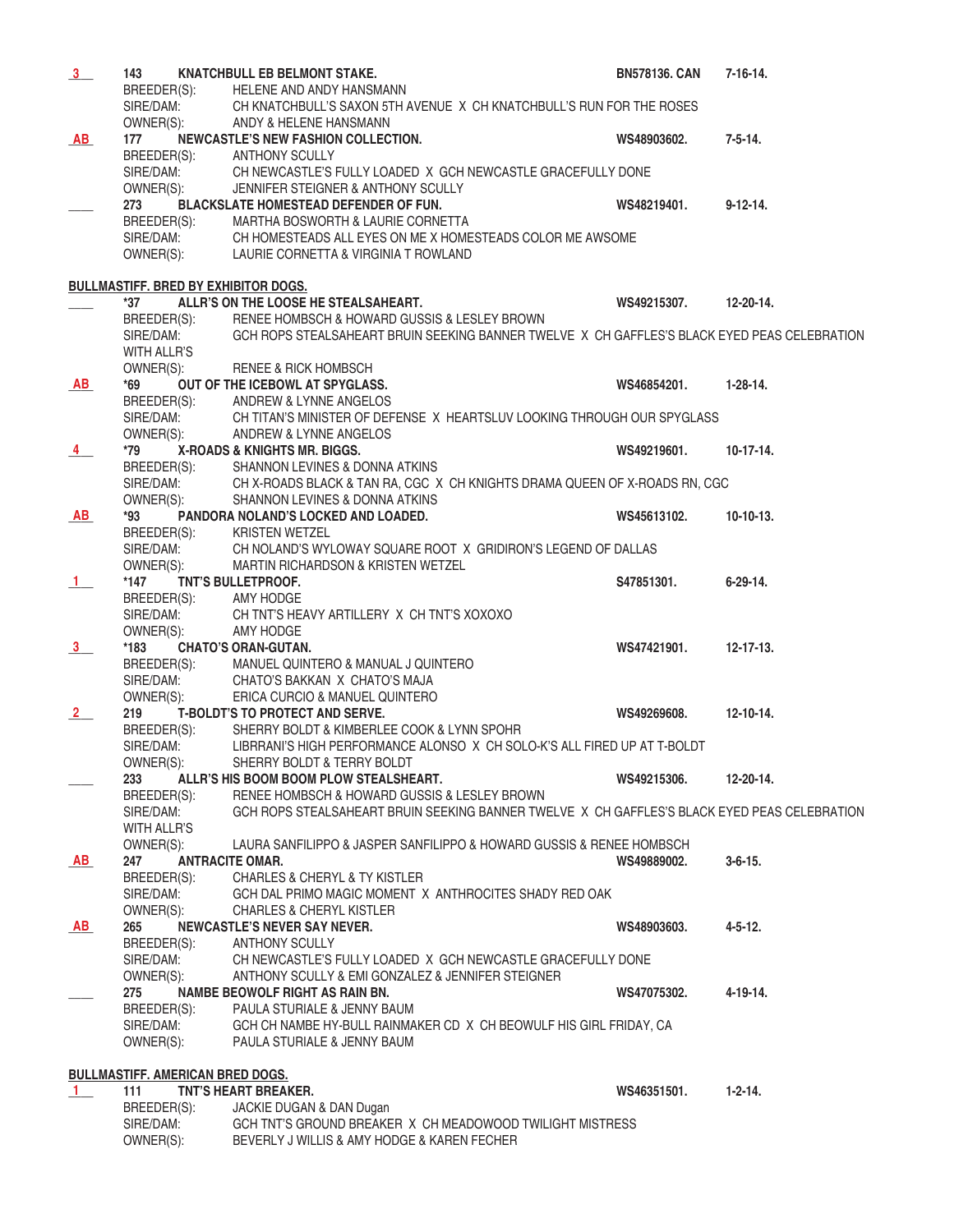**3** 143 **KNATCHBULL EB BELMONT STAKE.** **BN578136. CAN** **7-16-14.**
BREEDER(S): HELENE AND ANDY HANSMANN
SIRE/DAM: CH KNATCHBULL'S SAXON 5TH AVENUE X CH KNATCHBULL'S RUN FOR THE ROSES
OWNER(S): ANDY & HELENE HANSMANN

**AB** 177 **NEWCASTLE'S NEW FASHION COLLECTION.** **WS48903602.** **7-5-14.**
BREEDER(S): ANTHONY SCULLY
SIRE/DAM: CH NEWCASTLE'S FULLY LOADED X GCH NEWCASTLE GRACEFULLY DONE
OWNER(S): JENNIFER STEIGNER & ANTHONY SCULLY

____ 273 **BLACKSLATE HOMESTEAD DEFENDER OF FUN.** **WS48219401.** **9-12-14.**
BREEDER(S): MARTHA BOSWORTH & LAURIE CORNETTA
SIRE/DAM: CH HOMESTEADS ALL EYES ON ME X HOMESTEADS COLOR ME AWSOME
OWNER(S): LAURIE CORNETTA & VIRGINIA T ROWLAND

## BULLMASTIFF. BRED BY EXHIBITOR DOGS.

____ *37 **ALLR'S ON THE LOOSE HE STEALSAHEART.** **WS49215307.** **12-20-14.**
BREEDER(S): RENEE HOMBSCH & HOWARD GUSSIS & LESLEY BROWN
SIRE/DAM: GCH ROPS STEALSAHEART BRUIN SEEKING BANNER TWELVE X CH GAFFLES'S BLACK EYED PEAS CELEBRATION WITH ALLR'S
OWNER(S): RENEE & RICK HOMBSCH

**AB** *69 **OUT OF THE ICEBOWL AT SPYGLASS.** **WS46854201.** **1-28-14.**
BREEDER(S): ANDREW & LYNNE ANGELOS
SIRE/DAM: CH TITAN'S MINISTER OF DEFENSE X HEARTSLUV LOOKING THROUGH OUR SPYGLASS
OWNER(S): ANDREW & LYNNE ANGELOS

**4** *79 **X-ROADS & KNIGHTS MR. BIGGS.** **WS49219601.** **10-17-14.**
BREEDER(S): SHANNON LEVINES & DONNA ATKINS
SIRE/DAM: CH X-ROADS BLACK & TAN RA, CGC X CH KNIGHTS DRAMA QUEEN OF X-ROADS RN, CGC
OWNER(S): SHANNON LEVINES & DONNA ATKINS

**AB** *93 **PANDORA NOLAND'S LOCKED AND LOADED.** **WS45613102.** **10-10-13.**
BREEDER(S): KRISTEN WETZEL
SIRE/DAM: CH NOLAND'S WYLOWAY SQUARE ROOT X GRIDIRON'S LEGEND OF DALLAS
OWNER(S): MARTIN RICHARDSON & KRISTEN WETZEL

**1** *147 **TNT'S BULLETPROOF.** **S47851301.** **6-29-14.**
BREEDER(S): AMY HODGE
SIRE/DAM: CH TNT'S HEAVY ARTILLERY X CH TNT'S XOXOXO
OWNER(S): AMY HODGE

**3** *183 **CHATO'S ORAN-GUTAN.** **WS47421901.** **12-17-13.**
BREEDER(S): MANUEL QUINTERO & MANUAL J QUINTERO
SIRE/DAM: CHATO'S BAKKAN X CHATO'S MAJA
OWNER(S): ERICA CURCIO & MANUEL QUINTERO

**2** 219 **T-BOLDT'S TO PROTECT AND SERVE.** **WS49269608.** **12-10-14.**
BREEDER(S): SHERRY BOLDT & KIMBERLEE COOK & LYNN SPOHR
SIRE/DAM: LIBRRANI'S HIGH PERFORMANCE ALONSO X CH SOLO-K'S ALL FIRED UP AT T-BOLDT
OWNER(S): SHERRY BOLDT & TERRY BOLDT

____ 233 **ALLR'S HIS BOOM BOOM PLOW STEALSHEART.** **WS49215306.** **12-20-14.**
BREEDER(S): RENEE HOMBSCH & HOWARD GUSSIS & LESLEY BROWN
SIRE/DAM: GCH ROPS STEALSAHEART BRUIN SEEKING BANNER TWELVE X CH GAFFLES'S BLACK EYED PEAS CELEBRATION WITH ALLR'S
OWNER(S): LAURA SANFILIPPO & JASPER SANFILIPPO & HOWARD GUSSIS & RENEE HOMBSCH

**AB** 247 **ANTRACITE OMAR.** **WS49889002.** **3-6-15.**
BREEDER(S): CHARLES & CHERYL & TY KISTLER
SIRE/DAM: GCH DAL PRIMO MAGIC MOMENT X ANTHROCITES SHADY RED OAK
OWNER(S): CHARLES & CHERYL KISTLER

**AB** 265 **NEWCASTLE'S NEVER SAY NEVER.** **WS48903603.** **4-5-12.**
BREEDER(S): ANTHONY SCULLY
SIRE/DAM: CH NEWCASTLE'S FULLY LOADED X GCH NEWCASTLE GRACEFULLY DONE
OWNER(S): ANTHONY SCULLY & EMI GONZALEZ & JENNIFER STEIGNER

____ 275 **NAMBE BEOWOLF RIGHT AS RAIN BN.** **WS47075302.** **4-19-14.**
BREEDER(S): PAULA STURIALE & JENNY BAUM
SIRE/DAM: GCH CH NAMBE HY-BULL RAINMAKER CD X CH BEOWULF HIS GIRL FRIDAY, CA
OWNER(S): PAULA STURIALE & JENNY BAUM

## BULLMASTIFF. AMERICAN BRED DOGS.

**1** 111 **TNT'S HEART BREAKER.** **WS46351501.** **1-2-14.**
BREEDER(S): JACKIE DUGAN & DAN Dugan
SIRE/DAM: GCH TNT'S GROUND BREAKER X CH MEADOWOOD TWILIGHT MISTRESS
OWNER(S): BEVERLY J WILLIS & AMY HODGE & KAREN FECHER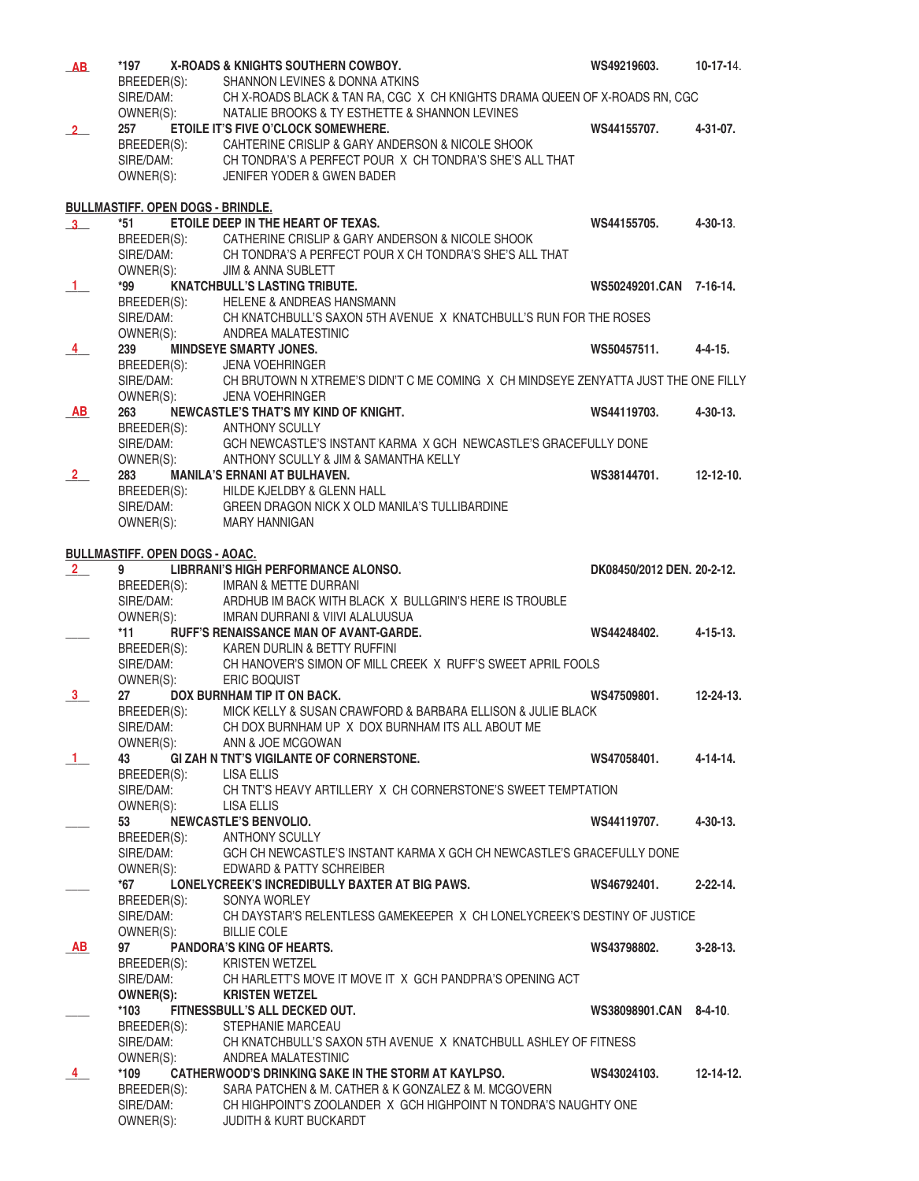AB *197 **X-ROADS & KNIGHTS SOUTHERN COWBOY.** **WS49219603.** **10-17-14.**
BREEDER(S): SHANNON LEVINES & DONNA ATKINS
SIRE/DAM: CH X-ROADS BLACK & TAN RA, CGC X CH KNIGHTS DRAMA QUEEN OF X-ROADS RN, CGC
OWNER(S): NATALIE BROOKS & TY ESTHETTE & SHANNON LEVINES

2 257 **ETOILE IT'S FIVE O'CLOCK SOMEWHERE.** **WS44155707.** **4-31-07.**
BREEDER(S): CAHTERINE CRISLIP & GARY ANDERSON & NICOLE SHOOK
SIRE/DAM: CH TONDRA'S A PERFECT POUR X CH TONDRA'S SHE'S ALL THAT
OWNER(S): JENIFER YODER & GWEN BADER

**BULLMASTIFF. OPEN DOGS - BRINDLE.**

3 *51 **ETOILE DEEP IN THE HEART OF TEXAS.** **WS44155705.** **4-30-13.**
BREEDER(S): CATHERINE CRISLIP & GARY ANDERSON & NICOLE SHOOK
SIRE/DAM: CH TONDRA'S A PERFECT POUR X CH TONDRA'S SHE'S ALL THAT
OWNER(S): JIM & ANNA SUBLETT

1 *99 **KNATCHBULL'S LASTING TRIBUTE.** **WS50249201.CAN 7-16-14.**
BREEDER(S): HELENE & ANDREAS HANSMANN
SIRE/DAM: CH KNATCHBULL'S SAXON 5TH AVENUE X KNATCHBULL'S RUN FOR THE ROSES
OWNER(S): ANDREA MALATESTINIC

4 239 **MINDSEYE SMARTY JONES.** **WS50457511.** **4-4-15.**
BREEDER(S): JENA VOEHRINGER
SIRE/DAM: CH BRUTOWN N XTREME'S DIDN'T C ME COMING X CH MINDSEYE ZENYATTA JUST THE ONE FILLY
OWNER(S): JENA VOEHRINGER

AB 263 **NEWCASTLE'S THAT'S MY KIND OF KNIGHT.** **WS44119703.** **4-30-13.**
BREEDER(S): ANTHONY SCULLY
SIRE/DAM: GCH NEWCASTLE'S INSTANT KARMA X GCH NEWCASTLE'S GRACEFULLY DONE
OWNER(S): ANTHONY SCULLY & JIM & SAMANTHA KELLY

2 283 **MANILA'S ERNANI AT BULHAVEN.** **WS38144701.** **12-12-10.**
BREEDER(S): HILDE KJELDBY & GLENN HALL
SIRE/DAM: GREEN DRAGON NICK X OLD MANILA'S TULLIBARDINE
OWNER(S): MARY HANNIGAN

**BULLMASTIFF. OPEN DOGS - AOAC.**

2 9 **LIBRRANI'S HIGH PERFORMANCE ALONSO.** **DK08450/2012 DEN. 20-2-12.**
BREEDER(S): IMRAN & METTE DURRANI
SIRE/DAM: ARDHUB IM BACK WITH BLACK X BULLGRIN'S HERE IS TROUBLE
OWNER(S): IMRAN DURRANI & VIIVI ALALUUSUA

____ *11 **RUFF'S RENAISSANCE MAN OF AVANT-GARDE.** **WS44248402.** **4-15-13.**
BREEDER(S): KAREN DURLIN & BETTY RUFFINI
SIRE/DAM: CH HANOVER'S SIMON OF MILL CREEK X RUFF'S SWEET APRIL FOOLS
OWNER(S): ERIC BOQUIST

3 27 **DOX BURNHAM TIP IT ON BACK.** **WS47509801.** **12-24-13.**
BREEDER(S): MICK KELLY & SUSAN CRAWFORD & BARBARA ELLISON & JULIE BLACK
SIRE/DAM: CH DOX BURNHAM UP X DOX BURNHAM ITS ALL ABOUT ME
OWNER(S): ANN & JOE MCGOWAN

1 43 **GI ZAH N TNT'S VIGILANTE OF CORNERSTONE.** **WS47058401.** **4-14-14.**
BREEDER(S): LISA ELLIS
SIRE/DAM: CH TNT'S HEAVY ARTILLERY X CH CORNERSTONE'S SWEET TEMPTATION
OWNER(S): LISA ELLIS

____ 53 **NEWCASTLE'S BENVOLIO.** **WS44119707.** **4-30-13.**
BREEDER(S): ANTHONY SCULLY
SIRE/DAM: GCH CH NEWCASTLE'S INSTANT KARMA X GCH CH NEWCASTLE'S GRACEFULLY DONE
OWNER(S): EDWARD & PATTY SCHREIBER

____ *67 **LONELYCREEK'S INCREDIBULLY BAXTER AT BIG PAWS.** **WS46792401.** **2-22-14.**
BREEDER(S): SONYA WORLEY
SIRE/DAM: CH DAYSTAR'S RELENTLESS GAMEKEEPER X CH LONELYCREEK'S DESTINY OF JUSTICE
OWNER(S): BILLIE COLE

AB 97 **PANDORA'S KING OF HEARTS.** **WS43798802.** **3-28-13.**
BREEDER(S): KRISTEN WETZEL
SIRE/DAM: CH HARLETT'S MOVE IT MOVE IT X GCH PANDPRA'S OPENING ACT
**OWNER(S): KRISTEN WETZEL**

____ *103 **FITNESSBULL'S ALL DECKED OUT.** **WS38098901.CAN 8-4-10.**
BREEDER(S): STEPHANIE MARCEAU
SIRE/DAM: CH KNATCHBULL'S SAXON 5TH AVENUE X KNATCHBULL ASHLEY OF FITNESS
OWNER(S): ANDREA MALATESTINIC

4 *109 **CATHERWOOD'S DRINKING SAKE IN THE STORM AT KAYLPSO.** **WS43024103.** **12-14-12.**
BREEDER(S): SARA PATCHEN & M. CATHER & K GONZALEZ & M. MCGOVERN
SIRE/DAM: CH HIGHPOINT'S ZOOLANDER X GCH HIGHPOINT N TONDRA'S NAUGHTY ONE
OWNER(S): JUDITH & KURT BUCKARDT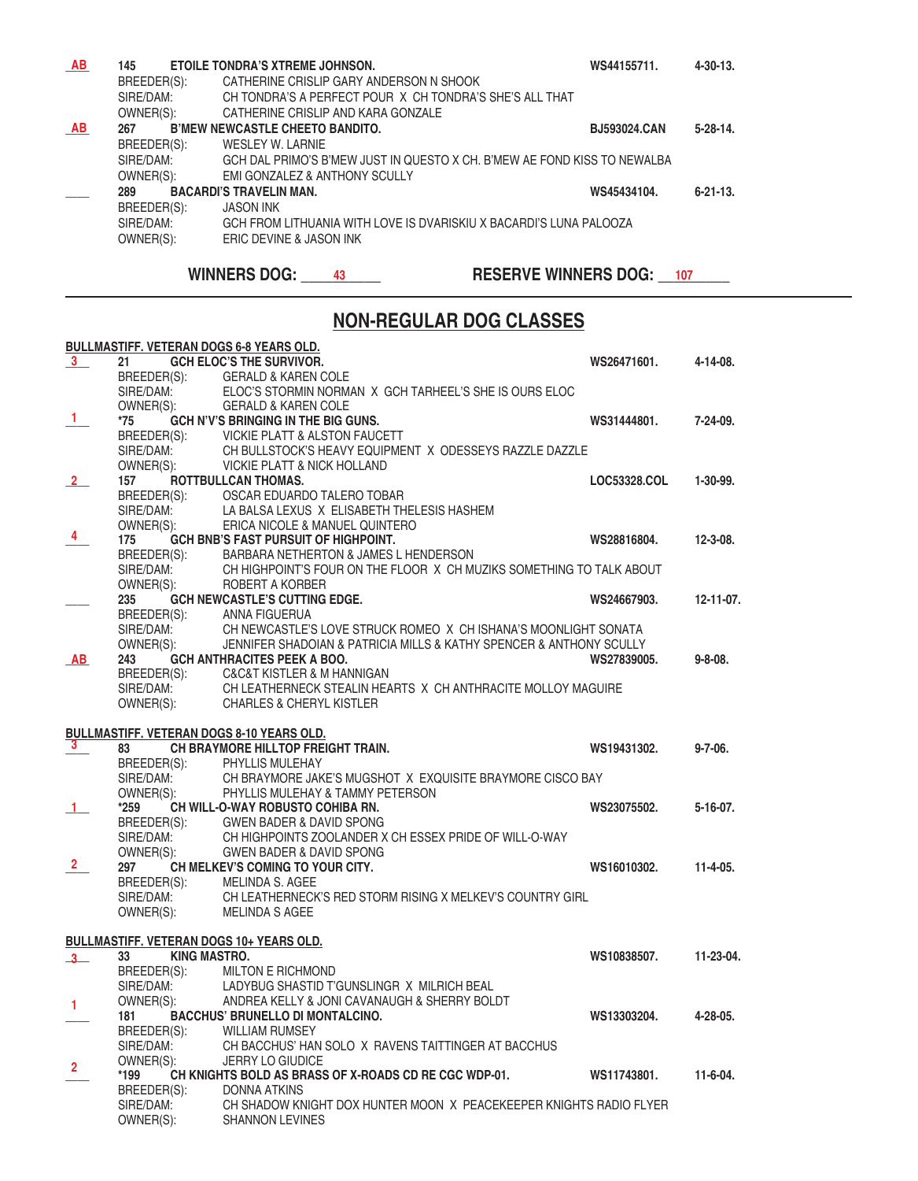**AB** 145 **ETOILE TONDRA'S XTREME JOHNSON.** **WS44155711.** **4-30-13.**
BREEDER(S): CATHERINE CRISLIP GARY ANDERSON N SHOOK
SIRE/DAM: CH TONDRA'S A PERFECT POUR X CH TONDRA'S SHE'S ALL THAT
OWNER(S): CATHERINE CRISLIP AND KARA GONZALE

**AB** 267 **B'MEW NEWCASTLE CHEETO BANDITO.** **BJ593024.CAN** **5-28-14.**
BREEDER(S): WESLEY W. LARNIE
SIRE/DAM: GCH DAL PRIMO'S B'MEW JUST IN QUESTO X CH. B'MEW AE FOND KISS TO NEWALBA
OWNER(S): EMI GONZALEZ & ANTHONY SCULLY

____ 289 **BACARDI'S TRAVELIN MAN.** **WS45434104.** **6-21-13.**
BREEDER(S): JASON INK
SIRE/DAM: GCH FROM LITHUANIA WITH LOVE IS DVARISKIU X BACARDI'S LUNA PALOOZA
OWNER(S): ERIC DEVINE & JASON INK

**WINNERS DOG: 43** **RESERVE WINNERS DOG: 107**

---

## NON-REGULAR DOG CLASSES

**BULLMASTIFF. VETERAN DOGS 6-8 YEARS OLD.**

**3** 21 **GCH ELOC'S THE SURVIVOR.** **WS26471601.** **4-14-08.**
BREEDER(S): GERALD & KAREN COLE
SIRE/DAM: ELOC'S STORMIN NORMAN X GCH TARHEEL'S SHE IS OURS ELOC
OWNER(S): GERALD & KAREN COLE

**1** *75 **GCH N'V'S BRINGING IN THE BIG GUNS.** **WS31444801.** **7-24-09.**
BREEDER(S): VICKIE PLATT & ALSTON FAUCETT
SIRE/DAM: CH BULLSTOCK'S HEAVY EQUIPMENT X ODESSEYS RAZZLE DAZZLE
OWNER(S): VICKIE PLATT & NICK HOLLAND

**2** 157 **ROTTBULLCAN THOMAS.** **LOC53328.COL** **1-30-99.**
BREEDER(S): OSCAR EDUARDO TALERO TOBAR
SIRE/DAM: LA BALSA LEXUS X ELISABETH THELESIS HASHEM
OWNER(S): ERICA NICOLE & MANUEL QUINTERO

**4** 175 **GCH BNB'S FAST PURSUIT OF HIGHPOINT.** **WS28816804.** **12-3-08.**
BREEDER(S): BARBARA NETHERTON & JAMES L HENDERSON
SIRE/DAM: CH HIGHPOINT'S FOUR ON THE FLOOR X CH MUZIKS SOMETHING TO TALK ABOUT
OWNER(S): ROBERT A KORBER

____ 235 **GCH NEWCASTLE'S CUTTING EDGE.** **WS24667903.** **12-11-07.**
BREEDER(S): ANNA FIGUERUA
SIRE/DAM: CH NEWCASTLE'S LOVE STRUCK ROMEO X CH ISHANA'S MOONLIGHT SONATA
OWNER(S): JENNIFER SHADOIAN & PATRICIA MILLS & KATHY SPENCER & ANTHONY SCULLY

**AB** 243 **GCH ANTHRACITES PEEK A BOO.** **WS27839005.** **9-8-08.**
BREEDER(S): C&C&T KISTLER & M HANNIGAN
SIRE/DAM: CH LEATHERNECK STEALIN HEARTS X CH ANTHRACITE MOLLOY MAGUIRE
OWNER(S): CHARLES & CHERYL KISTLER

**BULLMASTIFF. VETERAN DOGS 8-10 YEARS OLD.**

**3** 83 **CH BRAYMORE HILLTOP FREIGHT TRAIN.** **WS19431302.** **9-7-06.**
BREEDER(S): PHYLLIS MULEHAY
SIRE/DAM: CH BRAYMORE JAKE'S MUGSHOT X EXQUISITE BRAYMORE CISCO BAY
OWNER(S): PHYLLIS MULEHAY & TAMMY PETERSON

**1** *259 **CH WILL-O-WAY ROBUSTO COHIBA RN.** **WS23075502.** **5-16-07.**
BREEDER(S): GWEN BADER & DAVID SPONG
SIRE/DAM: CH HIGHPOINTS ZOOLANDER X CH ESSEX PRIDE OF WILL-O-WAY
OWNER(S): GWEN BADER & DAVID SPONG

**2** 297 **CH MELKEV'S COMING TO YOUR CITY.** **WS16010302.** **11-4-05.**
BREEDER(S): MELINDA S. AGEE
SIRE/DAM: CH LEATHERNECK'S RED STORM RISING X MELKEV'S COUNTRY GIRL
OWNER(S): MELINDA S AGEE

**BULLMASTIFF. VETERAN DOGS 10+ YEARS OLD.**

**3** 33 **KING MASTRO.** **WS10838507.** **11-23-04.**
BREEDER(S): MILTON E RICHMOND
SIRE/DAM: LADYBUG SHASTID T'GUNSLINGR X MILRICH BEAL
OWNER(S): ANDREA KELLY & JONI CAVANAUGH & SHERRY BOLDT

**1** 181 **BACCHUS' BRUNELLO DI MONTALCINO.** **WS13303204.** **4-28-05.**
BREEDER(S): WILLIAM RUMSEY
SIRE/DAM: CH BACCHUS' HAN SOLO X RAVENS TAITTINGER AT BACCHUS
OWNER(S): JERRY LO GIUDICE

**2** *199 **CH KNIGHTS BOLD AS BRASS OF X-ROADS CD RE CGC WDP-01.** **WS11743801.** **11-6-04.**
BREEDER(S): DONNA ATKINS
SIRE/DAM: CH SHADOW KNIGHT DOX HUNTER MOON X PEACEKEEPER KNIGHTS RADIO FLYER
OWNER(S): SHANNON LEVINES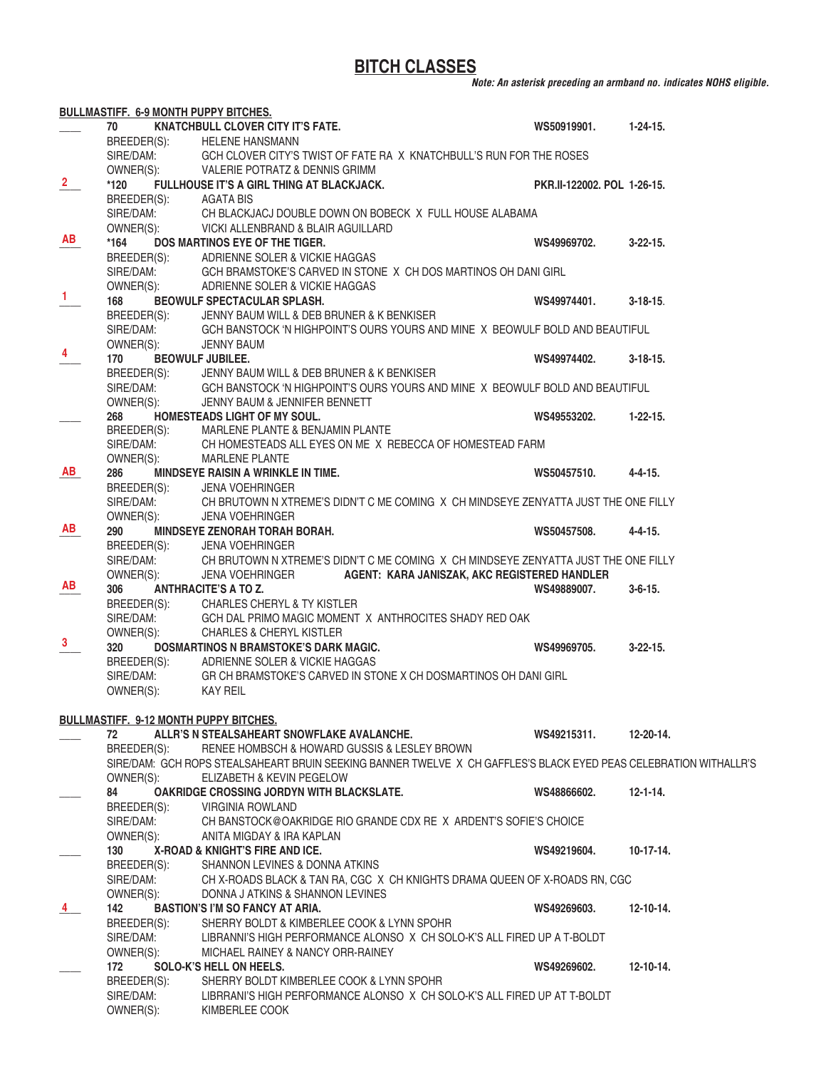# BITCH CLASSES

***Note: An asterisk preceding an armband no. indicates NOHS eligible.***

**BULLMASTIFF. 6-9 MONTH PUPPY BITCHES.**

____ 70 **KNATCHBULL CLOVER CITY IT'S FATE.** **WS50919901.** **1-24-15.**
BREEDER(S): HELENE HANSMANN
SIRE/DAM: GCH CLOVER CITY'S TWIST OF FATE RA X KNATCHBULL'S RUN FOR THE ROSES
OWNER(S): VALERIE POTRATZ & DENNIS GRIMM

2 *120 **FULLHOUSE IT'S A GIRL THING AT BLACKJACK.** **PKR.II-122002. POL 1-26-15.**
BREEDER(S): AGATA BIS
SIRE/DAM: CH BLACKJACJ DOUBLE DOWN ON BOBECK X FULL HOUSE ALABAMA
OWNER(S): VICKI ALLENBRAND & BLAIR AGUILLARD

AB *164 **DOS MARTINOS EYE OF THE TIGER.** **WS49969702.** **3-22-15.**
BREEDER(S): ADRIENNE SOLER & VICKIE HAGGAS
SIRE/DAM: GCH BRAMSTOKE'S CARVED IN STONE X CH DOS MARTINOS OH DANI GIRL
OWNER(S): ADRIENNE SOLER & VICKIE HAGGAS

1 168 **BEOWULF SPECTACULAR SPLASH.** **WS49974401.** **3-18-15.**
BREEDER(S): JENNY BAUM WILL & DEB BRUNER & K BENKISER
SIRE/DAM: GCH BANSTOCK 'N HIGHPOINT'S OURS YOURS AND MINE X BEOWULF BOLD AND BEAUTIFUL
OWNER(S): JENNY BAUM

4 170 **BEOWULF JUBILEE.** **WS49974402.** **3-18-15.**
BREEDER(S): JENNY BAUM WILL & DEB BRUNER & K BENKISER
SIRE/DAM: GCH BANSTOCK 'N HIGHPOINT'S OURS YOURS AND MINE X BEOWULF BOLD AND BEAUTIFUL
OWNER(S): JENNY BAUM & JENNIFER BENNETT

____ 268 **HOMESTEADS LIGHT OF MY SOUL.** **WS49553202.** **1-22-15.**
BREEDER(S): MARLENE PLANTE & BENJAMIN PLANTE
SIRE/DAM: CH HOMESTEADS ALL EYES ON ME X REBECCA OF HOMESTEAD FARM
OWNER(S): MARLENE PLANTE

AB 286 **MINDSEYE RAISIN A WRINKLE IN TIME.** **WS50457510.** **4-4-15.**
BREEDER(S): JENA VOEHRINGER
SIRE/DAM: CH BRUTOWN N XTREME'S DIDN'T C ME COMING X CH MINDSEYE ZENYATTA JUST THE ONE FILLY
OWNER(S): JENA VOEHRINGER

AB 290 **MINDSEYE ZENORAH TORAH BORAH.** **WS50457508.** **4-4-15.**
BREEDER(S): JENA VOEHRINGER
SIRE/DAM: CH BRUTOWN N XTREME'S DIDN'T C ME COMING X CH MINDSEYE ZENYATTA JUST THE ONE FILLY
OWNER(S): JENA VOEHRINGER **AGENT: KARA JANISZAK, AKC REGISTERED HANDLER**

AB 306 **ANTHRACITE'S A TO Z.** **WS49889007.** **3-6-15.**
BREEDER(S): CHARLES CHERYL & TY KISTLER
SIRE/DAM: GCH DAL PRIMO MAGIC MOMENT X ANTHROCITES SHADY RED OAK
OWNER(S): CHARLES & CHERYL KISTLER

3 320 **DOSMARTINOS N BRAMSTOKE'S DARK MAGIC.** **WS49969705.** **3-22-15.**
BREEDER(S): ADRIENNE SOLER & VICKIE HAGGAS
SIRE/DAM: GR CH BRAMSTOKE'S CARVED IN STONE X CH DOSMARTINOS OH DANI GIRL
OWNER(S): KAY REIL

**BULLMASTIFF. 9-12 MONTH PUPPY BITCHES.**

____ 72 **ALLR'S N STEALSAHEART SNOWFLAKE AVALANCHE.** **WS49215311.** **12-20-14.**
BREEDER(S): RENEE HOMBSCH & HOWARD GUSSIS & LESLEY BROWN
SIRE/DAM: GCH ROPS STEALSAHEART BRUIN SEEKING BANNER TWELVE X CH GAFFLES'S BLACK EYED PEAS CELEBRATION WITHALLR'S
OWNER(S): ELIZABETH & KEVIN PEGELOW

____ 84 **OAKRIDGE CROSSING JORDYN WITH BLACKSLATE.** **WS48866602.** **12-1-14.**
BREEDER(S): VIRGINIA ROWLAND
SIRE/DAM: CH BANSTOCK@OAKRIDGE RIO GRANDE CDX RE X ARDENT'S SOFIE'S CHOICE
OWNER(S): ANITA MIGDAY & IRA KAPLAN

____ 130 **X-ROAD & KNIGHT'S FIRE AND ICE.** **WS49219604.** **10-17-14.**
BREEDER(S): SHANNON LEVINES & DONNA ATKINS
SIRE/DAM: CH X-ROADS BLACK & TAN RA, CGC X CH KNIGHTS DRAMA QUEEN OF X-ROADS RN, CGC
OWNER(S): DONNA J ATKINS & SHANNON LEVINES

4 142 **BASTION'S I'M SO FANCY AT ARIA.** **WS49269603.** **12-10-14.**
BREEDER(S): SHERRY BOLDT & KIMBERLEE COOK & LYNN SPOHR
SIRE/DAM: LIBRANNI'S HIGH PERFORMANCE ALONSO X CH SOLO-K'S ALL FIRED UP A T-BOLDT
OWNER(S): MICHAEL RAINEY & NANCY ORR-RAINEY

____ 172 **SOLO-K'S HELL ON HEELS.** **WS49269602.** **12-10-14.**
BREEDER(S): SHERRY BOLDT KIMBERLEE COOK & LYNN SPOHR
SIRE/DAM: LIBRRANI'S HIGH PERFORMANCE ALONSO X CH SOLO-K'S ALL FIRED UP AT T-BOLDT
OWNER(S): KIMBERLEE COOK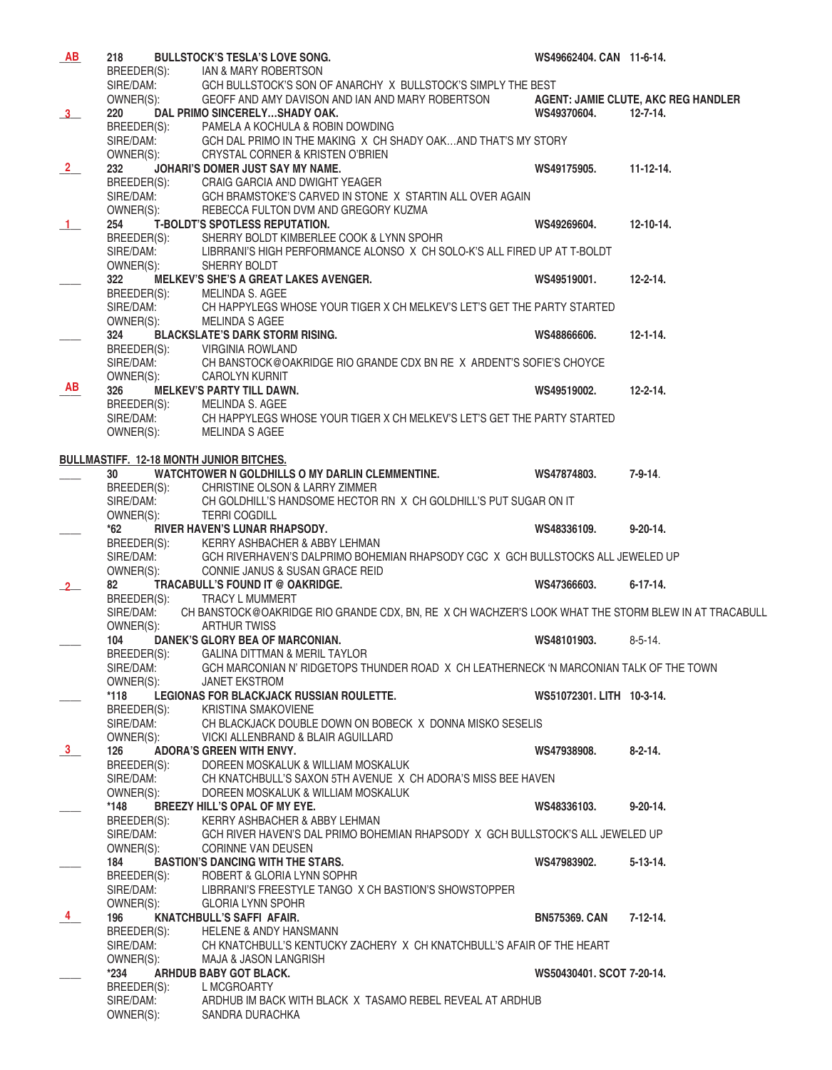**AB** 218 **BULLSTOCK'S TESLA'S LOVE SONG.** **WS49662404. CAN 11-6-14.**
BREEDER(S): IAN & MARY ROBERTSON
SIRE/DAM: GCH BULLSTOCK'S SON OF ANARCHY X BULLSTOCK'S SIMPLY THE BEST
OWNER(S): GEOFF AND AMY DAVISON AND IAN AND MARY ROBERTSON **AGENT: JAMIE CLUTE, AKC REG HANDLER**

**3** 220 **DAL PRIMO SINCERELY...SHADY OAK.** **WS49370604. 12-7-14.**
BREEDER(S): PAMELA A KOCHULA & ROBIN DOWDING
SIRE/DAM: GCH DAL PRIMO IN THE MAKING X CH SHADY OAK...AND THAT'S MY STORY
OWNER(S): CRYSTAL CORNER & KRISTEN O'BRIEN

**2** 232 **JOHARI'S DOMER JUST SAY MY NAME.** **WS49175905. 11-12-14.**
BREEDER(S): CRAIG GARCIA AND DWIGHT YEAGER
SIRE/DAM: GCH BRAMSTOKE'S CARVED IN STONE X STARTIN ALL OVER AGAIN
OWNER(S): REBECCA FULTON DVM AND GREGORY KUZMA

**1** 254 **T-BOLDT'S SPOTLESS REPUTATION.** **WS49269604. 12-10-14.**
BREEDER(S): SHERRY BOLDT KIMBERLEE COOK & LYNN SPOHR
SIRE/DAM: LIBRRANI'S HIGH PERFORMANCE ALONSO X CH SOLO-K'S ALL FIRED UP AT T-BOLDT
OWNER(S): SHERRY BOLDT

____ 322 **MELKEV'S SHE'S A GREAT LAKES AVENGER.** **WS49519001. 12-2-14.**
BREEDER(S): MELINDA S. AGEE
SIRE/DAM: CH HAPPYLEGS WHOSE YOUR TIGER X CH MELKEV'S LET'S GET THE PARTY STARTED
OWNER(S): MELINDA S AGEE

____ 324 **BLACKSLATE'S DARK STORM RISING.** **WS48866606. 12-1-14.**
BREEDER(S): VIRGINIA ROWLAND
SIRE/DAM: CH BANSTOCK@OAKRIDGE RIO GRANDE CDX BN RE X ARDENT'S SOFIE'S CHOYCE
OWNER(S): CAROLYN KURNIT

**AB** 326 **MELKEV'S PARTY TILL DAWN.** **WS49519002. 12-2-14.**
BREEDER(S): MELINDA S. AGEE
SIRE/DAM: CH HAPPYLEGS WHOSE YOUR TIGER X CH MELKEV'S LET'S GET THE PARTY STARTED
OWNER(S): MELINDA S AGEE

**BULLMASTIFF. 12-18 MONTH JUNIOR BITCHES.**

____ 30 **WATCHTOWER N GOLDHILLS O MY DARLIN CLEMMENTINE.** **WS47874803. 7-9-14.**
BREEDER(S): CHRISTINE OLSON & LARRY ZIMMER
SIRE/DAM: CH GOLDHILL'S HANDSOME HECTOR RN X CH GOLDHILL'S PUT SUGAR ON IT
OWNER(S): TERRI COGDILL

____ *62 **RIVER HAVEN'S LUNAR RHAPSODY.** **WS48336109. 9-20-14.**
BREEDER(S): KERRY ASHBACHER & ABBY LEHMAN
SIRE/DAM: GCH RIVERHAVEN'S DALPRIMO BOHEMIAN RHAPSODY CGC X GCH BULLSTOCKS ALL JEWELED UP
OWNER(S): CONNIE JANUS & SUSAN GRACE REID

**2** 82 **TRACABULL'S FOUND IT @ OAKRIDGE.** **WS47366603. 6-17-14.**
BREEDER(S): TRACY L MUMMERT
SIRE/DAM: CH BANSTOCK@OAKRIDGE RIO GRANDE CDX, BN, RE X CH WACHZER'S LOOK WHAT THE STORM BLEW IN AT TRACABULL
OWNER(S): ARTHUR TWISS

____ 104 **DANEK'S GLORY BEA OF MARCONIAN.** **WS48101903.** 8-5-14.
BREEDER(S): GALINA DITTMAN & MERIL TAYLOR
SIRE/DAM: GCH MARCONIAN N' RIDGETOPS THUNDER ROAD X CH LEATHERNECK 'N MARCONIAN TALK OF THE TOWN
OWNER(S): JANET EKSTROM

____ *118 **LEGIONAS FOR BLACKJACK RUSSIAN ROULETTE.** **WS51072301. LITH 10-3-14.**
BREEDER(S): KRISTINA SMAKOVIENE
SIRE/DAM: CH BLACKJACK DOUBLE DOWN ON BOBECK X DONNA MISKO SESELIS
OWNER(S): VICKI ALLENBRAND & BLAIR AGUILLARD

**3** 126 **ADORA'S GREEN WITH ENVY.** **WS47938908. 8-2-14.**
BREEDER(S): DOREEN MOSKALUK & WILLIAM MOSKALUK
SIRE/DAM: CH KNATCHBULL'S SAXON 5TH AVENUE X CH ADORA'S MISS BEE HAVEN
OWNER(S): DOREEN MOSKALUK & WILLIAM MOSKALUK

____ *148 **BREEZY HILL'S OPAL OF MY EYE.** **WS48336103. 9-20-14.**
BREEDER(S): KERRY ASHBACHER & ABBY LEHMAN
SIRE/DAM: GCH RIVER HAVEN'S DAL PRIMO BOHEMIAN RHAPSODY X GCH BULLSTOCK'S ALL JEWELED UP
OWNER(S): CORINNE VAN DEUSEN

____ 184 **BASTION'S DANCING WITH THE STARS.** **WS47983902. 5-13-14.**
BREEDER(S): ROBERT & GLORIA LYNN SOPHR
SIRE/DAM: LIBRRANI'S FREESTYLE TANGO X CH BASTION'S SHOWSTOPPER
OWNER(S): GLORIA LYNN SPOHR

**4** 196 **KNATCHBULL'S SAFFI AFAIR.** **BN575369. CAN 7-12-14.**
BREEDER(S): HELENE & ANDY HANSMANN
SIRE/DAM: CH KNATCHBULL'S KENTUCKY ZACHERY X CH KNATCHBULL'S AFAIR OF THE HEART
OWNER(S): MAJA & JASON LANGRISH

____ *234 **ARHDUB BABY GOT BLACK.** **WS50430401. SCOT 7-20-14.**
BREEDER(S): L MCGROARTY
SIRE/DAM: ARDHUB IM BACK WITH BLACK X TASAMO REBEL REVEAL AT ARDHUB
OWNER(S): SANDRA DURACHKA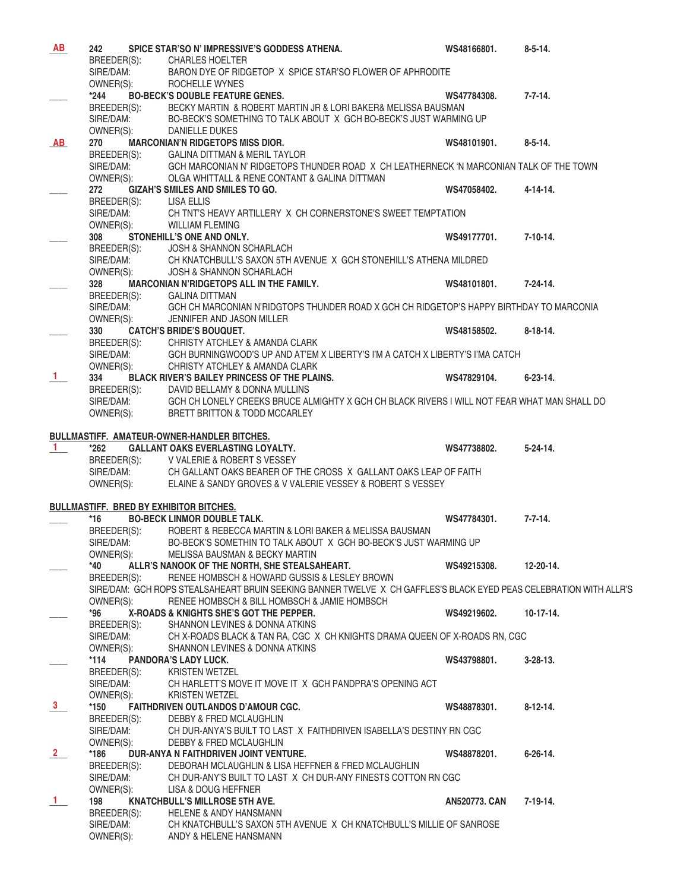**AB** **242 SPICE STAR'SO N' IMPRESSIVE'S GODDESS ATHENA.** **WS48166801.** **8-5-14.**
BREEDER(S): CHARLES HOELTER
SIRE/DAM: BARON DYE OF RIDGETOP X SPICE STAR'SO FLOWER OF APHRODITE
OWNER(S): ROCHELLE WYNES

____ **\*244 BO-BECK'S DOUBLE FEATURE GENES.** **WS47784308.** **7-7-14.**
BREEDER(S): BECKY MARTIN & ROBERT MARTIN JR & LORI BAKER& MELISSA BAUSMAN
SIRE/DAM: BO-BECK'S SOMETHING TO TALK ABOUT X GCH BO-BECK'S JUST WARMING UP
OWNER(S): DANIELLE DUKES

**AB** **270 MARCONIAN'N RIDGETOPS MISS DIOR.** **WS48101901.** **8-5-14.**
BREEDER(S): GALINA DITTMAN & MERIL TAYLOR
SIRE/DAM: GCH MARCONIAN N' RIDGETOPS THUNDER ROAD X CH LEATHERNECK 'N MARCONIAN TALK OF THE TOWN
OWNER(S): OLGA WHITTALL & RENE CONTANT & GALINA DITTMAN

____ **272 GIZAH'S SMILES AND SMILES TO GO.** **WS47058402.** **4-14-14.**
BREEDER(S): LISA ELLIS
SIRE/DAM: CH TNT'S HEAVY ARTILLERY X CH CORNERSTONE'S SWEET TEMPTATION
OWNER(S): WILLIAM FLEMING

____ **308 STONEHILL'S ONE AND ONLY.** **WS49177701.** **7-10-14.**
BREEDER(S): JOSH & SHANNON SCHARLACH
SIRE/DAM: CH KNATCHBULL'S SAXON 5TH AVENUE X GCH STONEHILL'S ATHENA MILDRED
OWNER(S): JOSH & SHANNON SCHARLACH

____ **328 MARCONIAN N'RIDGETOPS ALL IN THE FAMILY.** **WS48101801.** **7-24-14.**
BREEDER(S): GALINA DITTMAN
SIRE/DAM: GCH CH MARCONIAN N'RIDGTOPS THUNDER ROAD X GCH CH RIDGETOP'S HAPPY BIRTHDAY TO MARCONIA
OWNER(S): JENNIFER AND JASON MILLER

____ **330 CATCH'S BRIDE'S BOUQUET.** **WS48158502.** **8-18-14.**
BREEDER(S): CHRISTY ATCHLEY & AMANDA CLARK
SIRE/DAM: GCH BURNINGWOOD'S UP AND AT'EM X LIBERTY'S I'M A CATCH X LIBERTY'S I'MA CATCH
OWNER(S): CHRISTY ATCHLEY & AMANDA CLARK

**1** **334 BLACK RIVER'S BAILEY PRINCESS OF THE PLAINS.** **WS47829104.** **6-23-14.**
BREEDER(S): DAVID BELLAMY & DONNA MULLINS
SIRE/DAM: GCH CH LONELY CREEKS BRUCE ALMIGHTY X GCH CH BLACK RIVERS I WILL NOT FEAR WHAT MAN SHALL DO
OWNER(S): BRETT BRITTON & TODD MCCARLEY

**BULLMASTIFF. AMATEUR-OWNER-HANDLER BITCHES.**

**1** **\*262 GALLANT OAKS EVERLASTING LOYALTY.** **WS47738802.** **5-24-14.**
BREEDER(S): V VALERIE & ROBERT S VESSEY
SIRE/DAM: CH GALLANT OAKS BEARER OF THE CROSS X GALLANT OAKS LEAP OF FAITH
OWNER(S): ELAINE & SANDY GROVES & V VALERIE VESSEY & ROBERT S VESSEY

**BULLMASTIFF. BRED BY EXHIBITOR BITCHES.**

____ **\*16 BO-BECK LINMOR DOUBLE TALK.** **WS47784301.** **7-7-14.**
BREEDER(S): ROBERT & REBECCA MARTIN & LORI BAKER & MELISSA BAUSMAN
SIRE/DAM: BO-BECK'S SOMETHIN TO TALK ABOUT X GCH BO-BECK'S JUST WARMING UP
OWNER(S): MELISSA BAUSMAN & BECKY MARTIN

____ **\*40 ALLR'S NANOOK OF THE NORTH, SHE STEALSAHEART.** **WS49215308.** **12-20-14.**
BREEDER(S): RENEE HOMBSCH & HOWARD GUSSIS & LESLEY BROWN
SIRE/DAM: GCH ROPS STEALSAHEART BRUIN SEEKING BANNER TWELVE X CH GAFFLES'S BLACK EYED PEAS CELEBRATION WITH ALLR'S
OWNER(S): RENEE HOMBSCH & BILL HOMBSCH & JAMIE HOMBSCH

____ **\*96 X-ROADS & KNIGHTS SHE'S GOT THE PEPPER.** **WS49219602.** **10-17-14.**
BREEDER(S): SHANNON LEVINES & DONNA ATKINS
SIRE/DAM: CH X-ROADS BLACK & TAN RA, CGC X CH KNIGHTS DRAMA QUEEN OF X-ROADS RN, CGC
OWNER(S): SHANNON LEVINES & DONNA ATKINS

____ **\*114 PANDORA'S LADY LUCK.** **WS43798801.** **3-28-13.**
BREEDER(S): KRISTEN WETZEL
SIRE/DAM: CH HARLETT'S MOVE IT MOVE IT X GCH PANDPRA'S OPENING ACT
OWNER(S): KRISTEN WETZEL

**3** **\*150 FAITHDRIVEN OUTLANDOS D'AMOUR CGC.** **WS48878301.** **8-12-14.**
BREEDER(S): DEBBY & FRED MCLAUGHLIN
SIRE/DAM: CH DUR-ANYA'S BUILT TO LAST X FAITHDRIVEN ISABELLA'S DESTINY RN CGC
OWNER(S): DEBBY & FRED MCLAUGHLIN

**2** **\*186 DUR-ANYA N FAITHDRIVEN JOINT VENTURE.** **WS48878201.** **6-26-14.**
BREEDER(S): DEBORAH MCLAUGHLIN & LISA HEFFNER & FRED MCLAUGHLIN
SIRE/DAM: CH DUR-ANY'S BUILT TO LAST X CH DUR-ANY FINESTS COTTON RN CGC
OWNER(S): LISA & DOUG HEFFNER

**1** **198 KNATCHBULL'S MILLROSE 5TH AVE.** **AN520773. CAN** **7-19-14.**
BREEDER(S): HELENE & ANDY HANSMANN
SIRE/DAM: CH KNATCHBULL'S SAXON 5TH AVENUE X CH KNATCHBULL'S MILLIE OF SANROSE
OWNER(S): ANDY & HELENE HANSMANN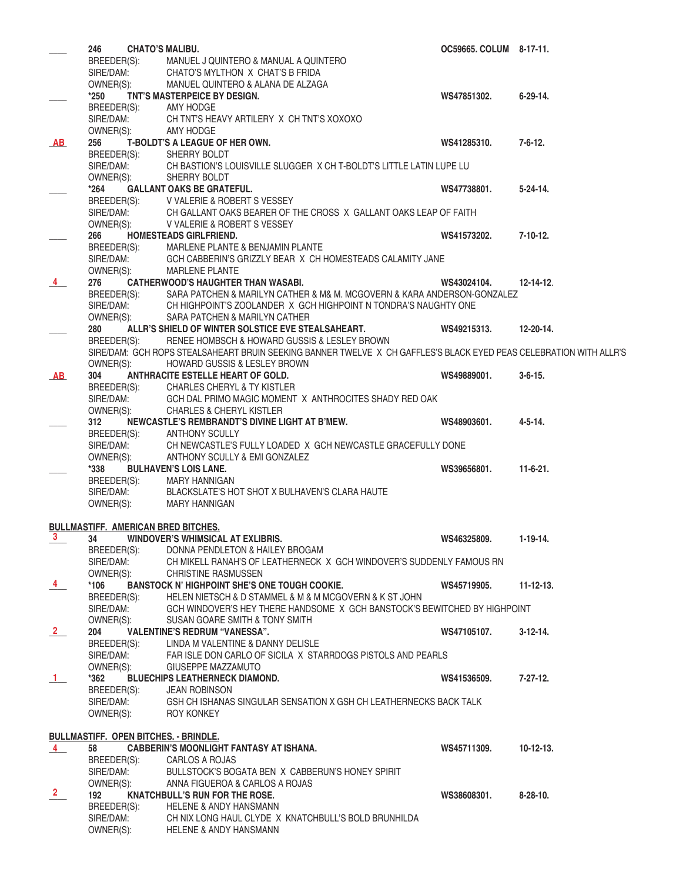____ **246 CHATO'S MALIBU.** **OC59665. COLUM 8-17-11.**
BREEDER(S): MANUEL J QUINTERO & MANUAL A QUINTERO
SIRE/DAM: CHATO'S MYLTHON X CHAT'S B FRIDA
OWNER(S): MANUEL QUINTERO & ALANA DE ALZAGA

____ **\*250 TNT'S MASTERPEICE BY DESIGN.** **WS47851302. 6-29-14.**
BREEDER(S): AMY HODGE
SIRE/DAM: CH TNT'S HEAVY ARTILERY X CH TNT'S XOXOXO
OWNER(S): AMY HODGE

AB **256 T-BOLDT'S A LEAGUE OF HER OWN.** **WS41285310. 7-6-12.**
BREEDER(S): SHERRY BOLDT
SIRE/DAM: CH BASTION'S LOUISVILLE SLUGGER X CH T-BOLDT'S LITTLE LATIN LUPE LU
OWNER(S): SHERRY BOLDT

____ **\*264 GALLANT OAKS BE GRATEFUL.** **WS47738801. 5-24-14.**
BREEDER(S): V VALERIE & ROBERT S VESSEY
SIRE/DAM: CH GALLANT OAKS BEARER OF THE CROSS X GALLANT OAKS LEAP OF FAITH
OWNER(S): V VALERIE & ROBERT S VESSEY

____ **266 HOMESTEADS GIRLFRIEND.** **WS41573202. 7-10-12.**
BREEDER(S): MARLENE PLANTE & BENJAMIN PLANTE
SIRE/DAM: GCH CABBERIN'S GRIZZLY BEAR X CH HOMESTEADS CALAMITY JANE
OWNER(S): MARLENE PLANTE

4 **276 CATHERWOOD'S HAUGHTER THAN WASABI.** **WS43024104. 12-14-12.**
BREEDER(S): SARA PATCHEN & MARILYN CATHER & M& M. MCGOVERN & KARA ANDERSON-GONZALEZ
SIRE/DAM: CH HIGHPOINT'S ZOOLANDER X GCH HIGHPOINT N TONDRA'S NAUGHTY ONE
OWNER(S): SARA PATCHEN & MARILYN CATHER

____ **280 ALLR'S SHIELD OF WINTER SOLSTICE EVE STEALSAHEART.** **WS49215313. 12-20-14.**
BREEDER(S): RENEE HOMBSCH & HOWARD GUSSIS & LESLEY BROWN
SIRE/DAM: GCH ROPS STEALSAHEART BRUIN SEEKING BANNER TWELVE X CH GAFFLES'S BLACK EYED PEAS CELEBRATION WITH ALLR'S
OWNER(S): HOWARD GUSSIS & LESLEY BROWN

AB **304 ANTHRACITE ESTELLE HEART OF GOLD.** **WS49889001. 3-6-15.**
BREEDER(S): CHARLES CHERYL & TY KISTLER
SIRE/DAM: GCH DAL PRIMO MAGIC MOMENT X ANTHROCITES SHADY RED OAK
OWNER(S): CHARLES & CHERYL KISTLER

____ **312 NEWCASTLE'S REMBRANDT'S DIVINE LIGHT AT B'MEW.** **WS48903601. 4-5-14.**
BREEDER(S): ANTHONY SCULLY
SIRE/DAM: CH NEWCASTLE'S FULLY LOADED X GCH NEWCASTLE GRACEFULLY DONE
OWNER(S): ANTHONY SCULLY & EMI GONZALEZ

____ **\*338 BULHAVEN'S LOIS LANE.** **WS39656801. 11-6-21.**
BREEDER(S): MARY HANNIGAN
SIRE/DAM: BLACKSLATE'S HOT SHOT X BULHAVEN'S CLARA HAUTE
OWNER(S): MARY HANNIGAN

**BULLMASTIFF. AMERICAN BRED BITCHES.**

3 **34 WINDOVER'S WHIMSICAL AT EXLIBRIS.** **WS46325809. 1-19-14.**
BREEDER(S): DONNA PENDLETON & HAILEY BROGAM
SIRE/DAM: CH MIKELL RANAH'S OF LEATHERNECK X GCH WINDOVER'S SUDDENLY FAMOUS RN
OWNER(S): CHRISTINE RASMUSSEN

4 **\*106 BANSTOCK N' HIGHPOINT SHE'S ONE TOUGH COOKIE.** **WS45719905. 11-12-13.**
BREEDER(S): HELEN NIETSCH & D STAMMEL & M & M MCGOVERN & K ST JOHN
SIRE/DAM: GCH WINDOVER'S HEY THERE HANDSOME X GCH BANSTOCK'S BEWITCHED BY HIGHPOINT
OWNER(S): SUSAN GOARE SMITH & TONY SMITH

2 **204 VALENTINE'S REDRUM "VANESSA".** **WS47105107. 3-12-14.**
BREEDER(S): LINDA M VALENTINE & DANNY DELISLE
SIRE/DAM: FAR ISLE DON CARLO OF SICILA X STARRDOGS PISTOLS AND PEARLS
OWNER(S): GIUSEPPE MAZZAMUTO

1 **\*362 BLUECHIPS LEATHERNECK DIAMOND.** **WS41536509. 7-27-12.**
BREEDER(S): JEAN ROBINSON
SIRE/DAM: GSH CH ISHANAS SINGULAR SENSATION X GSH CH LEATHERNECKS BACK TALK
OWNER(S): ROY KONKEY

**BULLMASTIFF. OPEN BITCHES. - BRINDLE.**

4 **58 CABBERIN'S MOONLIGHT FANTASY AT ISHANA.** **WS45711309. 10-12-13.**
BREEDER(S): CARLOS A ROJAS
SIRE/DAM: BULLSTOCK'S BOGATA BEN X CABBERUN'S HONEY SPIRIT
OWNER(S): ANNA FIGUEROA & CARLOS A ROJAS

2 **192 KNATCHBULL'S RUN FOR THE ROSE.** **WS38608301. 8-28-10.**
BREEDER(S): HELENE & ANDY HANSMANN
SIRE/DAM: CH NIX LONG HAUL CLYDE X KNATCHBULL'S BOLD BRUNHILDA
OWNER(S): HELENE & ANDY HANSMANN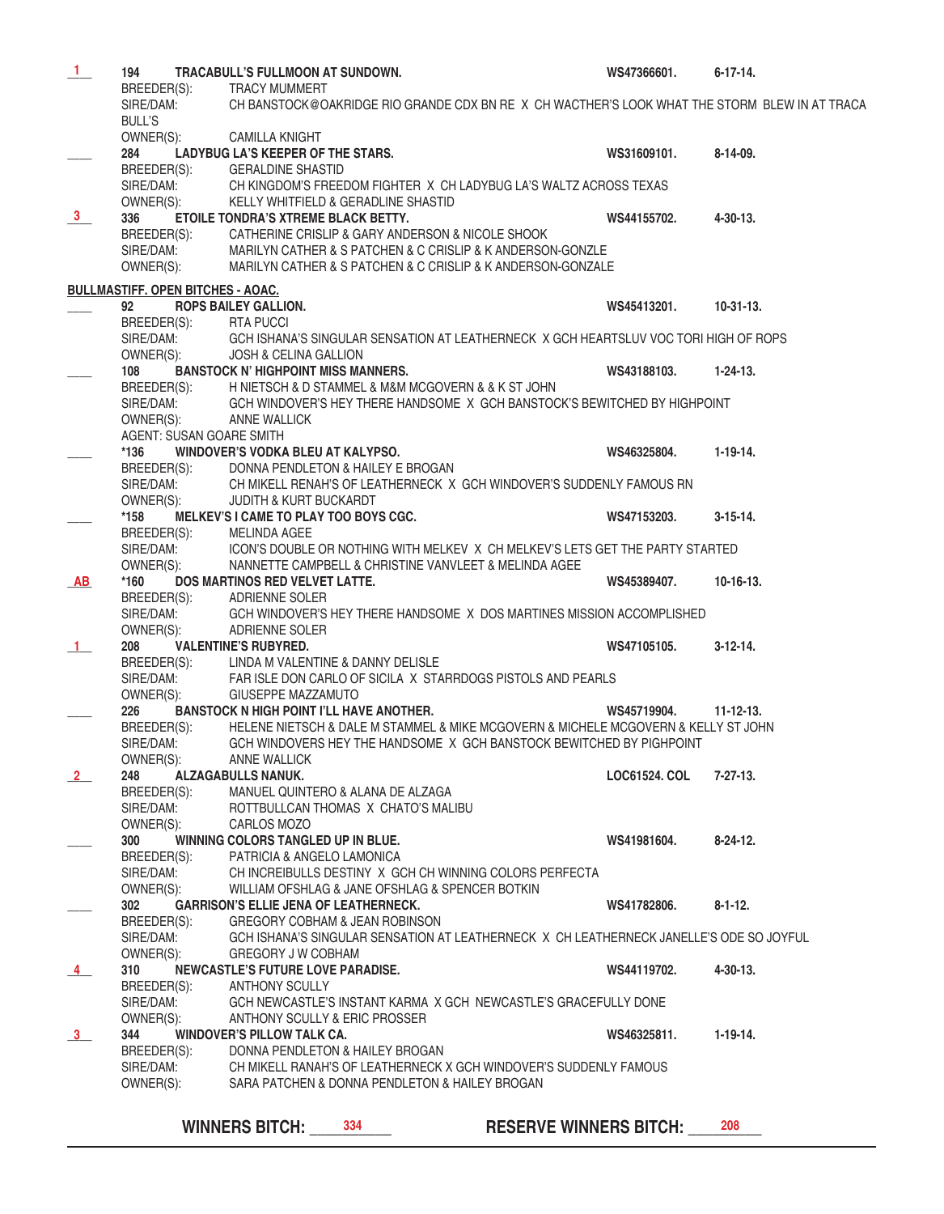**1** 194 **TRACABULL'S FULLMOON AT SUNDOWN.** WS47366601. 6-17-14.
BREEDER(S): TRACY MUMMERT
SIRE/DAM: CH BANSTOCK@OAKRIDGE RIO GRANDE CDX BN RE X CH WACTHER'S LOOK WHAT THE STORM BLEW IN AT TRACA BULL'S
OWNER(S): CAMILLA KNIGHT

____ 284 **LADYBUG LA'S KEEPER OF THE STARS.** WS31609101. 8-14-09.
BREEDER(S): GERALDINE SHASTID
SIRE/DAM: CH KINGDOM'S FREEDOM FIGHTER X CH LADYBUG LA'S WALTZ ACROSS TEXAS
OWNER(S): KELLY WHITFIELD & GERADLINE SHASTID

**3** 336 **ETOILE TONDRA'S XTREME BLACK BETTY.** WS44155702. 4-30-13.
BREEDER(S): CATHERINE CRISLIP & GARY ANDERSON & NICOLE SHOOK
SIRE/DAM: MARILYN CATHER & S PATCHEN & C CRISLIP & K ANDERSON-GONZLE
OWNER(S): MARILYN CATHER & S PATCHEN & C CRISLIP & K ANDERSON-GONZALE

**BULLMASTIFF. OPEN BITCHES - AOAC.**

____ 92 **ROPS BAILEY GALLION.** WS45413201. 10-31-13.
BREEDER(S): RTA PUCCI
SIRE/DAM: GCH ISHANA'S SINGULAR SENSATION AT LEATHERNECK X GCH HEARTSLUV VOC TORI HIGH OF ROPS
OWNER(S): JOSH & CELINA GALLION

____ 108 **BANSTOCK N' HIGHPOINT MISS MANNERS.** WS43188103. 1-24-13.
BREEDER(S): H NIETSCH & D STAMMEL & M&M MCGOVERN & & K ST JOHN
SIRE/DAM: GCH WINDOVER'S HEY THERE HANDSOME X GCH BANSTOCK'S BEWITCHED BY HIGHPOINT
OWNER(S): ANNE WALLICK
AGENT: SUSAN GOARE SMITH

____ *136 **WINDOVER'S VODKA BLEU AT KALYPSO.** WS46325804. 1-19-14.
BREEDER(S): DONNA PENDLETON & HAILEY E BROGAN
SIRE/DAM: CH MIKELL RENAH'S OF LEATHERNECK X GCH WINDOVER'S SUDDENLY FAMOUS RN
OWNER(S): JUDITH & KURT BUCKARDT

____ *158 **MELKEV'S I CAME TO PLAY TOO BOYS CGC.** WS47153203. 3-15-14.
BREEDER(S): MELINDA AGEE
SIRE/DAM: ICON'S DOUBLE OR NOTHING WITH MELKEV X CH MELKEV'S LETS GET THE PARTY STARTED
OWNER(S): NANNETTE CAMPBELL & CHRISTINE VANVLEET & MELINDA AGEE

**AB** *160 **DOS MARTINOS RED VELVET LATTE.** WS45389407. 10-16-13.
BREEDER(S): ADRIENNE SOLER
SIRE/DAM: GCH WINDOVER'S HEY THERE HANDSOME X DOS MARTINES MISSION ACCOMPLISHED
OWNER(S): ADRIENNE SOLER

**1** 208 **VALENTINE'S RUBYRED.** WS47105105. 3-12-14.
BREEDER(S): LINDA M VALENTINE & DANNY DELISLE
SIRE/DAM: FAR ISLE DON CARLO OF SICILA X STARRDOGS PISTOLS AND PEARLS
OWNER(S): GIUSEPPE MAZZAMUTO

____ 226 **BANSTOCK N HIGH POINT I'LL HAVE ANOTHER.** WS45719904. 11-12-13.
BREEDER(S): HELENE NIETSCH & DALE M STAMMEL & MIKE MCGOVERN & MICHELE MCGOVERN & KELLY ST JOHN
SIRE/DAM: GCH WINDOVERS HEY THE HANDSOME X GCH BANSTOCK BEWITCHED BY PIGHPOINT
OWNER(S): ANNE WALLICK

**2** 248 **ALZAGABULLS NANUK.** LOC61524. COL 7-27-13.
BREEDER(S): MANUEL QUINTERO & ALANA DE ALZAGA
SIRE/DAM: ROTTBULLCAN THOMAS X CHATO'S MALIBU
OWNER(S): CARLOS MOZO

____ 300 **WINNING COLORS TANGLED UP IN BLUE.** WS41981604. 8-24-12.
BREEDER(S): PATRICIA & ANGELO LAMONICA
SIRE/DAM: CH INCREIBULLS DESTINY X GCH CH WINNING COLORS PERFECTA
OWNER(S): WILLIAM OFSHLAG & JANE OFSHLAG & SPENCER BOTKIN

____ 302 **GARRISON'S ELLIE JENA OF LEATHERNECK.** WS41782806. 8-1-12.
BREEDER(S): GREGORY COBHAM & JEAN ROBINSON
SIRE/DAM: GCH ISHANA'S SINGULAR SENSATION AT LEATHERNECK X CH LEATHERNECK JANELLE'S ODE SO JOYFUL
OWNER(S): GREGORY J W COBHAM

**4** 310 **NEWCASTLE'S FUTURE LOVE PARADISE.** WS44119702. 4-30-13.
BREEDER(S): ANTHONY SCULLY
SIRE/DAM: GCH NEWCASTLE'S INSTANT KARMA X GCH NEWCASTLE'S GRACEFULLY DONE
OWNER(S): ANTHONY SCULLY & ERIC PROSSER

**3** 344 **WINDOVER'S PILLOW TALK CA.** WS46325811. 1-19-14.
BREEDER(S): DONNA PENDLETON & HAILEY BROGAN
SIRE/DAM: CH MIKELL RANAH'S OF LEATHERNECK X GCH WINDOVER'S SUDDENLY FAMOUS
OWNER(S): SARA PATCHEN & DONNA PENDLETON & HAILEY BROGAN

**WINNERS BITCH:** 334 **RESERVE WINNERS BITCH:** 208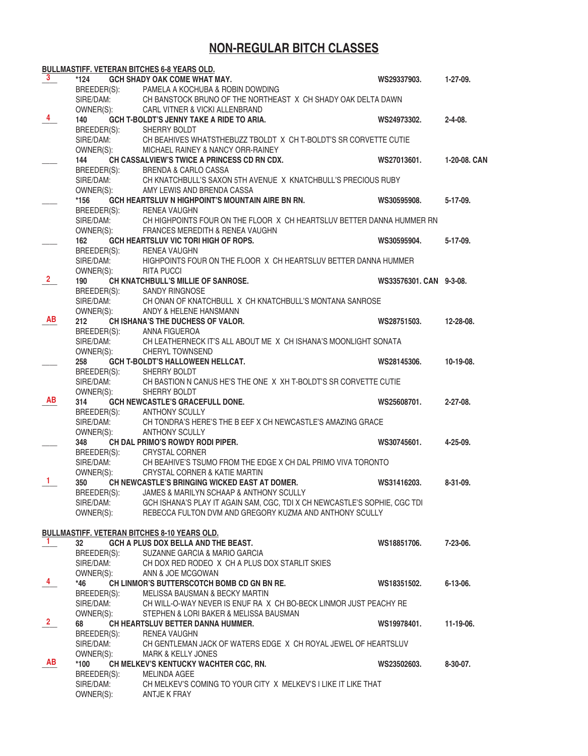## NON-REGULAR BITCH CLASSES

**BULLMASTIFF. VETERAN BITCHES 6-8 YEARS OLD.**

**3** *124 **GCH SHADY OAK COME WHAT MAY.** WS29337903. 1-27-09.
BREEDER(S): PAMELA A KOCHUBA & ROBIN DOWDING
SIRE/DAM: CH BANSTOCK BRUNO OF THE NORTHEAST X CH SHADY OAK DELTA DAWN
OWNER(S): CARL VITNER & VICKI ALLENBRAND

**4** 140 **GCH T-BOLDT'S JENNY TAKE A RIDE TO ARIA.** WS24973302. 2-4-08.
BREEDER(S): SHERRY BOLDT
SIRE/DAM: CH BEAHIVES WHATSTHEBUZZ TBOLDT X CH T-BOLDT'S SR CORVETTE CUTIE
OWNER(S): MICHAEL RAINEY & NANCY ORR-RAINEY

____ 144 **CH CASSALVIEW'S TWICE A PRINCESS CD RN CDX.** WS27013601. 1-20-08. CAN
BREEDER(S): BRENDA & CARLO CASSA
SIRE/DAM: CH KNATCHBULL'S SAXON 5TH AVENUE X KNATCHBULL'S PRECIOUS RUBY
OWNER(S): AMY LEWIS AND BRENDA CASSA

____ *156 **GCH HEARTSLUV N HIGHPOINT'S MOUNTAIN AIRE BN RN.** WS30595908. 5-17-09.
BREEDER(S): RENEA VAUGHN
SIRE/DAM: CH HIGHPOINTS FOUR ON THE FLOOR X CH HEARTSLUV BETTER DANNA HUMMER RN
OWNER(S): FRANCES MEREDITH & RENEA VAUGHN

____ 162 **GCH HEARTSLUV VIC TORI HIGH OF ROPS.** WS30595904. 5-17-09.
BREEDER(S): RENEA VAUGHN
SIRE/DAM: HIGHPOINTS FOUR ON THE FLOOR X CH HEARTSLUV BETTER DANNA HUMMER
OWNER(S): RITA PUCCI

**2** 190 **CH KNATCHBULL'S MILLIE OF SANROSE.** WS33576301. CAN 9-3-08.
BREEDER(S): SANDY RINGNOSE
SIRE/DAM: CH ONAN OF KNATCHBULL X CH KNATCHBULL'S MONTANA SANROSE
OWNER(S): ANDY & HELENE HANSMANN

**AB** 212 **CH ISHANA'S THE DUCHESS OF VALOR.** WS28751503. 12-28-08.
BREEDER(S): ANNA FIGUEROA
SIRE/DAM: CH LEATHERNECK IT'S ALL ABOUT ME X CH ISHANA'S MOONLIGHT SONATA
OWNER(S): CHERYL TOWNSEND

____ 258 **GCH T-BOLDT'S HALLOWEEN HELLCAT.** WS28145306. 10-19-08.
BREEDER(S): SHERRY BOLDT
SIRE/DAM: CH BASTION N CANUS HE'S THE ONE X XH T-BOLDT'S SR CORVETTE CUTIE
OWNER(S): SHERRY BOLDT

**AB** 314 **GCH NEWCASTLE'S GRACEFULL DONE.** WS25608701. 2-27-08.
BREEDER(S): ANTHONY SCULLY
SIRE/DAM: CH TONDRA'S HERE'S THE B EEF X CH NEWCASTLE'S AMAZING GRACE
OWNER(S): ANTHONY SCULLY

____ 348 **CH DAL PRIMO'S ROWDY RODI PIPER.** WS30745601. 4-25-09.
BREEDER(S): CRYSTAL CORNER
SIRE/DAM: CH BEAHIVE'S TSUMO FROM THE EDGE X CH DAL PRIMO VIVA TORONTO
OWNER(S): CRYSTAL CORNER & KATIE MARTIN

**1** 350 **CH NEWCASTLE'S BRINGING WICKED EAST AT DOMER.** WS31416203. 8-31-09.
BREEDER(S): JAMES & MARILYN SCHAAP & ANTHONY SCULLY
SIRE/DAM: GCH ISHANA'S PLAY IT AGAIN SAM, CGC, TDI X CH NEWCASTLE'S SOPHIE, CGC TDI
OWNER(S): REBECCA FULTON DVM AND GREGORY KUZMA AND ANTHONY SCULLY

**BULLMASTIFF. VETERAN BITCHES 8-10 YEARS OLD.**

**1** 32 **GCH A PLUS DOX BELLA AND THE BEAST.** WS18851706. 7-23-06.
BREEDER(S): SUZANNE GARCIA & MARIO GARCIA
SIRE/DAM: CH DOX RED RODEO X CH A PLUS DOX STARLIT SKIES
OWNER(S): ANN & JOE MCGOWAN

**4** *46 **CH LINMOR'S BUTTERSCOTCH BOMB CD GN BN RE.** WS18351502. 6-13-06.
BREEDER(S): MELISSA BAUSMAN & BECKY MARTIN
SIRE/DAM: CH WILL-O-WAY NEVER IS ENUF RA X CH BO-BECK LINMOR JUST PEACHY RE
OWNER(S): STEPHEN & LORI BAKER & MELISSA BAUSMAN

**2** 68 **CH HEARTSLUV BETTER DANNA HUMMER.** WS19978401. 11-19-06.
BREEDER(S): RENEA VAUGHN
SIRE/DAM: CH GENTLEMAN JACK OF WATERS EDGE X CH ROYAL JEWEL OF HEARTSLUV
OWNER(S): MARK & KELLY JONES

**AB** *100 **CH MELKEV'S KENTUCKY WACHTER CGC, RN.** WS23502603. 8-30-07.
BREEDER(S): MELINDA AGEE
SIRE/DAM: CH MELKEV'S COMING TO YOUR CITY X MELKEV'S I LIKE IT LIKE THAT
OWNER(S): ANTJE K FRAY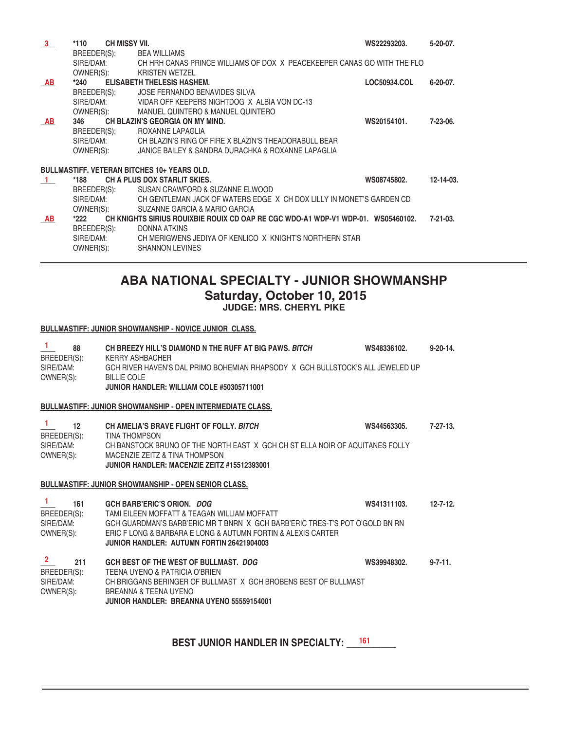3 *110 **CH MISSY VII.** **WS22293203.** **5-20-07.**
BREEDER(S): BEA WILLIAMS
SIRE/DAM: CH HRH CANAS PRINCE WILLIAMS OF DOX X PEACEKEEPER CANAS GO WITH THE FLO
OWNER(S): KRISTEN WETZEL

AB *240 **ELISABETH THELESIS HASHEM.** **LOC50934.COL** **6-20-07.**
BREEDER(S): JOSE FERNANDO BENAVIDES SILVA
SIRE/DAM: VIDAR OFF KEEPERS NIGHTDOG X ALBIA VON DC-13
OWNER(S): MANUEL QUINTERO & MANUEL QUINTERO

AB 346 **CH BLAZIN'S GEORGIA ON MY MIND.** **WS20154101.** **7-23-06.**
BREEDER(S): ROXANNE LAPAGLIA
SIRE/DAM: CH BLAZIN'S RING OF FIRE X BLAZIN'S THEADORABULL BEAR
OWNER(S): JANICE BAILEY & SANDRA DURACHKA & ROXANNE LAPAGLIA

**BULLMASTIFF. VETERAN BITCHES 10+ YEARS OLD.**

1 *188 **CH A PLUS DOX STARLIT SKIES.** **WS08745802.** **12-14-03.**
BREEDER(S): SUSAN CRAWFORD & SUZANNE ELWOOD
SIRE/DAM: CH GENTLEMAN JACK OF WATERS EDGE X CH DOX LILLY IN MONET'S GARDEN CD
OWNER(S): SUZANNE GARCIA & MARIO GARCIA

AB *222 **CH KNIGHTS SIRIUS ROUIXBIE ROUIX CD OAP RE CGC WDO-A1 WDP-V1 WDP-01.** **WS05460102.** **7-21-03.**
BREEDER(S): DONNA ATKINS
SIRE/DAM: CH MERIGWENS JEDIYA OF KENLICO X KNIGHT'S NORTHERN STAR
OWNER(S): SHANNON LEVINES

---

# ABA NATIONAL SPECIALTY - JUNIOR SHOWMANSHP
## Saturday, October 10, 2015
### JUDGE: MRS. CHERYL PIKE

**BULLMASTIFF: JUNIOR SHOWMANSHIP - NOVICE JUNIOR CLASS.**

1 88 **CH BREEZY HILL'S DIAMOND N THE RUFF AT BIG PAWS. *BITCH*** **WS48336102.** **9-20-14.**
BREEDER(S): KERRY ASHBACHER
SIRE/DAM: GCH RIVER HAVEN'S DAL PRIMO BOHEMIAN RHAPSODY X GCH BULLSTOCK'S ALL JEWELED UP
OWNER(S): BILLIE COLE
**JUNIOR HANDLER: WILLIAM COLE #50305711001**

**BULLMASTIFF: JUNIOR SHOWMANSHIP - OPEN INTERMEDIATE CLASS.**

1 12 **CH AMELIA'S BRAVE FLIGHT OF FOLLY. *BITCH*** **WS44563305.** **7-27-13.**
BREEDER(S): TINA THOMPSON
SIRE/DAM: CH BANSTOCK BRUNO OF THE NORTH EAST X GCH CH ST ELLA NOIR OF AQUITANES FOLLY
OWNER(S): MACENZIE ZEITZ & TINA THOMPSON
**JUNIOR HANDLER: MACENZIE ZEITZ #15512393001**

**BULLMASTIFF: JUNIOR SHOWMANSHIP - OPEN SENIOR CLASS.**

1 161 **GCH BARB'ERIC'S ORION. *DOG*** **WS41311103.** **12-7-12.**
BREEDER(S): TAMI EILEEN MOFFATT & TEAGAN WILLIAM MOFFATT
SIRE/DAM: GCH GUARDMAN'S BARB'ERIC MR T BNRN X GCH BARB'ERIC TRES-T'S POT O'GOLD BN RN
OWNER(S): ERIC F LONG & BARBARA E LONG & AUTUMN FORTIN & ALEXIS CARTER
**JUNIOR HANDLER: AUTUMN FORTIN 26421904003**

2 211 **GCH BEST OF THE WEST OF BULLMAST. *DOG*** **WS39948302.** **9-7-11.**
BREEDER(S): TEENA UYENO & PATRICIA O'BRIEN
SIRE/DAM: CH BRIGGANS BERINGER OF BULLMAST X GCH BROBENS BEST OF BULLMAST
OWNER(S): BREANNA & TEENA UYENO
**JUNIOR HANDLER: BREANNA UYENO 55559154001**

**BEST JUNIOR HANDLER IN SPECIALTY: 161**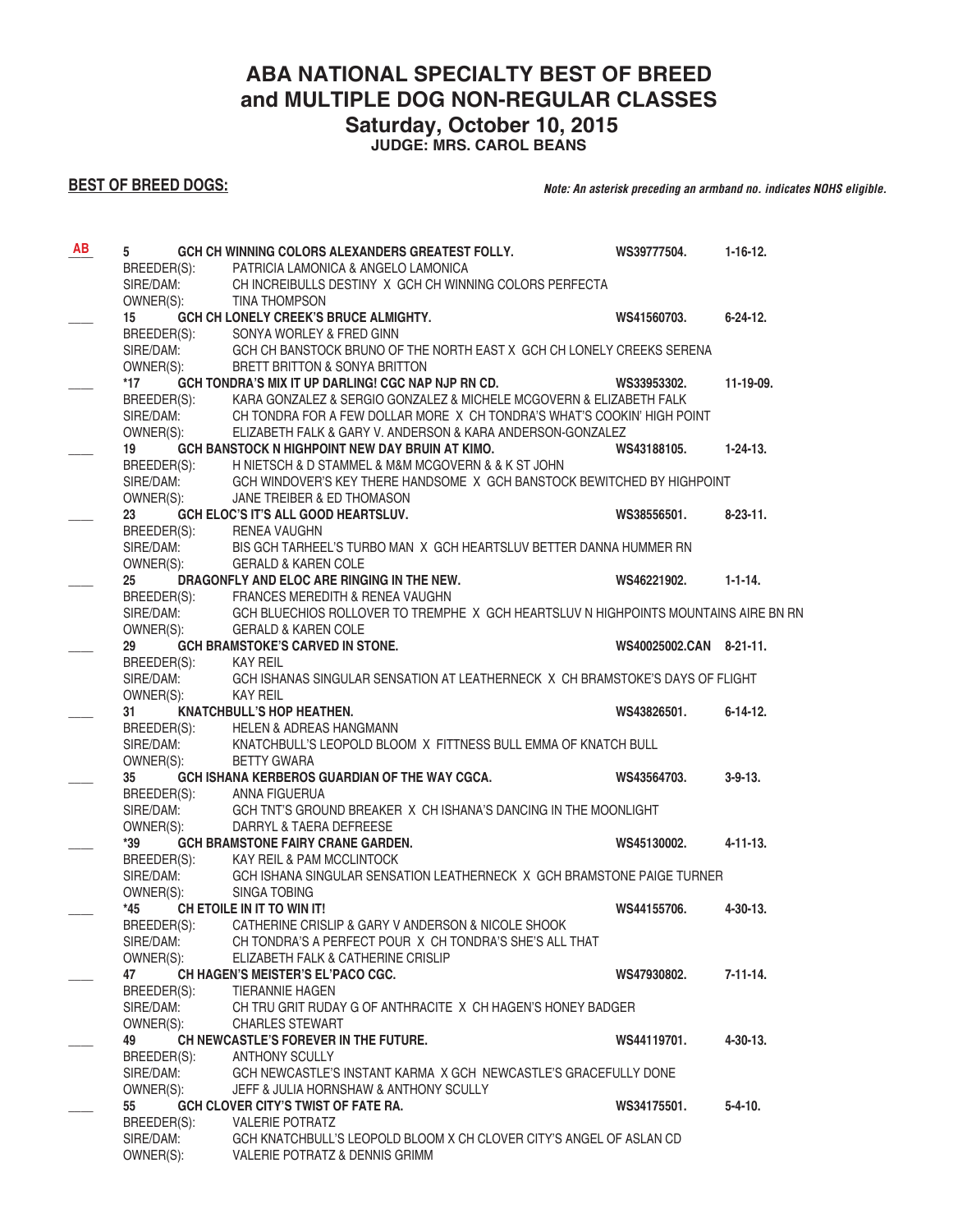# ABA NATIONAL SPECIALTY BEST OF BREED and MULTIPLE DOG NON-REGULAR CLASSES

## Saturday, October 10, 2015

### JUDGE: MRS. CAROL BEANS

**BEST OF BREED DOGS:**

***Note: An asterisk preceding an armband no. indicates NOHS eligible.***

AB **5 GCH CH WINNING COLORS ALEXANDERS GREATEST FOLLY.** WS39777504. 1-16-12.
BREEDER(S): PATRICIA LAMONICA & ANGELO LAMONICA
SIRE/DAM: CH INCREIBULLS DESTINY X GCH CH WINNING COLORS PERFECTA
OWNER(S): TINA THOMPSON

____ **15 GCH CH LONELY CREEK'S BRUCE ALMIGHTY.** WS41560703. 6-24-12.
BREEDER(S): SONYA WORLEY & FRED GINN
SIRE/DAM: GCH CH BANSTOCK BRUNO OF THE NORTH EAST X GCH CH LONELY CREEKS SERENA
OWNER(S): BRETT BRITTON & SONYA BRITTON

____ ***17 GCH TONDRA'S MIX IT UP DARLING! CGC NAP NJP RN CD.** WS33953302. 11-19-09.
BREEDER(S): KARA GONZALEZ & SERGIO GONZALEZ & MICHELE MCGOVERN & ELIZABETH FALK
SIRE/DAM: CH TONDRA FOR A FEW DOLLAR MORE X CH TONDRA'S WHAT'S COOKIN' HIGH POINT
OWNER(S): ELIZABETH FALK & GARY V. ANDERSON & KARA ANDERSON-GONZALEZ

____ **19 GCH BANSTOCK N HIGHPOINT NEW DAY BRUIN AT KIMO.** WS43188105. 1-24-13.
BREEDER(S): H NIETSCH & D STAMMEL & M&M MCGOVERN & & K ST JOHN
SIRE/DAM: GCH WINDOVER'S KEY THERE HANDSOME X GCH BANSTOCK BEWITCHED BY HIGHPOINT
OWNER(S): JANE TREIBER & ED THOMASON

____ **23 GCH ELOC'S IT'S ALL GOOD HEARTSLUV.** WS38556501. 8-23-11.
BREEDER(S): RENEA VAUGHN
SIRE/DAM: BIS GCH TARHEEL'S TURBO MAN X GCH HEARTSLUV BETTER DANNA HUMMER RN
OWNER(S): GERALD & KAREN COLE

____ **25 DRAGONFLY AND ELOC ARE RINGING IN THE NEW.** WS46221902. 1-1-14.
BREEDER(S): FRANCES MEREDITH & RENEA VAUGHN
SIRE/DAM: GCH BLUECHIOS ROLLOVER TO TREMPHE X GCH HEARTSLUV N HIGHPOINTS MOUNTAINS AIRE BN RN
OWNER(S): GERALD & KAREN COLE

____ **29 GCH BRAMSTOKE'S CARVED IN STONE.** WS40025002.CAN 8-21-11.
BREEDER(S): KAY REIL
SIRE/DAM: GCH ISHANAS SINGULAR SENSATION AT LEATHERNECK X CH BRAMSTOKE'S DAYS OF FLIGHT
OWNER(S): KAY REIL

____ **31 KNATCHBULL'S HOP HEATHEN.** WS43826501. 6-14-12.
BREEDER(S): HELEN & ADREAS HANGMANN
SIRE/DAM: KNATCHBULL'S LEOPOLD BLOOM X FITTNESS BULL EMMA OF KNATCH BULL
OWNER(S): BETTY GWARA

____ **35 GCH ISHANA KERBEROS GUARDIAN OF THE WAY CGCA.** WS43564703. 3-9-13.
BREEDER(S): ANNA FIGUERUA
SIRE/DAM: GCH TNT'S GROUND BREAKER X CH ISHANA'S DANCING IN THE MOONLIGHT
OWNER(S): DARRYL & TAERA DEFREESE

____ ***39 GCH BRAMSTONE FAIRY CRANE GARDEN.** WS45130002. 4-11-13.
BREEDER(S): KAY REIL & PAM MCCLINTOCK
SIRE/DAM: GCH ISHANA SINGULAR SENSATION LEATHERNECK X GCH BRAMSTONE PAIGE TURNER
OWNER(S): SINGA TOBING

____ ***45 CH ETOILE IN IT TO WIN IT!** WS44155706. 4-30-13.
BREEDER(S): CATHERINE CRISLIP & GARY V ANDERSON & NICOLE SHOOK
SIRE/DAM: CH TONDRA'S A PERFECT POUR X CH TONDRA'S SHE'S ALL THAT
OWNER(S): ELIZABETH FALK & CATHERINE CRISLIP

____ **47 CH HAGEN'S MEISTER'S EL'PACO CGC.** WS47930802. 7-11-14.
BREEDER(S): TIERANNIE HAGEN
SIRE/DAM: CH TRU GRIT RUDAY G OF ANTHRACITE X CH HAGEN'S HONEY BADGER
OWNER(S): CHARLES STEWART

____ **49 CH NEWCASTLE'S FOREVER IN THE FUTURE.** WS44119701. 4-30-13.
BREEDER(S): ANTHONY SCULLY
SIRE/DAM: GCH NEWCASTLE'S INSTANT KARMA X GCH NEWCASTLE'S GRACEFULLY DONE
OWNER(S): JEFF & JULIA HORNSHAW & ANTHONY SCULLY

____ **55 GCH CLOVER CITY'S TWIST OF FATE RA.** WS34175501. 5-4-10.
BREEDER(S): VALERIE POTRATZ
SIRE/DAM: GCH KNATCHBULL'S LEOPOLD BLOOM X CH CLOVER CITY'S ANGEL OF ASLAN CD
OWNER(S): VALERIE POTRATZ & DENNIS GRIMM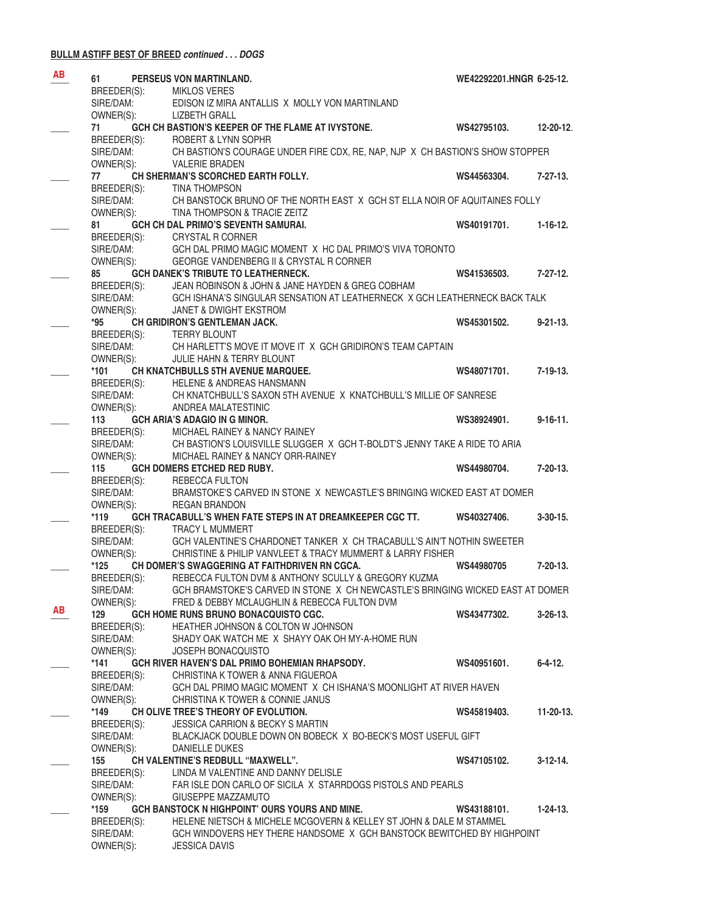**BULLM ASTIFF BEST OF BREED** ***continued . . . DOGS***

AB 61 **PERSEUS VON MARTINLAND.** **WE42292201.HNGR 6-25-12.**
BREEDER(S): MIKLOS VERES
SIRE/DAM: EDISON IZ MIRA ANTALLIS X MOLLY VON MARTINLAND
OWNER(S): LIZBETH GRALL

____ 71 **GCH CH BASTION'S KEEPER OF THE FLAME AT IVYSTONE.** **WS42795103. 12-20-12.**
BREEDER(S): ROBERT & LYNN SOPHR
SIRE/DAM: CH BASTION'S COURAGE UNDER FIRE CDX, RE, NAP, NJP X CH BASTION'S SHOW STOPPER
OWNER(S): VALERIE BRADEN

____ 77 **CH SHERMAN'S SCORCHED EARTH FOLLY.** **WS44563304. 7-27-13.**
BREEDER(S): TINA THOMPSON
SIRE/DAM: CH BANSTOCK BRUNO OF THE NORTH EAST X GCH ST ELLA NOIR OF AQUITAINES FOLLY
OWNER(S): TINA THOMPSON & TRACIE ZEITZ

____ 81 **GCH CH DAL PRIMO'S SEVENTH SAMURAI.** **WS40191701. 1-16-12.**
BREEDER(S): CRYSTAL R CORNER
SIRE/DAM: GCH DAL PRIMO MAGIC MOMENT X HC DAL PRIMO'S VIVA TORONTO
OWNER(S): GEORGE VANDENBERG II & CRYSTAL R CORNER

____ 85 **GCH DANEK'S TRIBUTE TO LEATHERNECK.** **WS41536503. 7-27-12.**
BREEDER(S): JEAN ROBINSON & JOHN & JANE HAYDEN & GREG COBHAM
SIRE/DAM: GCH ISHANA'S SINGULAR SENSATION AT LEATHERNECK X GCH LEATHERNECK BACK TALK
OWNER(S): JANET & DWIGHT EKSTROM

____ *95 **CH GRIDIRON'S GENTLEMAN JACK.** **WS45301502. 9-21-13.**
BREEDER(S): TERRY BLOUNT
SIRE/DAM: CH HARLETT'S MOVE IT MOVE IT X GCH GRIDIRON'S TEAM CAPTAIN
OWNER(S): JULIE HAHN & TERRY BLOUNT

____ *101 **CH KNATCHBULLS 5TH AVENUE MARQUEE.** **WS48071701. 7-19-13.**
BREEDER(S): HELENE & ANDREAS HANSMANN
SIRE/DAM: CH KNATCHBULL'S SAXON 5TH AVENUE X KNATCHBULL'S MILLIE OF SANRESE
OWNER(S): ANDREA MALATESTINIC

____ 113 **GCH ARIA'S ADAGIO IN G MINOR.** **WS38924901. 9-16-11.**
BREEDER(S): MICHAEL RAINEY & NANCY RAINEY
SIRE/DAM: CH BASTION'S LOUISVILLE SLUGGER X GCH T-BOLDT'S JENNY TAKE A RIDE TO ARIA
OWNER(S): MICHAEL RAINEY & NANCY ORR-RAINEY

____ 115 **GCH DOMERS ETCHED RED RUBY.** **WS44980704. 7-20-13.**
BREEDER(S): REBECCA FULTON
SIRE/DAM: BRAMSTOKE'S CARVED IN STONE X NEWCASTLE'S BRINGING WICKED EAST AT DOMER
OWNER(S): REGAN BRANDON

____ *119 **GCH TRACABULL'S WHEN FATE STEPS IN AT DREAMKEEPER CGC TT.** **WS40327406. 3-30-15.**
BREEDER(S): TRACY L MUMMERT
SIRE/DAM: GCH VALENTINE'S CHARDONET TANKER X CH TRACABULL'S AIN'T NOTHIN SWEETER
OWNER(S): CHRISTINE & PHILIP VANVLEET & TRACY MUMMERT & LARRY FISHER

____ *125 **CH DOMER'S SWAGGERING AT FAITHDRIVEN RN CGCA.** **WS44980705 7-20-13.**
BREEDER(S): REBECCA FULTON DVM & ANTHONY SCULLY & GREGORY KUZMA
SIRE/DAM: GCH BRAMSTOKE'S CARVED IN STONE X CH NEWCASTLE'S BRINGING WICKED EAST AT DOMER
OWNER(S): FRED & DEBBY MCLAUGHLIN & REBECCA FULTON DVM

AB 129 **GCH HOME RUNS BRUNO BONACQUISTO CGC.** **WS43477302. 3-26-13.**
BREEDER(S): HEATHER JOHNSON & COLTON W JOHNSON
SIRE/DAM: SHADY OAK WATCH ME X SHAYY OAK OH MY-A-HOME RUN
OWNER(S): JOSEPH BONACQUISTO

____ *141 **GCH RIVER HAVEN'S DAL PRIMO BOHEMIAN RHAPSODY.** **WS40951601. 6-4-12.**
BREEDER(S): CHRISTINA K TOWER & ANNA FIGUEROA
SIRE/DAM: GCH DAL PRIMO MAGIC MOMENT X CH ISHANA'S MOONLIGHT AT RIVER HAVEN
OWNER(S): CHRISTINA K TOWER & CONNIE JANUS

____ *149 **CH OLIVE TREE'S THEORY OF EVOLUTION.** **WS45819403. 11-20-13.**
BREEDER(S): JESSICA CARRION & BECKY S MARTIN
SIRE/DAM: BLACKJACK DOUBLE DOWN ON BOBECK X BO-BECK'S MOST USEFUL GIFT
OWNER(S): DANIELLE DUKES

____ 155 **CH VALENTINE'S REDBULL "MAXWELL".** **WS47105102. 3-12-14.**
BREEDER(S): LINDA M VALENTINE AND DANNY DELISLE
SIRE/DAM: FAR ISLE DON CARLO OF SICILA X STARRDOGS PISTOLS AND PEARLS
OWNER(S): GIUSEPPE MAZZAMUTO

____ *159 **GCH BANSTOCK N HIGHPOINT' OURS YOURS AND MINE.** **WS43188101. 1-24-13.**
BREEDER(S): HELENE NIETSCH & MICHELE MCGOVERN & KELLEY ST JOHN & DALE M STAMMEL
SIRE/DAM: GCH WINDOVERS HEY THERE HANDSOME X GCH BANSTOCK BEWITCHED BY HIGHPOINT
OWNER(S): JESSICA DAVIS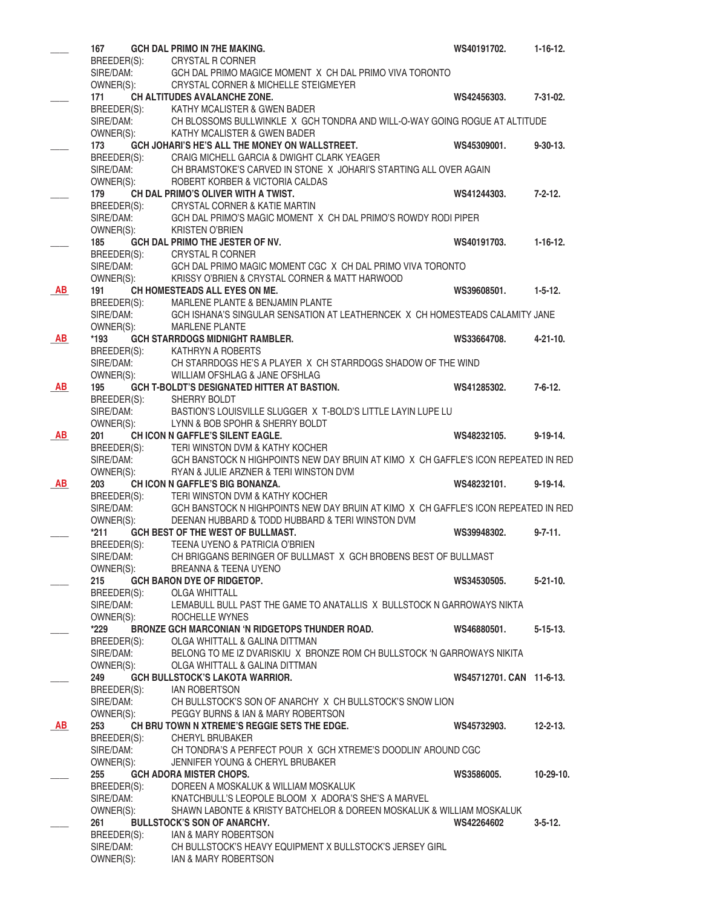\_\_\_\_ **167 GCH DAL PRIMO IN 7HE MAKING.** **WS40191702. 1-16-12.**
BREEDER(S): CRYSTAL R CORNER
SIRE/DAM: GCH DAL PRIMO MAGICE MOMENT X CH DAL PRIMO VIVA TORONTO
OWNER(S): CRYSTAL CORNER & MICHELLE STEIGMEYER

\_\_\_\_ **171 CH ALTITUDES AVALANCHE ZONE.** **WS42456303. 7-31-02.**
BREEDER(S): KATHY MCALISTER & GWEN BADER
SIRE/DAM: CH BLOSSOMS BULLWINKLE X GCH TONDRA AND WILL-O-WAY GOING ROGUE AT ALTITUDE
OWNER(S): KATHY MCALISTER & GWEN BADER

\_\_\_\_ **173 GCH JOHARI'S HE'S ALL THE MONEY ON WALLSTREET.** **WS45309001. 9-30-13.**
BREEDER(S): CRAIG MICHELL GARCIA & DWIGHT CLARK YEAGER
SIRE/DAM: CH BRAMSTOKE'S CARVED IN STONE X JOHARI'S STARTING ALL OVER AGAIN
OWNER(S): ROBERT KORBER & VICTORIA CALDAS

\_\_\_\_ **179 CH DAL PRIMO'S OLIVER WITH A TWIST.** **WS41244303. 7-2-12.**
BREEDER(S): CRYSTAL CORNER & KATIE MARTIN
SIRE/DAM: GCH DAL PRIMO'S MAGIC MOMENT X CH DAL PRIMO'S ROWDY RODI PIPER
OWNER(S): KRISTEN O'BRIEN

\_\_\_\_ **185 GCH DAL PRIMO THE JESTER OF NV.** **WS40191703. 1-16-12.**
BREEDER(S): CRYSTAL R CORNER
SIRE/DAM: GCH DAL PRIMO MAGIC MOMENT CGC X CH DAL PRIMO VIVA TORONTO
OWNER(S): KRISSY O'BRIEN & CRYSTAL CORNER & MATT HARWOOD

AB **191 CH HOMESTEADS ALL EYES ON ME.** **WS39608501. 1-5-12.**
BREEDER(S): MARLENE PLANTE & BENJAMIN PLANTE
SIRE/DAM: GCH ISHANA'S SINGULAR SENSATION AT LEATHERNCEK X CH HOMESTEADS CALAMITY JANE
OWNER(S): MARLENE PLANTE

AB **\*193 GCH STARRDOGS MIDNIGHT RAMBLER.** **WS33664708. 4-21-10.**
BREEDER(S): KATHRYN A ROBERTS
SIRE/DAM: CH STARRDOGS HE'S A PLAYER X CH STARRDOGS SHADOW OF THE WIND
OWNER(S): WILLIAM OFSHLAG & JANE OFSHLAG

AB **195 GCH T-BOLDT'S DESIGNATED HITTER AT BASTION.** **WS41285302. 7-6-12.**
BREEDER(S): SHERRY BOLDT
SIRE/DAM: BASTION'S LOUISVILLE SLUGGER X T-BOLD'S LITTLE LAYIN LUPE LU
OWNER(S): LYNN & BOB SPOHR & SHERRY BOLDT

AB **201 CH ICON N GAFFLE'S SILENT EAGLE.** **WS48232105. 9-19-14.**
BREEDER(S): TERI WINSTON DVM & KATHY KOCHER
SIRE/DAM: GCH BANSTOCK N HIGHPOINTS NEW DAY BRUIN AT KIMO X CH GAFFLE'S ICON REPEATED IN RED
OWNER(S): RYAN & JULIE ARZNER & TERI WINSTON DVM

AB **203 CH ICON N GAFFLE'S BIG BONANZA.** **WS48232101. 9-19-14.**
BREEDER(S): TERI WINSTON DVM & KATHY KOCHER
SIRE/DAM: GCH BANSTOCK N HIGHPOINTS NEW DAY BRUIN AT KIMO X CH GAFFLE'S ICON REPEATED IN RED
OWNER(S): DEENAN HUBBARD & TODD HUBBARD & TERI WINSTON DVM

\_\_\_\_ **\*211 GCH BEST OF THE WEST OF BULLMAST.** **WS39948302. 9-7-11.**
BREEDER(S): TEENA UYENO & PATRICIA O'BRIEN
SIRE/DAM: CH BRIGGANS BERINGER OF BULLMAST X GCH BROBENS BEST OF BULLMAST
OWNER(S): BREANNA & TEENA UYENO

\_\_\_\_ **215 GCH BARON DYE OF RIDGETOP.** **WS34530505. 5-21-10.**
BREEDER(S): OLGA WHITTALL
SIRE/DAM: LEMABULL BULL PAST THE GAME TO ANATALLIS X BULLSTOCK N GARROWAYS NIKTA
OWNER(S): ROCHELLE WYNES

\_\_\_\_ **\*229 BRONZE GCH MARCONIAN 'N RIDGETOPS THUNDER ROAD.** **WS46880501. 5-15-13.**
BREEDER(S): OLGA WHITTALL & GALINA DITTMAN
SIRE/DAM: BELONG TO ME IZ DVARISKIU X BRONZE ROM CH BULLSTOCK 'N GARROWAYS NIKITA
OWNER(S): OLGA WHITTALL & GALINA DITTMAN

\_\_\_\_ **249 GCH BULLSTOCK'S LAKOTA WARRIOR.** **WS45712701. CAN 11-6-13.**
BREEDER(S): IAN ROBERTSON
SIRE/DAM: CH BULLSTOCK'S SON OF ANARCHY X CH BULLSTOCK'S SNOW LION
OWNER(S): PEGGY BURNS & IAN & MARY ROBERTSON

AB **253 CH BRU TOWN N XTREME'S REGGIE SETS THE EDGE.** **WS45732903. 12-2-13.**
BREEDER(S): CHERYL BRUBAKER
SIRE/DAM: CH TONDRA'S A PERFECT POUR X GCH XTREME'S DOODLIN' AROUND CGC
OWNER(S): JENNIFER YOUNG & CHERYL BRUBAKER

\_\_\_\_ **255 GCH ADORA MISTER CHOPS.** **WS3586005. 10-29-10.**
BREEDER(S): DOREEN A MOSKALUK & WILLIAM MOSKALUK
SIRE/DAM: KNATCHBULL'S LEOPOLE BLOOM X ADORA'S SHE'S A MARVEL
OWNER(S): SHAWN LABONTE & KRISTY BATCHELOR & DOREEN MOSKALUK & WILLIAM MOSKALUK

\_\_\_\_ **261 BULLSTOCK'S SON OF ANARCHY.** **WS42264602 3-5-12.**
BREEDER(S): IAN & MARY ROBERTSON
SIRE/DAM: CH BULLSTOCK'S HEAVY EQUIPMENT X BULLSTOCK'S JERSEY GIRL
OWNER(S): IAN & MARY ROBERTSON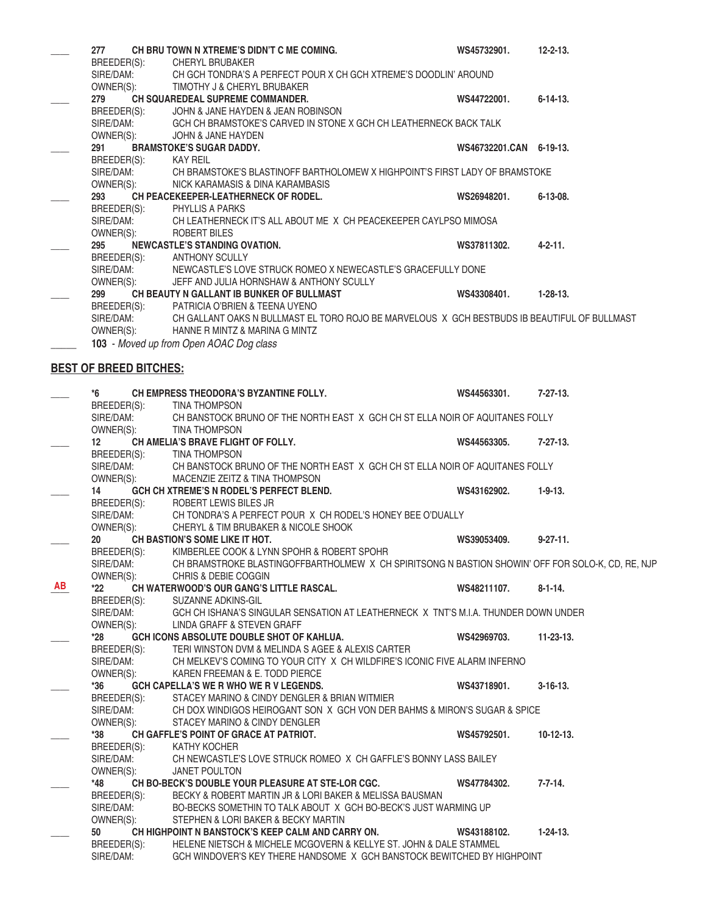____ **277 CH BRU TOWN N XTREME'S DIDN'T C ME COMING.** **WS45732901.** **12-2-13.**
BREEDER(S): CHERYL BRUBAKER
SIRE/DAM: CH GCH TONDRA'S A PERFECT POUR X CH GCH XTREME'S DOODLIN' AROUND
OWNER(S): TIMOTHY J & CHERYL BRUBAKER

____ **279 CH SQUAREDEAL SUPREME COMMANDER.** **WS44722001.** **6-14-13.**
BREEDER(S): JOHN & JANE HAYDEN & JEAN ROBINSON
SIRE/DAM: GCH CH BRAMSTOKE'S CARVED IN STONE X GCH CH LEATHERNECK BACK TALK
OWNER(S): JOHN & JANE HAYDEN

____ **291 BRAMSTOKE'S SUGAR DADDY.** **WS46732201.CAN 6-19-13.**
BREEDER(S): KAY REIL
SIRE/DAM: CH BRAMSTOKE'S BLASTINOFF BARTHOLOMEW X HIGHPOINT'S FIRST LADY OF BRAMSTOKE
OWNER(S): NICK KARAMASIS & DINA KARAMBASIS

____ **293 CH PEACEKEEPER-LEATHERNECK OF RODEL.** **WS26948201.** **6-13-08.**
BREEDER(S): PHYLLIS A PARKS
SIRE/DAM: CH LEATHERNECK IT'S ALL ABOUT ME X CH PEACEKEEPER CAYLPSO MIMOSA
OWNER(S): ROBERT BILES

____ **295 NEWCASTLE'S STANDING OVATION.** **WS37811302.** **4-2-11.**
BREEDER(S): ANTHONY SCULLY
SIRE/DAM: NEWCASTLE'S LOVE STRUCK ROMEO X NEWECASTLE'S GRACEFULLY DONE
OWNER(S): JEFF AND JULIA HORNSHAW & ANTHONY SCULLY

____ **299 CH BEAUTY N GALLANT IB BUNKER OF BULLMAST** **WS43308401.** **1-28-13.**
BREEDER(S): PATRICIA O'BRIEN & TEENA UYENO
SIRE/DAM: CH GALLANT OAKS N BULLMAST EL TORO ROJO BE MARVELOUS X GCH BESTBUDS IB BEAUTIFUL OF BULLMAST
OWNER(S): HANNE R MINTZ & MARINA G MINTZ

____ **103** - *Moved up from Open AOAC Dog class*

## BEST OF BREED BITCHES:

____ **\*6 CH EMPRESS THEODORA'S BYZANTINE FOLLY.** **WS44563301.** **7-27-13.**
BREEDER(S): TINA THOMPSON
SIRE/DAM: CH BANSTOCK BRUNO OF THE NORTH EAST X GCH CH ST ELLA NOIR OF AQUITANES FOLLY
OWNER(S): TINA THOMPSON

____ **12 CH AMELIA'S BRAVE FLIGHT OF FOLLY.** **WS44563305.** **7-27-13.**
BREEDER(S): TINA THOMPSON
SIRE/DAM: CH BANSTOCK BRUNO OF THE NORTH EAST X GCH CH ST ELLA NOIR OF AQUITANES FOLLY
OWNER(S): MACENZIE ZEITZ & TINA THOMPSON

____ **14 GCH CH XTREME'S N RODEL'S PERFECT BLEND.** **WS43162902.** **1-9-13.**
BREEDER(S): ROBERT LEWIS BILES JR
SIRE/DAM: CH TONDRA'S A PERFECT POUR X CH RODEL'S HONEY BEE O'DUALLY
OWNER(S): CHERYL & TIM BRUBAKER & NICOLE SHOOK

____ **20 CH BASTION'S SOME LIKE IT HOT.** **WS39053409.** **9-27-11.**
BREEDER(S): KIMBERLEE COOK & LYNN SPOHR & ROBERT SPOHR
SIRE/DAM: CH BRAMSTROKE BLASTINGOFFBARTHOLMEW X CH SPIRITSONG N BASTION SHOWIN' OFF FOR SOLO-K, CD, RE, NJP
OWNER(S): CHRIS & DEBIE COGGIN

AB **\*22 CH WATERWOOD'S OUR GANG'S LITTLE RASCAL.** **WS48211107.** **8-1-14.**
BREEDER(S): SUZANNE ADKINS-GIL
SIRE/DAM: GCH CH ISHANA'S SINGULAR SENSATION AT LEATHERNECK X TNT'S M.I.A. THUNDER DOWN UNDER
OWNER(S): LINDA GRAFF & STEVEN GRAFF

____ **\*28 GCH ICONS ABSOLUTE DOUBLE SHOT OF KAHLUA.** **WS42969703.** **11-23-13.**
BREEDER(S): TERI WINSTON DVM & MELINDA S AGEE & ALEXIS CARTER
SIRE/DAM: CH MELKEV'S COMING TO YOUR CITY X CH WILDFIRE'S ICONIC FIVE ALARM INFERNO
OWNER(S): KAREN FREEMAN & E. TODD PIERCE

____ **\*36 GCH CAPELLA'S WE R WHO WE R V LEGENDS.** **WS43718901.** **3-16-13.**
BREEDER(S): STACEY MARINO & CINDY DENGLER & BRIAN WITMIER
SIRE/DAM: CH DOX WINDIGOS HEIROGANT SON X GCH VON DER BAHMS & MIRON'S SUGAR & SPICE
OWNER(S): STACEY MARINO & CINDY DENGLER

____ **\*38 CH GAFFLE'S POINT OF GRACE AT PATRIOT.** **WS45792501.** **10-12-13.**
BREEDER(S): KATHY KOCHER
SIRE/DAM: CH NEWCASTLE'S LOVE STRUCK ROMEO X CH GAFFLE'S BONNY LASS BAILEY
OWNER(S): JANET POULTON

____ **\*48 CH BO-BECK'S DOUBLE YOUR PLEASURE AT STE-LOR CGC.** **WS47784302.** **7-7-14.**
BREEDER(S): BECKY & ROBERT MARTIN JR & LORI BAKER & MELISSA BAUSMAN
SIRE/DAM: BO-BECKS SOMETHIN TO TALK ABOUT X GCH BO-BECK'S JUST WARMING UP
OWNER(S): STEPHEN & LORI BAKER & BECKY MARTIN

____ **50 CH HIGHPOINT N BANSTOCK'S KEEP CALM AND CARRY ON.** **WS43188102.** **1-24-13.**
BREEDER(S): HELENE NIETSCH & MICHELE MCGOVERN & KELLYE ST. JOHN & DALE STAMMEL
SIRE/DAM: GCH WINDOVER'S KEY THERE HANDSOME X GCH BANSTOCK BEWITCHED BY HIGHPOINT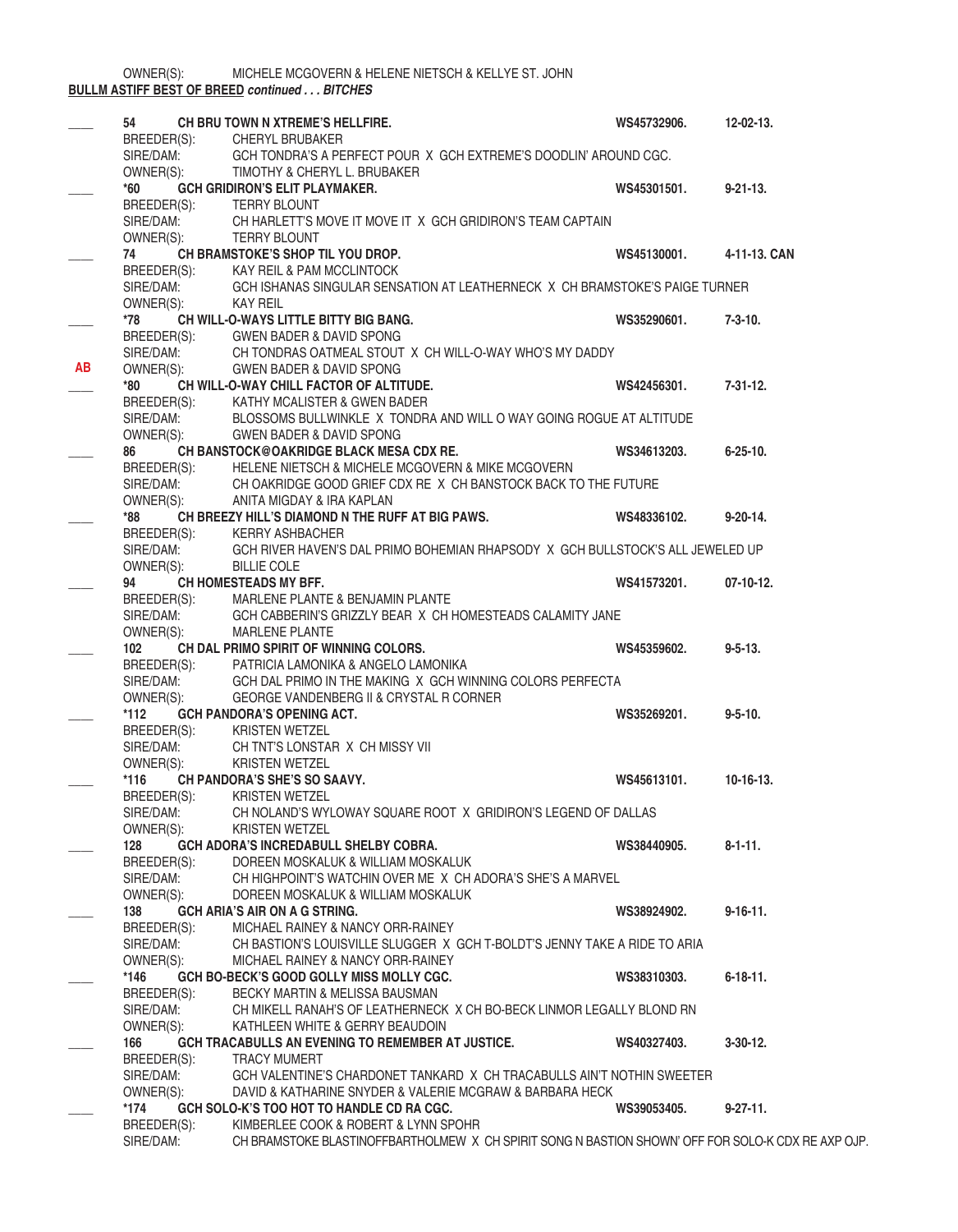OWNER(S): MICHELE MCGOVERN & HELENE NIETSCH & KELLYE ST. JOHN

**BULLM ASTIFF BEST OF BREED *continued . . . BITCHES***

____ **54 CH BRU TOWN N XTREME'S HELLFIRE.** **WS45732906.** **12-02-13.**
BREEDER(S): CHERYL BRUBAKER
SIRE/DAM: GCH TONDRA'S A PERFECT POUR X GCH EXTREME'S DOODLIN' AROUND CGC.
OWNER(S): TIMOTHY & CHERYL L. BRUBAKER

____ **\*60 GCH GRIDIRON'S ELIT PLAYMAKER.** **WS45301501.** **9-21-13.**
BREEDER(S): TERRY BLOUNT
SIRE/DAM: CH HARLETT'S MOVE IT MOVE IT X GCH GRIDIRON'S TEAM CAPTAIN
OWNER(S): TERRY BLOUNT

____ **74 CH BRAMSTOKE'S SHOP TIL YOU DROP.** **WS45130001.** **4-11-13. CAN**
BREEDER(S): KAY REIL & PAM MCCLINTOCK
SIRE/DAM: GCH ISHANAS SINGULAR SENSATION AT LEATHERNECK X CH BRAMSTOKE'S PAIGE TURNER
OWNER(S): KAY REIL

____ **\*78 CH WILL-O-WAYS LITTLE BITTY BIG BANG.** **WS35290601.** **7-3-10.**
BREEDER(S): GWEN BADER & DAVID SPONG
SIRE/DAM: CH TONDRAS OATMEAL STOUT X CH WILL-O-WAY WHO'S MY DADDY
**AB** OWNER(S): GWEN BADER & DAVID SPONG

____ **\*80 CH WILL-O-WAY CHILL FACTOR OF ALTITUDE.** **WS42456301.** **7-31-12.**
BREEDER(S): KATHY MCALISTER & GWEN BADER
SIRE/DAM: BLOSSOMS BULLWINKLE X TONDRA AND WILL O WAY GOING ROGUE AT ALTITUDE
OWNER(S): GWEN BADER & DAVID SPONG

____ **86 CH BANSTOCK@OAKRIDGE BLACK MESA CDX RE.** **WS34613203.** **6-25-10.**
BREEDER(S): HELENE NIETSCH & MICHELE MCGOVERN & MIKE MCGOVERN
SIRE/DAM: CH OAKRIDGE GOOD GRIEF CDX RE X CH BANSTOCK BACK TO THE FUTURE
OWNER(S): ANITA MIGDAY & IRA KAPLAN

____ **\*88 CH BREEZY HILL'S DIAMOND N THE RUFF AT BIG PAWS.** **WS48336102.** **9-20-14.**
BREEDER(S): KERRY ASHBACHER
SIRE/DAM: GCH RIVER HAVEN'S DAL PRIMO BOHEMIAN RHAPSODY X GCH BULLSTOCK'S ALL JEWELED UP
OWNER(S): BILLIE COLE

____ **94 CH HOMESTEADS MY BFF.** **WS41573201.** **07-10-12.**
BREEDER(S): MARLENE PLANTE & BENJAMIN PLANTE
SIRE/DAM: GCH CABBERIN'S GRIZZLY BEAR X CH HOMESTEADS CALAMITY JANE
OWNER(S): MARLENE PLANTE

____ **102 CH DAL PRIMO SPIRIT OF WINNING COLORS.** **WS45359602.** **9-5-13.**
BREEDER(S): PATRICIA LAMONIKA & ANGELO LAMONIKA
SIRE/DAM: GCH DAL PRIMO IN THE MAKING X GCH WINNING COLORS PERFECTA
OWNER(S): GEORGE VANDENBERG II & CRYSTAL R CORNER

____ **\*112 GCH PANDORA'S OPENING ACT.** **WS35269201.** **9-5-10.**
BREEDER(S): KRISTEN WETZEL
SIRE/DAM: CH TNT'S LONSTAR X CH MISSY VII
OWNER(S): KRISTEN WETZEL

____ **\*116 CH PANDORA'S SHE'S SO SAAVY.** **WS45613101.** **10-16-13.**
BREEDER(S): KRISTEN WETZEL
SIRE/DAM: CH NOLAND'S WYLOWAY SQUARE ROOT X GRIDIRON'S LEGEND OF DALLAS
OWNER(S): KRISTEN WETZEL

____ **128 GCH ADORA'S INCREDABULL SHELBY COBRA.** **WS38440905.** **8-1-11.**
BREEDER(S): DOREEN MOSKALUK & WILLIAM MOSKALUK
SIRE/DAM: CH HIGHPOINT'S WATCHIN OVER ME X CH ADORA'S SHE'S A MARVEL
OWNER(S): DOREEN MOSKALUK & WILLIAM MOSKALUK

____ **138 GCH ARIA'S AIR ON A G STRING.** **WS38924902.** **9-16-11.**
BREEDER(S): MICHAEL RAINEY & NANCY ORR-RAINEY
SIRE/DAM: CH BASTION'S LOUISVILLE SLUGGER X GCH T-BOLDT'S JENNY TAKE A RIDE TO ARIA
OWNER(S): MICHAEL RAINEY & NANCY ORR-RAINEY

____ **\*146 GCH BO-BECK'S GOOD GOLLY MISS MOLLY CGC.** **WS38310303.** **6-18-11.**
BREEDER(S): BECKY MARTIN & MELISSA BAUSMAN
SIRE/DAM: CH MIKELL RANAH'S OF LEATHERNECK X CH BO-BECK LINMOR LEGALLY BLOND RN
OWNER(S): KATHLEEN WHITE & GERRY BEAUDOIN

____ **166 GCH TRACABULLS AN EVENING TO REMEMBER AT JUSTICE.** **WS40327403.** **3-30-12.**
BREEDER(S): TRACY MUMERT
SIRE/DAM: GCH VALENTINE'S CHARDONET TANKARD X CH TRACABULLS AIN'T NOTHIN SWEETER
OWNER(S): DAVID & KATHARINE SNYDER & VALERIE MCGRAW & BARBARA HECK

____ **\*174 GCH SOLO-K'S TOO HOT TO HANDLE CD RA CGC.** **WS39053405.** **9-27-11.**
BREEDER(S): KIMBERLEE COOK & ROBERT & LYNN SPOHR
SIRE/DAM: CH BRAMSTOKE BLASTINOFFBARTHOLMEW X CH SPIRIT SONG N BASTION SHOWN' OFF FOR SOLO-K CDX RE AXP OJP.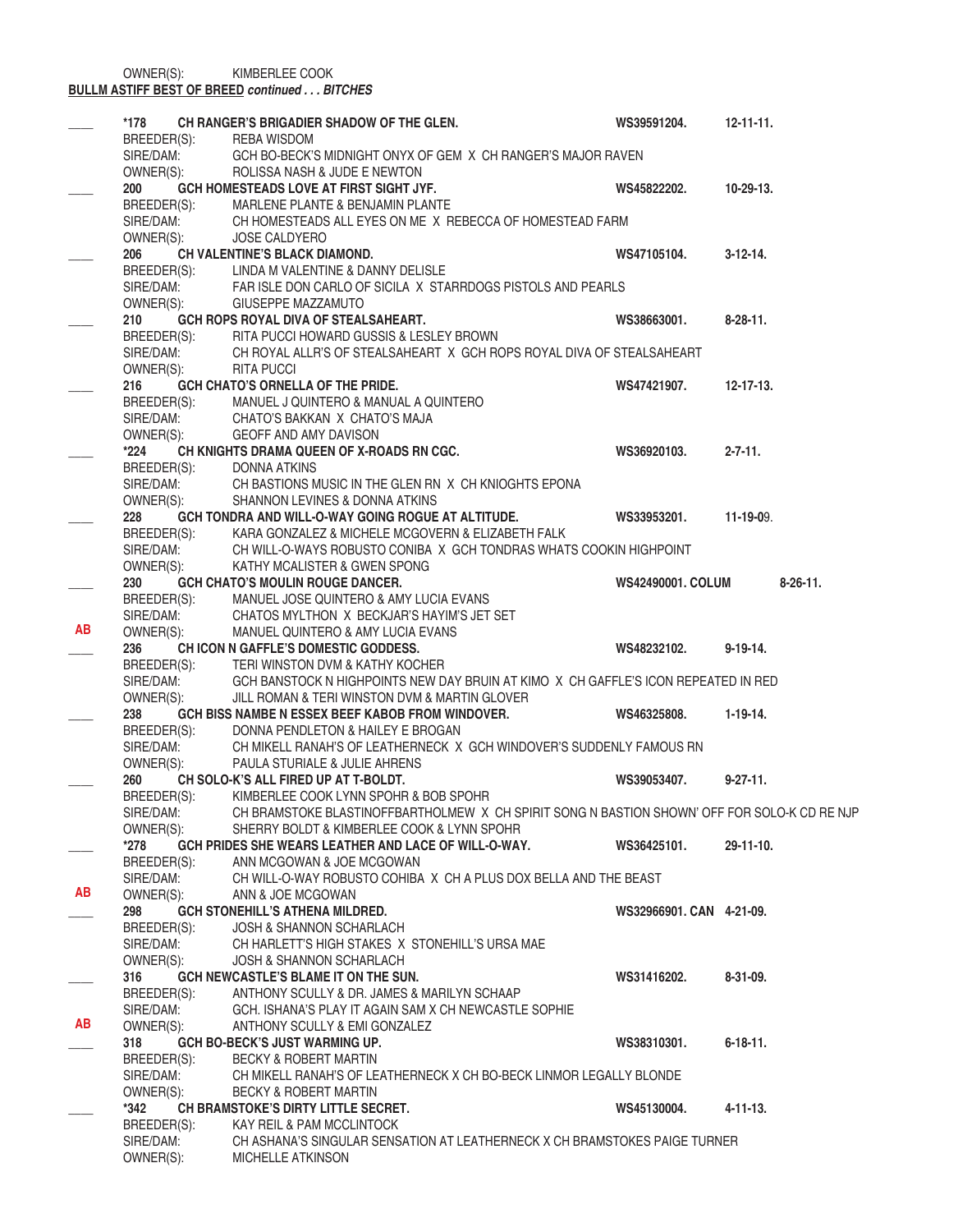OWNER(S): KIMBERLEE COOK

**BULLMASTIFF BEST OF BREED *continued . . . BITCHES***

____ **\*178 CH RANGER'S BRIGADIER SHADOW OF THE GLEN.** **WS39591204. 12-11-11.**
BREEDER(S): REBA WISDOM
SIRE/DAM: GCH BO-BECK'S MIDNIGHT ONYX OF GEM X CH RANGER'S MAJOR RAVEN
OWNER(S): ROLISSA NASH & JUDE E NEWTON

____ **200 GCH HOMESTEADS LOVE AT FIRST SIGHT JYF.** **WS45822202. 10-29-13.**
BREEDER(S): MARLENE PLANTE & BENJAMIN PLANTE
SIRE/DAM: CH HOMESTEADS ALL EYES ON ME X REBECCA OF HOMESTEAD FARM
OWNER(S): JOSE CALDYERO

____ **206 CH VALENTINE'S BLACK DIAMOND.** **WS47105104. 3-12-14.**
BREEDER(S): LINDA M VALENTINE & DANNY DELISLE
SIRE/DAM: FAR ISLE DON CARLO OF SICILA X STARRDOGS PISTOLS AND PEARLS
OWNER(S): GIUSEPPE MAZZAMUTO

____ **210 GCH ROPS ROYAL DIVA OF STEALSAHEART.** **WS38663001. 8-28-11.**
BREEDER(S): RITA PUCCI HOWARD GUSSIS & LESLEY BROWN
SIRE/DAM: CH ROYAL ALLR'S OF STEALSAHEART X GCH ROPS ROYAL DIVA OF STEALSAHEART
OWNER(S): RITA PUCCI

____ **216 GCH CHATO'S ORNELLA OF THE PRIDE.** **WS47421907. 12-17-13.**
BREEDER(S): MANUEL J QUINTERO & MANUAL A QUINTERO
SIRE/DAM: CHATO'S BAKKAN X CHATO'S MAJA
OWNER(S): GEOFF AND AMY DAVISON

____ **\*224 CH KNIGHTS DRAMA QUEEN OF X-ROADS RN CGC.** **WS36920103. 2-7-11.**
BREEDER(S): DONNA ATKINS
SIRE/DAM: CH BASTIONS MUSIC IN THE GLEN RN X CH KNIOGHTS EPONA
OWNER(S): SHANNON LEVINES & DONNA ATKINS

____ **228 GCH TONDRA AND WILL-O-WAY GOING ROGUE AT ALTITUDE.** **WS33953201. 11-19-09.**
BREEDER(S): KARA GONZALEZ & MICHELE MCGOVERN & ELIZABETH FALK
SIRE/DAM: CH WILL-O-WAYS ROBUSTO CONIBA X GCH TONDRAS WHATS COOKIN HIGHPOINT
OWNER(S): KATHY MCALISTER & GWEN SPONG

____ **230 GCH CHATO'S MOULIN ROUGE DANCER.** **WS42490001. COLUM 8-26-11.**
BREEDER(S): MANUEL JOSE QUINTERO & AMY LUCIA EVANS
SIRE/DAM: CHATOS MYLTHON X BECKJAR'S HAYIM'S JET SET
**AB** OWNER(S): MANUEL QUINTERO & AMY LUCIA EVANS

____ **236 CH ICON N GAFFLE'S DOMESTIC GODDESS.** **WS48232102. 9-19-14.**
BREEDER(S): TERI WINSTON DVM & KATHY KOCHER
SIRE/DAM: GCH BANSTOCK N HIGHPOINTS NEW DAY BRUIN AT KIMO X CH GAFFLE'S ICON REPEATED IN RED
OWNER(S): JILL ROMAN & TERI WINSTON DVM & MARTIN GLOVER

____ **238 GCH BISS NAMBE N ESSEX BEEF KABOB FROM WINDOVER.** **WS46325808. 1-19-14.**
BREEDER(S): DONNA PENDLETON & HAILEY E BROGAN
SIRE/DAM: CH MIKELL RANAH'S OF LEATHERNECK X GCH WINDOVER'S SUDDENLY FAMOUS RN
OWNER(S): PAULA STURIALE & JULIE AHRENS

____ **260 CH SOLO-K'S ALL FIRED UP AT T-BOLDT.** **WS39053407. 9-27-11.**
BREEDER(S): KIMBERLEE COOK LYNN SPOHR & BOB SPOHR
SIRE/DAM: CH BRAMSTOKE BLASTINOFFBARTHOLMEW X CH SPIRIT SONG N BASTION SHOWN' OFF FOR SOLO-K CD RE NJP
OWNER(S): SHERRY BOLDT & KIMBERLEE COOK & LYNN SPOHR

____ **\*278 GCH PRIDES SHE WEARS LEATHER AND LACE OF WILL-O-WAY.** **WS36425101. 29-11-10.**
BREEDER(S): ANN MCGOWAN & JOE MCGOWAN
SIRE/DAM: CH WILL-O-WAY ROBUSTO COHIBA X CH A PLUS DOX BELLA AND THE BEAST
**AB** OWNER(S): ANN & JOE MCGOWAN

____ **298 GCH STONEHILL'S ATHENA MILDRED.** **WS32966901. CAN 4-21-09.**
BREEDER(S): JOSH & SHANNON SCHARLACH
SIRE/DAM: CH HARLETT'S HIGH STAKES X STONEHILL'S URSA MAE
OWNER(S): JOSH & SHANNON SCHARLACH

____ **316 GCH NEWCASTLE'S BLAME IT ON THE SUN.** **WS31416202. 8-31-09.**
BREEDER(S): ANTHONY SCULLY & DR. JAMES & MARILYN SCHAAP
SIRE/DAM: GCH. ISHANA'S PLAY IT AGAIN SAM X CH NEWCASTLE SOPHIE
**AB** OWNER(S): ANTHONY SCULLY & EMI GONZALEZ

____ **318 GCH BO-BECK'S JUST WARMING UP.** **WS38310301. 6-18-11.**
BREEDER(S): BECKY & ROBERT MARTIN
SIRE/DAM: CH MIKELL RANAH'S OF LEATHERNECK X CH BO-BECK LINMOR LEGALLY BLONDE
OWNER(S): BECKY & ROBERT MARTIN

____ **\*342 CH BRAMSTOKE'S DIRTY LITTLE SECRET.** **WS45130004. 4-11-13.**
BREEDER(S): KAY REIL & PAM MCCLINTOCK
SIRE/DAM: CH ASHANA'S SINGULAR SENSATION AT LEATHERNECK X CH BRAMSTOKES PAIGE TURNER
OWNER(S): MICHELLE ATKINSON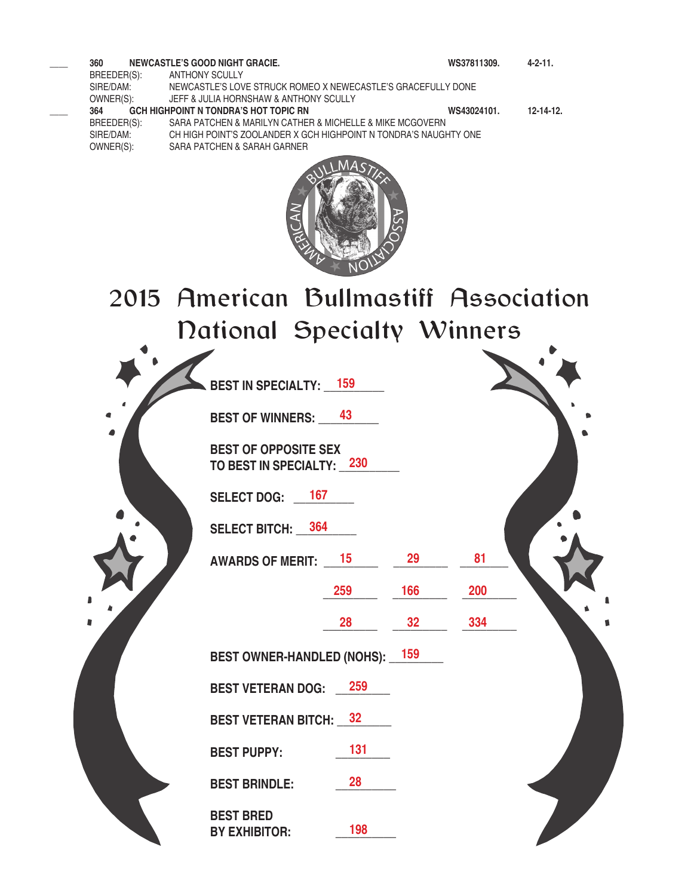____ **360** **NEWCASTLE'S GOOD NIGHT GRACIE.** **WS37811309.** **4-2-11.**
BREEDER(S): ANTHONY SCULLY
SIRE/DAM: NEWCASTLE'S LOVE STRUCK ROMEO X NEWCASTLE'S GRACEFULLY DONE
OWNER(S): JEFF & JULIA HORNSHAW & ANTHONY SCULLY

____ **364** **GCH HIGHPOINT N TONDRA'S HOT TOPIC RN** **WS43024101.** **12-14-12.**
BREEDER(S): SARA PATCHEN & MARILYN CATHER & MICHELLE & MIKE MCGOVERN
SIRE/DAM: CH HIGH POINT'S ZOOLANDER X GCH HIGHPOINT N TONDRA'S NAUGHTY ONE
OWNER(S): SARA PATCHEN & SARAH GARNER

AMERICAN BULLMASTIFF ASSOCIATION

# 2015 American Bullmastiff Association National Specialty Winners

**BEST IN SPECIALTY:** 159

**BEST OF WINNERS:** 43

**BEST OF OPPOSITE SEX TO BEST IN SPECIALTY:** 230

**SELECT DOG:** 167

**SELECT BITCH:** 364

**AWARDS OF MERIT:** 15, 29, 81, 259, 166, 200, 28, 32, 334

**BEST OWNER-HANDLED (NOHS):** 159

**BEST VETERAN DOG:** 259

**BEST VETERAN BITCH:** 32

**BEST PUPPY:** 131

**BEST BRINDLE:** 28

**BEST BRED BY EXHIBITOR:** 198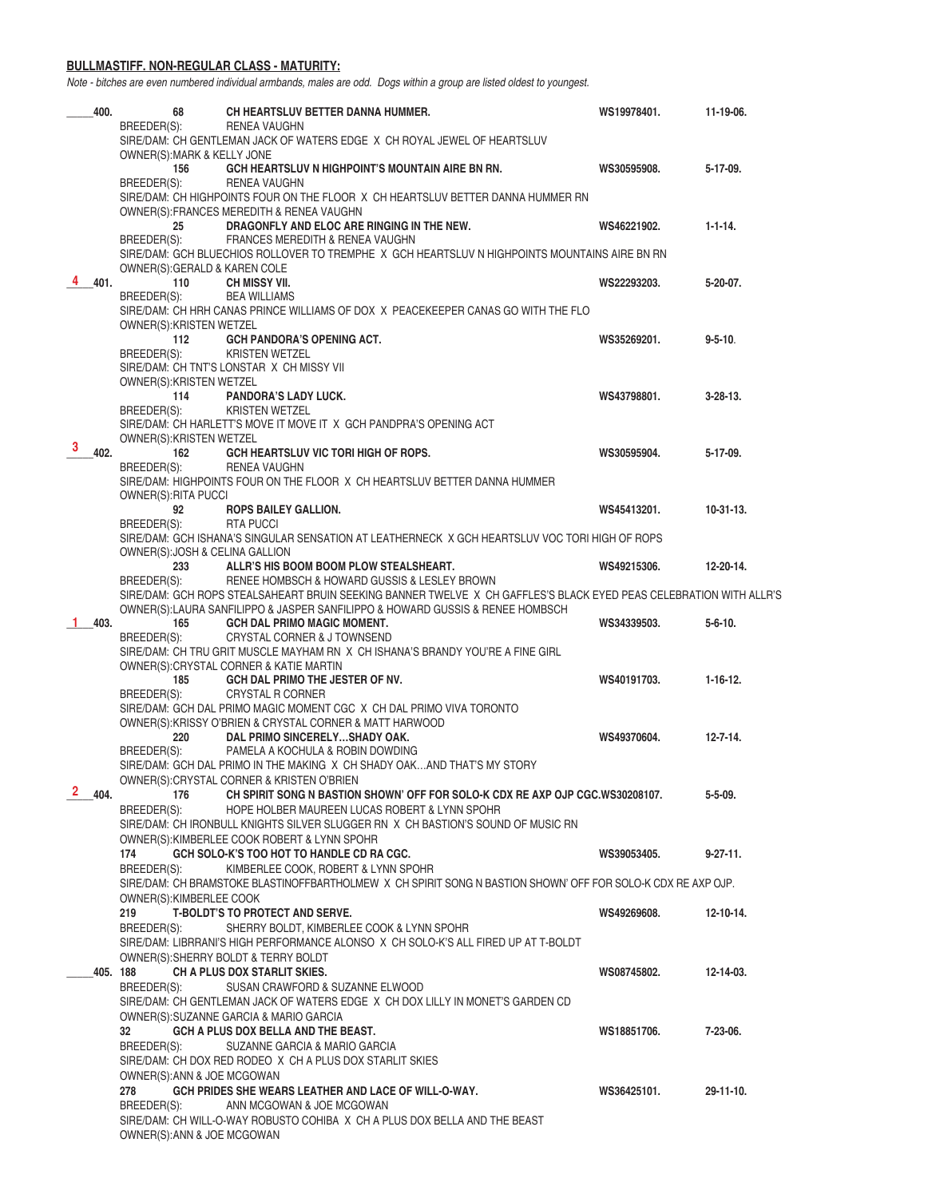**BULLMASTIFF. NON-REGULAR CLASS - MATURITY:**

*Note - bitches are even numbered individual armbands, males are odd. Dogs within a group are listed oldest to youngest.*

_____400. 68 **CH HEARTSLUV BETTER DANNA HUMMER.** **WS19978401.** **11-19-06.**
BREEDER(S): RENEA VAUGHN
SIRE/DAM: CH GENTLEMAN JACK OF WATERS EDGE X CH ROYAL JEWEL OF HEARTSLUV
OWNER(S):MARK & KELLY JONE

156 **GCH HEARTSLUV N HIGHPOINT'S MOUNTAIN AIRE BN RN.** **WS30595908.** **5-17-09.**
BREEDER(S): RENEA VAUGHN
SIRE/DAM: CH HIGHPOINTS FOUR ON THE FLOOR X CH HEARTSLUV BETTER DANNA HUMMER RN
OWNER(S):FRANCES MEREDITH & RENEA VAUGHN

25 **DRAGONFLY AND ELOC ARE RINGING IN THE NEW.** **WS46221902.** **1-1-14.**
BREEDER(S): FRANCES MEREDITH & RENEA VAUGHN
SIRE/DAM: GCH BLUECHIOS ROLLOVER TO TREMPHE X GCH HEARTSLUV N HIGHPOINTS MOUNTAINS AIRE BN RN
OWNER(S):GERALD & KAREN COLE

__4__401. 110 **CH MISSY VII.** **WS22293203.** **5-20-07.**
BREEDER(S): BEA WILLIAMS
SIRE/DAM: CH HRH CANAS PRINCE WILLIAMS OF DOX X PEACEKEEPER CANAS GO WITH THE FLO
OWNER(S):KRISTEN WETZEL

112 **GCH PANDORA'S OPENING ACT.** **WS35269201.** **9-5-10.**
BREEDER(S): KRISTEN WETZEL
SIRE/DAM: CH TNT'S LONSTAR X CH MISSY VII
OWNER(S):KRISTEN WETZEL

114 **PANDORA'S LADY LUCK.** **WS43798801.** **3-28-13.**
BREEDER(S): KRISTEN WETZEL
SIRE/DAM: CH HARLETT'S MOVE IT MOVE IT X GCH PANDPRA'S OPENING ACT
OWNER(S):KRISTEN WETZEL

__3__402. 162 **GCH HEARTSLUV VIC TORI HIGH OF ROPS.** **WS30595904.** **5-17-09.**
BREEDER(S): RENEA VAUGHN
SIRE/DAM: HIGHPOINTS FOUR ON THE FLOOR X CH HEARTSLUV BETTER DANNA HUMMER
OWNER(S):RITA PUCCI

92 **ROPS BAILEY GALLION.** **WS45413201.** **10-31-13.**
BREEDER(S): RTA PUCCI
SIRE/DAM: GCH ISHANA'S SINGULAR SENSATION AT LEATHERNECK X GCH HEARTSLUV VOC TORI HIGH OF ROPS
OWNER(S):JOSH & CELINA GALLION

233 **ALLR'S HIS BOOM BOOM PLOW STEALSHEART.** **WS49215306.** **12-20-14.**
BREEDER(S): RENEE HOMBSCH & HOWARD GUSSIS & LESLEY BROWN
SIRE/DAM: GCH ROPS STEALSAHEART BRUIN SEEKING BANNER TWELVE X CH GAFFLES'S BLACK EYED PEAS CELEBRATION WITH ALLR'S
OWNER(S):LAURA SANFILIPPO & JASPER SANFILIPPO & HOWARD GUSSIS & RENEE HOMBSCH

__1__403. 165 **GCH DAL PRIMO MAGIC MOMENT.** **WS34339503.** **5-6-10.**
BREEDER(S): CRYSTAL CORNER & J TOWNSEND
SIRE/DAM: CH TRU GRIT MUSCLE MAYHAM RN X CH ISHANA'S BRANDY YOU'RE A FINE GIRL
OWNER(S):CRYSTAL CORNER & KATIE MARTIN

185 **GCH DAL PRIMO THE JESTER OF NV.** **WS40191703.** **1-16-12.**
BREEDER(S): CRYSTAL R CORNER
SIRE/DAM: GCH DAL PRIMO MAGIC MOMENT CGC X CH DAL PRIMO VIVA TORONTO
OWNER(S):KRISSY O'BRIEN & CRYSTAL CORNER & MATT HARWOOD

220 **DAL PRIMO SINCERELY…SHADY OAK.** **WS49370604.** **12-7-14.**
BREEDER(S): PAMELA A KOCHULA & ROBIN DOWDING
SIRE/DAM: GCH DAL PRIMO IN THE MAKING X CH SHADY OAK…AND THAT'S MY STORY
OWNER(S):CRYSTAL CORNER & KRISTEN O'BRIEN

__2__404. 176 **CH SPIRIT SONG N BASTION SHOWN' OFF FOR SOLO-K CDX RE AXP OJP CGC.WS30208107.** **5-5-09.**
BREEDER(S): HOPE HOLBER MAUREEN LUCAS ROBERT & LYNN SPOHR
SIRE/DAM: CH IRONBULL KNIGHTS SILVER SLUGGER RN X CH BASTION'S SOUND OF MUSIC RN
OWNER(S):KIMBERLEE COOK ROBERT & LYNN SPOHR

174 **GCH SOLO-K'S TOO HOT TO HANDLE CD RA CGC.** **WS39053405.** **9-27-11.**
BREEDER(S): KIMBERLEE COOK, ROBERT & LYNN SPOHR
SIRE/DAM: CH BRAMSTOKE BLASTINOFFBARTHOLMEW X CH SPIRIT SONG N BASTION SHOWN' OFF FOR SOLO-K CDX RE AXP OJP.
OWNER(S):KIMBERLEE COOK

219 **T-BOLDT'S TO PROTECT AND SERVE.** **WS49269608.** **12-10-14.**
BREEDER(S): SHERRY BOLDT, KIMBERLEE COOK & LYNN SPOHR
SIRE/DAM: LIBRRANI'S HIGH PERFORMANCE ALONSO X CH SOLO-K'S ALL FIRED UP AT T-BOLDT
OWNER(S):SHERRY BOLDT & TERRY BOLDT

_____405. 188 **CH A PLUS DOX STARLIT SKIES.** **WS08745802.** **12-14-03.**
BREEDER(S): SUSAN CRAWFORD & SUZANNE ELWOOD
SIRE/DAM: CH GENTLEMAN JACK OF WATERS EDGE X CH DOX LILLY IN MONET'S GARDEN CD
OWNER(S):SUZANNE GARCIA & MARIO GARCIA

32 **GCH A PLUS DOX BELLA AND THE BEAST.** **WS18851706.** **7-23-06.**
BREEDER(S): SUZANNE GARCIA & MARIO GARCIA
SIRE/DAM: CH DOX RED RODEO X CH A PLUS DOX STARLIT SKIES
OWNER(S):ANN & JOE MCGOWAN

278 **GCH PRIDES SHE WEARS LEATHER AND LACE OF WILL-O-WAY.** **WS36425101.** **29-11-10.**
BREEDER(S): ANN MCGOWAN & JOE MCGOWAN
SIRE/DAM: CH WILL-O-WAY ROBUSTO COHIBA X CH A PLUS DOX BELLA AND THE BEAST
OWNER(S):ANN & JOE MCGOWAN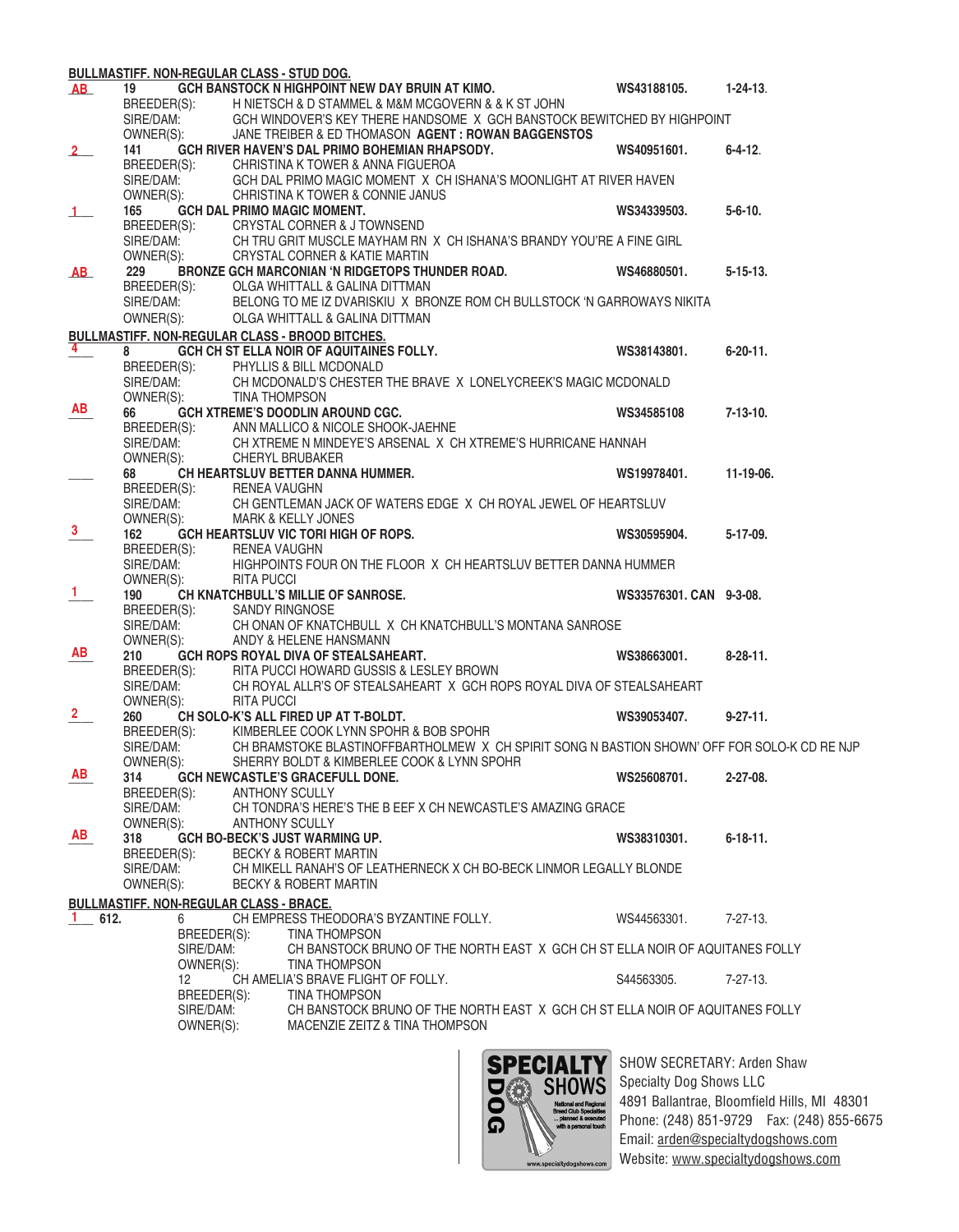**BULLMASTIFF. NON-REGULAR CLASS - STUD DOG.**

AB 19 **GCH BANSTOCK N HIGHPOINT NEW DAY BRUIN AT KIMO.** **WS43188105.** **1-24-13.**
BREEDER(S): H NIETSCH & D STAMMEL & M&M MCGOVERN & & K ST JOHN
SIRE/DAM: GCH WINDOVER'S KEY THERE HANDSOME X GCH BANSTOCK BEWITCHED BY HIGHPOINT
OWNER(S): JANE TREIBER & ED THOMASON **AGENT : ROWAN BAGGENSTOS**

2 141 **GCH RIVER HAVEN'S DAL PRIMO BOHEMIAN RHAPSODY.** **WS40951601.** **6-4-12.**
BREEDER(S): CHRISTINA K TOWER & ANNA FIGUEROA
SIRE/DAM: GCH DAL PRIMO MAGIC MOMENT X CH ISHANA'S MOONLIGHT AT RIVER HAVEN
OWNER(S): CHRISTINA K TOWER & CONNIE JANUS

1 165 **GCH DAL PRIMO MAGIC MOMENT.** **WS34339503.** **5-6-10.**
BREEDER(S): CRYSTAL CORNER & J TOWNSEND
SIRE/DAM: CH TRU GRIT MUSCLE MAYHAM RN X CH ISHANA'S BRANDY YOU'RE A FINE GIRL
OWNER(S): CRYSTAL CORNER & KATIE MARTIN

AB 229 **BRONZE GCH MARCONIAN 'N RIDGETOPS THUNDER ROAD.** **WS46880501.** **5-15-13.**
BREEDER(S): OLGA WHITTALL & GALINA DITTMAN
SIRE/DAM: BELONG TO ME IZ DVARISKIU X BRONZE ROM CH BULLSTOCK 'N GARROWAYS NIKITA
OWNER(S): OLGA WHITTALL & GALINA DITTMAN

**BULLMASTIFF. NON-REGULAR CLASS - BROOD BITCHES.**

4 8 **GCH CH ST ELLA NOIR OF AQUITAINES FOLLY.** **WS38143801.** **6-20-11.**
BREEDER(S): PHYLLIS & BILL MCDONALD
SIRE/DAM: CH MCDONALD'S CHESTER THE BRAVE X LONELYCREEK'S MAGIC MCDONALD
OWNER(S): TINA THOMPSON

AB 66 **GCH XTREME'S DOODLIN AROUND CGC.** **WS34585108** **7-13-10.**
BREEDER(S): ANN MALLICO & NICOLE SHOOK-JAEHNE
SIRE/DAM: CH XTREME N MINDEYE'S ARSENAL X CH XTREME'S HURRICANE HANNAH
OWNER(S): CHERYL BRUBAKER

____ 68 **CH HEARTSLUV BETTER DANNA HUMMER.** **WS19978401.** **11-19-06.**
BREEDER(S): RENEA VAUGHN
SIRE/DAM: CH GENTLEMAN JACK OF WATERS EDGE X CH ROYAL JEWEL OF HEARTSLUV
OWNER(S): MARK & KELLY JONES

3 162 **GCH HEARTSLUV VIC TORI HIGH OF ROPS.** **WS30595904.** **5-17-09.**
BREEDER(S): RENEA VAUGHN
SIRE/DAM: HIGHPOINTS FOUR ON THE FLOOR X CH HEARTSLUV BETTER DANNA HUMMER
OWNER(S): RITA PUCCI

1 190 **CH KNATCHBULL'S MILLIE OF SANROSE.** **WS33576301. CAN 9-3-08.**
BREEDER(S): SANDY RINGNOSE
SIRE/DAM: CH ONAN OF KNATCHBULL X CH KNATCHBULL'S MONTANA SANROSE
OWNER(S): ANDY & HELENE HANSMANN

AB 210 **GCH ROPS ROYAL DIVA OF STEALSAHEART.** **WS38663001.** **8-28-11.**
BREEDER(S): RITA PUCCI HOWARD GUSSIS & LESLEY BROWN
SIRE/DAM: CH ROYAL ALLR'S OF STEALSAHEART X GCH ROPS ROYAL DIVA OF STEALSAHEART
OWNER(S): RITA PUCCI

2 260 **CH SOLO-K'S ALL FIRED UP AT T-BOLDT.** **WS39053407.** **9-27-11.**
BREEDER(S): KIMBERLEE COOK LYNN SPOHR & BOB SPOHR
SIRE/DAM: CH BRAMSTOKE BLASTINOFFBARTHOLMEW X CH SPIRIT SONG N BASTION SHOWN' OFF FOR SOLO-K CD RE NJP
OWNER(S): SHERRY BOLDT & KIMBERLEE COOK & LYNN SPOHR

AB 314 **GCH NEWCASTLE'S GRACEFULL DONE.** **WS25608701.** **2-27-08.**
BREEDER(S): ANTHONY SCULLY
SIRE/DAM: CH TONDRA'S HERE'S THE B EEF X CH NEWCASTLE'S AMAZING GRACE
OWNER(S): ANTHONY SCULLY

AB 318 **GCH BO-BECK'S JUST WARMING UP.** **WS38310301.** **6-18-11.**
BREEDER(S): BECKY & ROBERT MARTIN
SIRE/DAM: CH MIKELL RANAH'S OF LEATHERNECK X CH BO-BECK LINMOR LEGALLY BLONDE
OWNER(S): BECKY & ROBERT MARTIN

**BULLMASTIFF. NON-REGULAR CLASS - BRACE.**

1 612.

6 CH EMPRESS THEODORA'S BYZANTINE FOLLY. WS44563301. 7-27-13.
BREEDER(S): TINA THOMPSON
SIRE/DAM: CH BANSTOCK BRUNO OF THE NORTH EAST X GCH CH ST ELLA NOIR OF AQUITANES FOLLY
OWNER(S): TINA THOMPSON

12 CH AMELIA'S BRAVE FLIGHT OF FOLLY. S44563305. 7-27-13.
BREEDER(S): TINA THOMPSON
SIRE/DAM: CH BANSTOCK BRUNO OF THE NORTH EAST X GCH CH ST ELLA NOIR OF AQUITANES FOLLY
OWNER(S): MACENZIE ZEITZ & TINA THOMPSON

SPECIALTY DOG SHOWS
National and Regional Breed Club Specialties ... planned & executed with a personal touch
www.specialtydogshows.com

SHOW SECRETARY: Arden Shaw
Specialty Dog Shows LLC
4891 Ballantrae, Bloomfield Hills, MI 48301
Phone: (248) 851-9729 Fax: (248) 855-6675
Email: arden@specialtydogshows.com
Website: www.specialtydogshows.com